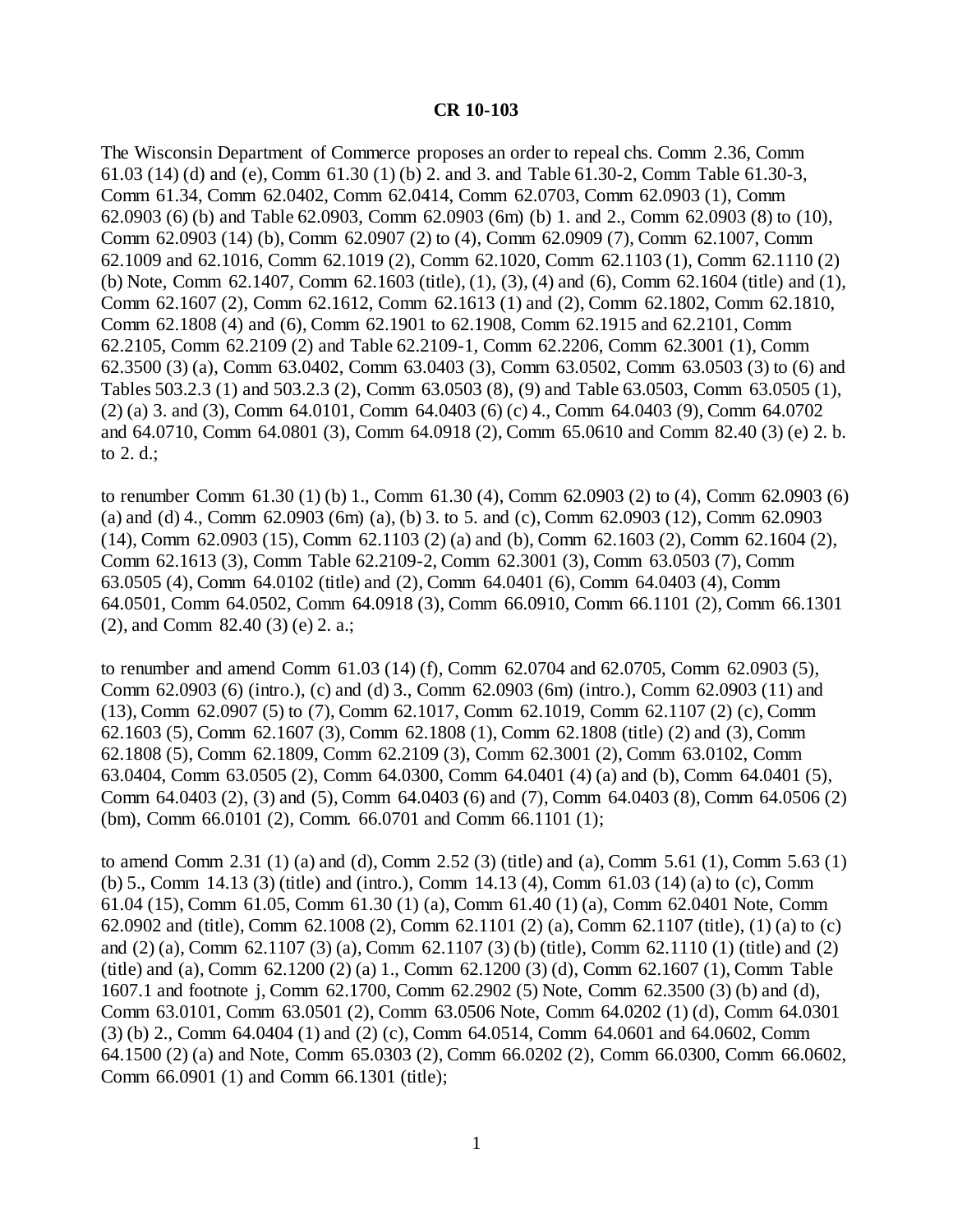**CR 10-103**

The Wisconsin Department of Commerce proposes an order to repeal chs. Comm 2.36, Comm 61.03 (14) (d) and (e), Comm 61.30 (1) (b) 2. and 3. and Table 61.30-2, Comm Table 61.30-3, Comm 61.34, Comm 62.0402, Comm 62.0414, Comm 62.0703, Comm 62.0903 (1), Comm 62.0903 (6) (b) and Table 62.0903, Comm 62.0903 (6m) (b) 1. and 2., Comm 62.0903 (8) to (10), Comm 62.0903 (14) (b), Comm 62.0907 (2) to (4), Comm 62.0909 (7), Comm 62.1007, Comm 62.1009 and 62.1016, Comm 62.1019 (2), Comm 62.1020, Comm 62.1103 (1), Comm 62.1110 (2) (b) Note, Comm 62.1407, Comm 62.1603 (title), (1), (3), (4) and (6), Comm 62.1604 (title) and (1), Comm 62.1607 (2), Comm 62.1612, Comm 62.1613 (1) and (2), Comm 62.1802, Comm 62.1810, Comm 62.1808 (4) and (6), Comm 62.1901 to 62.1908, Comm 62.1915 and 62.2101, Comm 62.2105, Comm 62.2109 (2) and Table 62.2109-1, Comm 62.2206, Comm 62.3001 (1), Comm 62.3500 (3) (a), Comm 63.0402, Comm 63.0403 (3), Comm 63.0502, Comm 63.0503 (3) to (6) and Tables 503.2.3 (1) and 503.2.3 (2), Comm 63.0503 (8), (9) and Table 63.0503, Comm 63.0505 (1), (2) (a) 3. and (3), Comm 64.0101, Comm 64.0403 (6) (c) 4., Comm 64.0403 (9), Comm 64.0702 and 64.0710, Comm 64.0801 (3), Comm 64.0918 (2), Comm 65.0610 and Comm 82.40 (3) (e) 2. b. to 2. d.;

to renumber Comm 61.30 (1) (b) 1., Comm 61.30 (4), Comm 62.0903 (2) to (4), Comm 62.0903 (6) (a) and (d) 4., Comm 62.0903 (6m) (a), (b) 3. to 5. and (c), Comm 62.0903 (12), Comm 62.0903 (14), Comm 62.0903 (15), Comm 62.1103 (2) (a) and (b), Comm 62.1603 (2), Comm 62.1604 (2), Comm 62.1613 (3), Comm Table 62.2109-2, Comm 62.3001 (3), Comm 63.0503 (7), Comm 63.0505 (4), Comm 64.0102 (title) and (2), Comm 64.0401 (6), Comm 64.0403 (4), Comm 64.0501, Comm 64.0502, Comm 64.0918 (3), Comm 66.0910, Comm 66.1101 (2), Comm 66.1301 (2), and Comm 82.40 (3) (e) 2. a.;

to renumber and amend Comm 61.03 (14) (f), Comm 62.0704 and 62.0705, Comm 62.0903 (5), Comm 62.0903 (6) (intro.), (c) and (d) 3., Comm 62.0903 (6m) (intro.), Comm 62.0903 (11) and (13), Comm 62.0907 (5) to (7), Comm 62.1017, Comm 62.1019, Comm 62.1107 (2) (c), Comm 62.1603 (5), Comm 62.1607 (3), Comm 62.1808 (1), Comm 62.1808 (title) (2) and (3), Comm 62.1808 (5), Comm 62.1809, Comm 62.2109 (3), Comm 62.3001 (2), Comm 63.0102, Comm 63.0404, Comm 63.0505 (2), Comm 64.0300, Comm 64.0401 (4) (a) and (b), Comm 64.0401 (5), Comm 64.0403 (2), (3) and (5), Comm 64.0403 (6) and (7), Comm 64.0403 (8), Comm 64.0506 (2) (bm), Comm 66.0101 (2), Comm. 66.0701 and Comm 66.1101 (1);

to amend Comm 2.31 (1) (a) and (d), Comm 2.52 (3) (title) and (a), Comm 5.61 (1), Comm 5.63 (1) (b) 5., Comm 14.13 (3) (title) and (intro.), Comm 14.13 (4), Comm 61.03 (14) (a) to (c), Comm 61.04 (15), Comm 61.05, Comm 61.30 (1) (a), Comm 61.40 (1) (a), Comm 62.0401 Note, Comm 62.0902 and (title), Comm 62.1008 (2), Comm 62.1101 (2) (a), Comm 62.1107 (title), (1) (a) to (c) and (2) (a), Comm 62.1107 (3) (a), Comm 62.1107 (3) (b) (title), Comm 62.1110 (1) (title) and (2) (title) and (a), Comm 62.1200 (2) (a) 1., Comm 62.1200 (3) (d), Comm 62.1607 (1), Comm Table 1607.1 and footnote j, Comm 62.1700, Comm 62.2902 (5) Note, Comm 62.3500 (3) (b) and (d), Comm 63.0101, Comm 63.0501 (2), Comm 63.0506 Note, Comm 64.0202 (1) (d), Comm 64.0301 (3) (b) 2., Comm 64.0404 (1) and (2) (c), Comm 64.0514, Comm 64.0601 and 64.0602, Comm 64.1500 (2) (a) and Note, Comm 65.0303 (2), Comm 66.0202 (2), Comm 66.0300, Comm 66.0602, Comm 66.0901 (1) and Comm 66.1301 (title);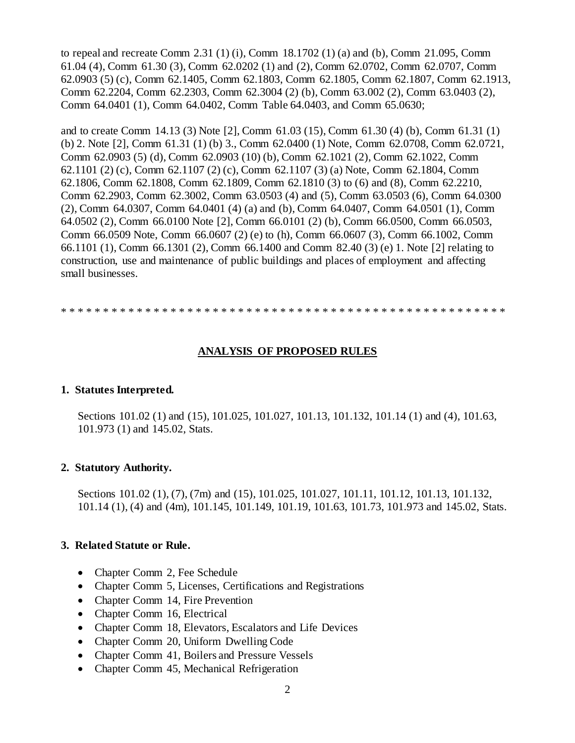to repeal and recreate Comm 2.31 (1) (i), Comm 18.1702 (1) (a) and (b), Comm 21.095, Comm 61.04 (4), Comm 61.30 (3), Comm 62.0202 (1) and (2), Comm 62.0702, Comm 62.0707, Comm 62.0903 (5) (c), Comm 62.1405, Comm 62.1803, Comm 62.1805, Comm 62.1807, Comm 62.1913, Comm 62.2204, Comm 62.2303, Comm 62.3004 (2) (b), Comm 63.002 (2), Comm 63.0403 (2), Comm 64.0401 (1), Comm 64.0402, Comm Table 64.0403, and Comm 65.0630;

and to create Comm 14.13 (3) Note [2], Comm 61.03 (15), Comm 61.30 (4) (b), Comm 61.31 (1) (b) 2. Note [2], Comm 61.31 (1) (b) 3., Comm 62.0400 (1) Note, Comm 62.0708, Comm 62.0721, Comm 62.0903 (5) (d), Comm 62.0903 (10) (b), Comm 62.1021 (2), Comm 62.1022, Comm 62.1101 (2) (c), Comm 62.1107 (2) (c), Comm 62.1107 (3) (a) Note, Comm 62.1804, Comm 62.1806, Comm 62.1808, Comm 62.1809, Comm 62.1810 (3) to (6) and (8), Comm 62.2210, Comm 62.2903, Comm 62.3002, Comm 63.0503 (4) and (5), Comm 63.0503 (6), Comm 64.0300 (2), Comm 64.0307, Comm 64.0401 (4) (a) and (b), Comm 64.0407, Comm 64.0501 (1), Comm 64.0502 (2), Comm 66.0100 Note [2], Comm 66.0101 (2) (b), Comm 66.0500, Comm 66.0503, Comm 66.0509 Note, Comm 66.0607 (2) (e) to (h), Comm 66.0607 (3), Comm 66.1002, Comm 66.1101 (1), Comm 66.1301 (2), Comm 66.1400 and Comm 82.40 (3) (e) 1. Note [2] relating to construction, use and maintenance of public buildings and places of employment and affecting small businesses.

* * * * * * * * * * * * * * * * * * * * * * * * * * * * * * * * * * * * * * * * * * * * * * * * * * * *

## ANALYSIS OF PROPOSED RULES

### 1. Statutes Interpreted.

Sections 101.02 (1) and (15), 101.025, 101.027, 101.13, 101.132, 101.14 (1) and (4), 101.63, 101.973 (1) and 145.02, Stats.

### 2. Statutory Authority.

Sections 101.02 (1), (7), (7m) and (15), 101.025, 101.027, 101.11, 101.12, 101.13, 101.132, 101.14 (1), (4) and (4m), 101.145, 101.149, 101.19, 101.63, 101.73, 101.973 and 145.02, Stats.

### 3. Related Statute or Rule.

- Chapter Comm 2, Fee Schedule
- Chapter Comm 5, Licenses, Certifications and Registrations
- Chapter Comm 14, Fire Prevention
- Chapter Comm 16, Electrical
- Chapter Comm 18, Elevators, Escalators and Life Devices
- Chapter Comm 20, Uniform Dwelling Code
- Chapter Comm 41, Boilers and Pressure Vessels
- Chapter Comm 45, Mechanical Refrigeration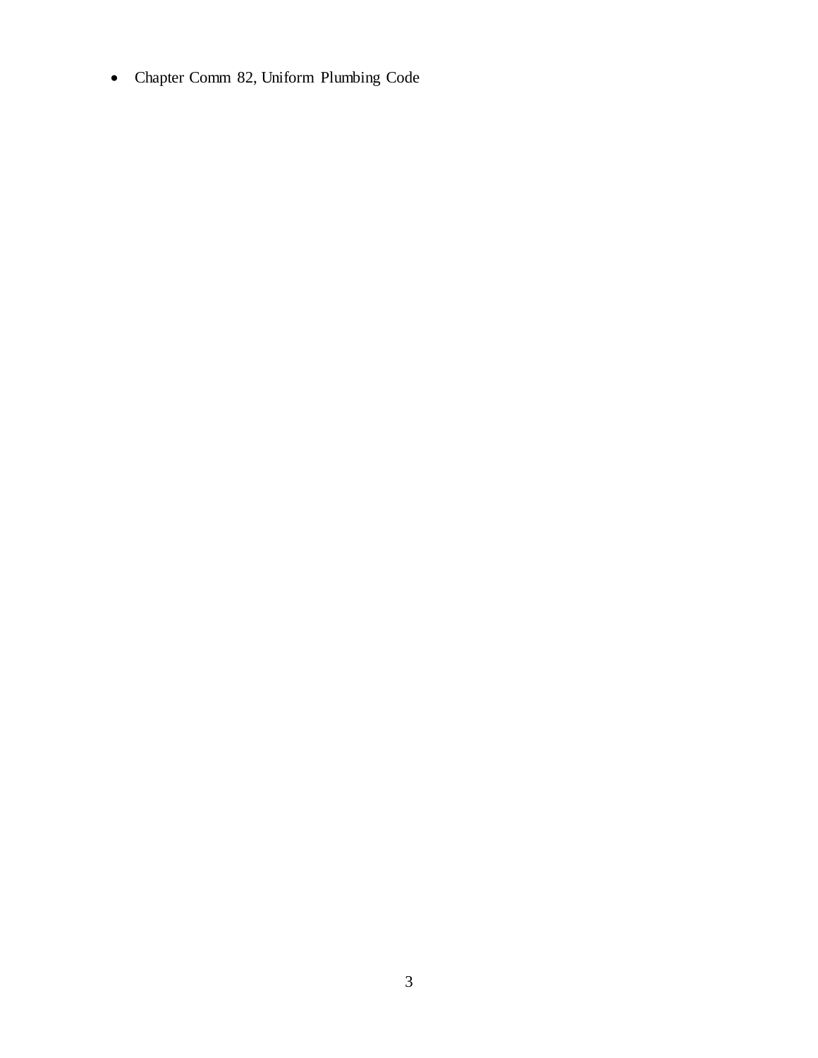- Chapter Comm 82, Uniform Plumbing Code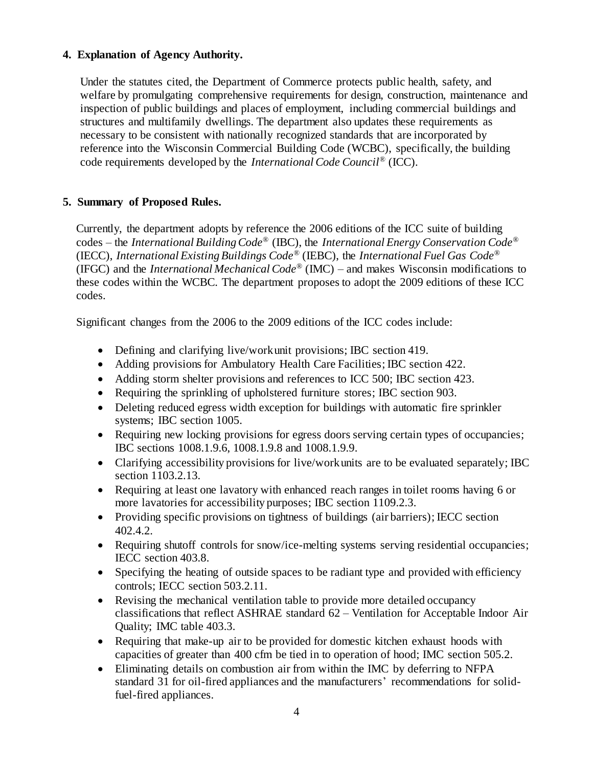**4. Explanation of Agency Authority.**

Under the statutes cited, the Department of Commerce protects public health, safety, and welfare by promulgating comprehensive requirements for design, construction, maintenance and inspection of public buildings and places of employment, including commercial buildings and structures and multifamily dwellings. The department also updates these requirements as necessary to be consistent with nationally recognized standards that are incorporated by reference into the Wisconsin Commercial Building Code (WCBC), specifically, the building code requirements developed by the *International Code Council®* (ICC).

**5. Summary of Proposed Rules.**

Currently, the department adopts by reference the 2006 editions of the ICC suite of building codes – the *International Building Code®* (IBC), the *International Energy Conservation Code®* (IECC), *International Existing Buildings Code®* (IEBC), the *International Fuel Gas Code®* (IFGC) and the *International Mechanical Code®* (IMC) – and makes Wisconsin modifications to these codes within the WCBC. The department proposes to adopt the 2009 editions of these ICC codes.

Significant changes from the 2006 to the 2009 editions of the ICC codes include:

- Defining and clarifying live/work unit provisions; IBC section 419.
- Adding provisions for Ambulatory Health Care Facilities; IBC section 422.
- Adding storm shelter provisions and references to ICC 500; IBC section 423.
- Requiring the sprinkling of upholstered furniture stores; IBC section 903.
- Deleting reduced egress width exception for buildings with automatic fire sprinkler systems; IBC section 1005.
- Requiring new locking provisions for egress doors serving certain types of occupancies; IBC sections 1008.1.9.6, 1008.1.9.8 and 1008.1.9.9.
- Clarifying accessibility provisions for live/work units are to be evaluated separately; IBC section 1103.2.13.
- Requiring at least one lavatory with enhanced reach ranges in toilet rooms having 6 or more lavatories for accessibility purposes; IBC section 1109.2.3.
- Providing specific provisions on tightness of buildings (air barriers); IECC section 402.4.2.
- Requiring shutoff controls for snow/ice-melting systems serving residential occupancies; IECC section 403.8.
- Specifying the heating of outside spaces to be radiant type and provided with efficiency controls; IECC section 503.2.11.
- Revising the mechanical ventilation table to provide more detailed occupancy classifications that reflect ASHRAE standard 62 – Ventilation for Acceptable Indoor Air Quality; IMC table 403.3.
- Requiring that make-up air to be provided for domestic kitchen exhaust hoods with capacities of greater than 400 cfm be tied in to operation of hood; IMC section 505.2.
- Eliminating details on combustion air from within the IMC by deferring to NFPA standard 31 for oil-fired appliances and the manufacturers' recommendations for solid-fuel-fired appliances.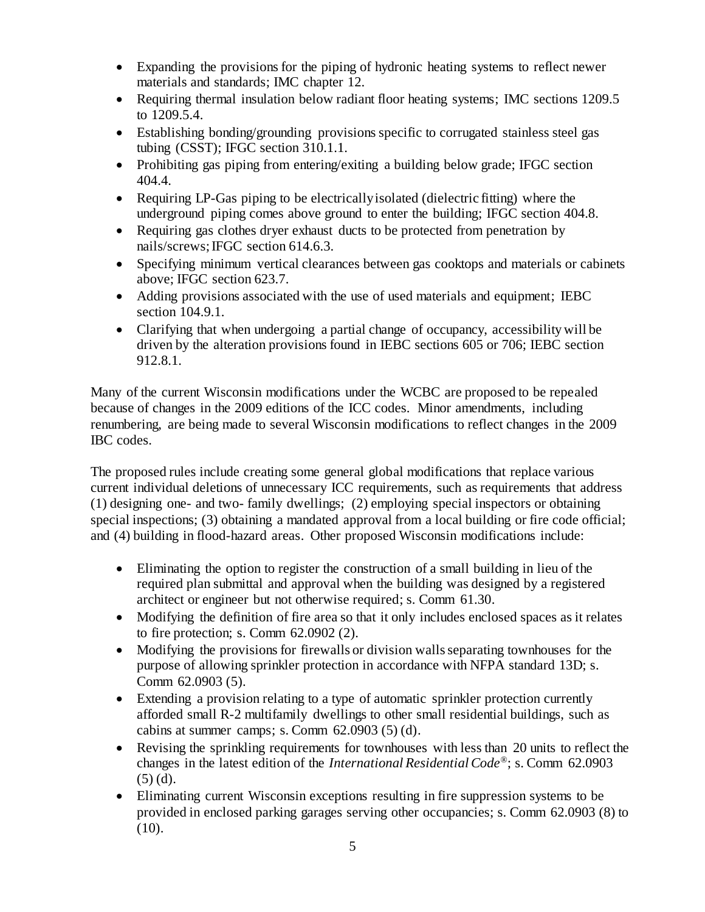- Expanding the provisions for the piping of hydronic heating systems to reflect newer materials and standards; IMC chapter 12.
- Requiring thermal insulation below radiant floor heating systems; IMC sections 1209.5 to 1209.5.4.
- Establishing bonding/grounding provisions specific to corrugated stainless steel gas tubing (CSST); IFGC section 310.1.1.
- Prohibiting gas piping from entering/exiting a building below grade; IFGC section 404.4.
- Requiring LP-Gas piping to be electrically isolated (dielectric fitting) where the underground piping comes above ground to enter the building; IFGC section 404.8.
- Requiring gas clothes dryer exhaust ducts to be protected from penetration by nails/screws; IFGC section 614.6.3.
- Specifying minimum vertical clearances between gas cooktops and materials or cabinets above; IFGC section 623.7.
- Adding provisions associated with the use of used materials and equipment; IEBC section 104.9.1.
- Clarifying that when undergoing a partial change of occupancy, accessibility will be driven by the alteration provisions found in IEBC sections 605 or 706; IEBC section 912.8.1.

Many of the current Wisconsin modifications under the WCBC are proposed to be repealed because of changes in the 2009 editions of the ICC codes. Minor amendments, including renumbering, are being made to several Wisconsin modifications to reflect changes in the 2009 IBC codes.

The proposed rules include creating some general global modifications that replace various current individual deletions of unnecessary ICC requirements, such as requirements that address (1) designing one- and two- family dwellings; (2) employing special inspectors or obtaining special inspections; (3) obtaining a mandated approval from a local building or fire code official; and (4) building in flood-hazard areas. Other proposed Wisconsin modifications include:

- Eliminating the option to register the construction of a small building in lieu of the required plan submittal and approval when the building was designed by a registered architect or engineer but not otherwise required; s. Comm 61.30.
- Modifying the definition of fire area so that it only includes enclosed spaces as it relates to fire protection; s. Comm 62.0902 (2).
- Modifying the provisions for firewalls or division walls separating townhouses for the purpose of allowing sprinkler protection in accordance with NFPA standard 13D; s. Comm 62.0903 (5).
- Extending a provision relating to a type of automatic sprinkler protection currently afforded small R-2 multifamily dwellings to other small residential buildings, such as cabins at summer camps; s. Comm 62.0903 (5) (d).
- Revising the sprinkling requirements for townhouses with less than 20 units to reflect the changes in the latest edition of the *International Residential Code®*; s. Comm 62.0903 (5) (d).
- Eliminating current Wisconsin exceptions resulting in fire suppression systems to be provided in enclosed parking garages serving other occupancies; s. Comm 62.0903 (8) to (10).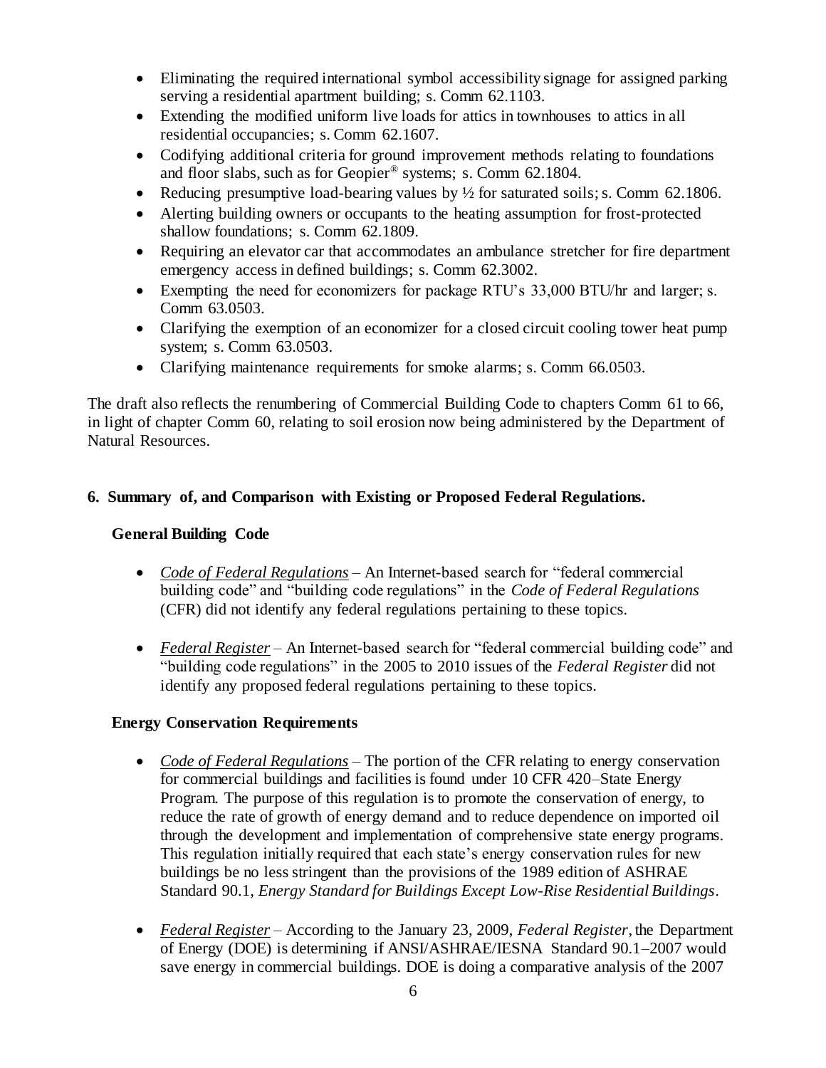- Eliminating the required international symbol accessibility signage for assigned parking serving a residential apartment building; s. Comm 62.1103.
- Extending the modified uniform live loads for attics in townhouses to attics in all residential occupancies; s. Comm 62.1607.
- Codifying additional criteria for ground improvement methods relating to foundations and floor slabs, such as for Geopier® systems; s. Comm 62.1804.
- Reducing presumptive load-bearing values by ½ for saturated soils; s. Comm 62.1806.
- Alerting building owners or occupants to the heating assumption for frost-protected shallow foundations; s. Comm 62.1809.
- Requiring an elevator car that accommodates an ambulance stretcher for fire department emergency access in defined buildings; s. Comm 62.3002.
- Exempting the need for economizers for package RTU's 33,000 BTU/hr and larger; s. Comm 63.0503.
- Clarifying the exemption of an economizer for a closed circuit cooling tower heat pump system; s. Comm 63.0503.
- Clarifying maintenance requirements for smoke alarms; s. Comm 66.0503.

The draft also reflects the renumbering of Commercial Building Code to chapters Comm 61 to 66, in light of chapter Comm 60, relating to soil erosion now being administered by the Department of Natural Resources.

## 6. Summary of, and Comparison with Existing or Proposed Federal Regulations.

### General Building Code

- *Code of Federal Regulations* – An Internet-based search for "federal commercial building code" and "building code regulations" in the *Code of Federal Regulations* (CFR) did not identify any federal regulations pertaining to these topics.

- *Federal Register* – An Internet-based search for "federal commercial building code" and "building code regulations" in the 2005 to 2010 issues of the *Federal Register* did not identify any proposed federal regulations pertaining to these topics.

### Energy Conservation Requirements

- *Code of Federal Regulations* – The portion of the CFR relating to energy conservation for commercial buildings and facilities is found under 10 CFR 420–State Energy Program. The purpose of this regulation is to promote the conservation of energy, to reduce the rate of growth of energy demand and to reduce dependence on imported oil through the development and implementation of comprehensive state energy programs. This regulation initially required that each state's energy conservation rules for new buildings be no less stringent than the provisions of the 1989 edition of ASHRAE Standard 90.1, *Energy Standard for Buildings Except Low-Rise Residential Buildings*.

- *Federal Register* – According to the January 23, 2009, *Federal Register*, the Department of Energy (DOE) is determining if ANSI/ASHRAE/IESNA Standard 90.1–2007 would save energy in commercial buildings. DOE is doing a comparative analysis of the 2007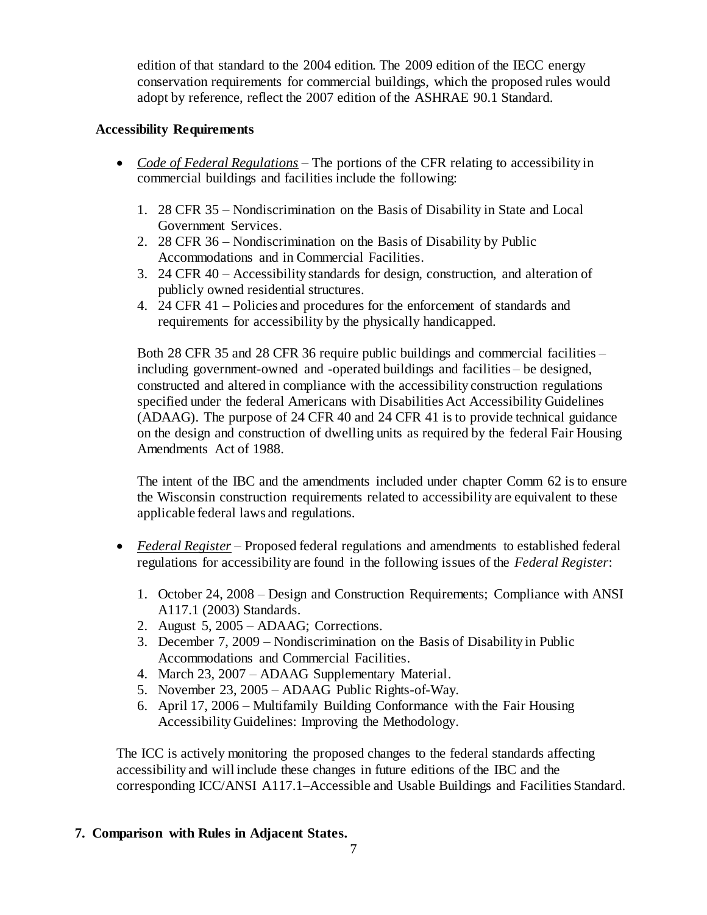edition of that standard to the 2004 edition. The 2009 edition of the IECC energy conservation requirements for commercial buildings, which the proposed rules would adopt by reference, reflect the 2007 edition of the ASHRAE 90.1 Standard.

**Accessibility Requirements**

- *Code of Federal Regulations* – The portions of the CFR relating to accessibility in commercial buildings and facilities include the following:

  1. 28 CFR 35 – Nondiscrimination on the Basis of Disability in State and Local Government Services.
  2. 28 CFR 36 – Nondiscrimination on the Basis of Disability by Public Accommodations and in Commercial Facilities.
  3. 24 CFR 40 – Accessibility standards for design, construction, and alteration of publicly owned residential structures.
  4. 24 CFR 41 – Policies and procedures for the enforcement of standards and requirements for accessibility by the physically handicapped.

  Both 28 CFR 35 and 28 CFR 36 require public buildings and commercial facilities – including government-owned and -operated buildings and facilities – be designed, constructed and altered in compliance with the accessibility construction regulations specified under the federal Americans with Disabilities Act Accessibility Guidelines (ADAAG). The purpose of 24 CFR 40 and 24 CFR 41 is to provide technical guidance on the design and construction of dwelling units as required by the federal Fair Housing Amendments Act of 1988.

  The intent of the IBC and the amendments included under chapter Comm 62 is to ensure the Wisconsin construction requirements related to accessibility are equivalent to these applicable federal laws and regulations.

- *Federal Register* – Proposed federal regulations and amendments to established federal regulations for accessibility are found in the following issues of the *Federal Register*:

  1. October 24, 2008 – Design and Construction Requirements; Compliance with ANSI A117.1 (2003) Standards.
  2. August 5, 2005 – ADAAG; Corrections.
  3. December 7, 2009 – Nondiscrimination on the Basis of Disability in Public Accommodations and Commercial Facilities.
  4. March 23, 2007 – ADAAG Supplementary Material.
  5. November 23, 2005 – ADAAG Public Rights-of-Way.
  6. April 17, 2006 – Multifamily Building Conformance with the Fair Housing Accessibility Guidelines: Improving the Methodology.

The ICC is actively monitoring the proposed changes to the federal standards affecting accessibility and will include these changes in future editions of the IBC and the corresponding ICC/ANSI A117.1–Accessible and Usable Buildings and Facilities Standard.

**7. Comparison with Rules in Adjacent States.**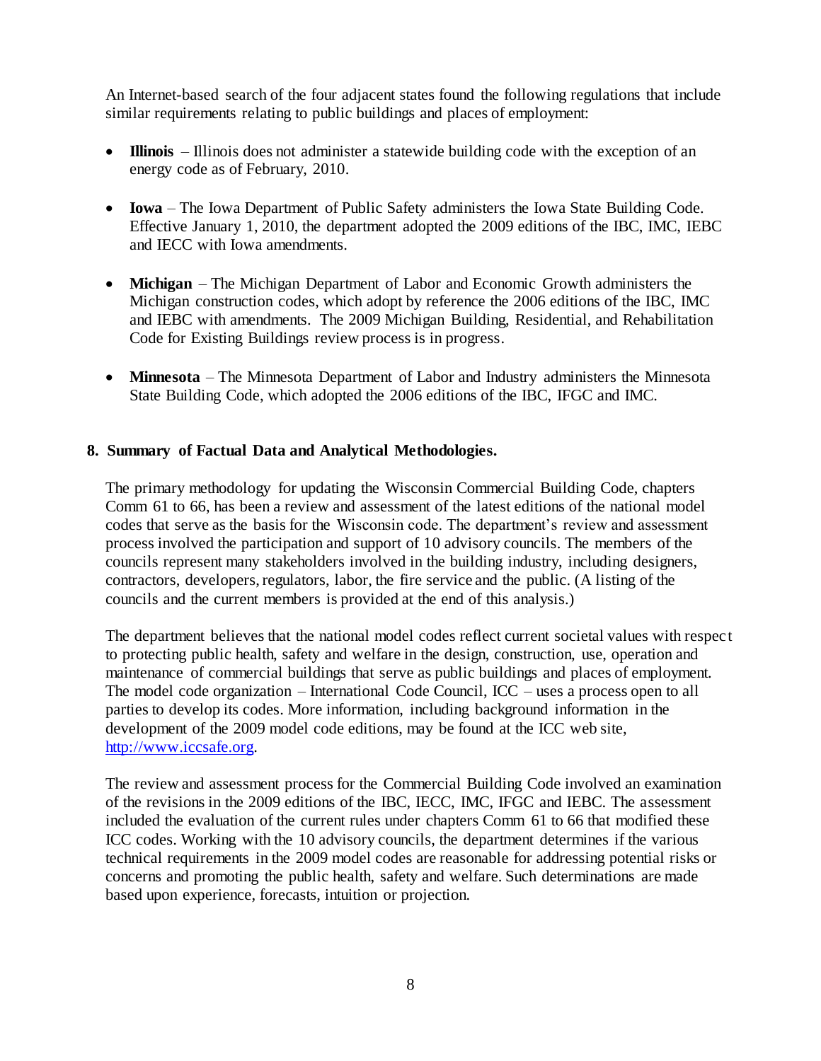An Internet-based search of the four adjacent states found the following regulations that include similar requirements relating to public buildings and places of employment:

- **Illinois** – Illinois does not administer a statewide building code with the exception of an energy code as of February, 2010.
- **Iowa** – The Iowa Department of Public Safety administers the Iowa State Building Code. Effective January 1, 2010, the department adopted the 2009 editions of the IBC, IMC, IEBC and IECC with Iowa amendments.
- **Michigan** – The Michigan Department of Labor and Economic Growth administers the Michigan construction codes, which adopt by reference the 2006 editions of the IBC, IMC and IEBC with amendments. The 2009 Michigan Building, Residential, and Rehabilitation Code for Existing Buildings review process is in progress.
- **Minnesota** – The Minnesota Department of Labor and Industry administers the Minnesota State Building Code, which adopted the 2006 editions of the IBC, IFGC and IMC.

## 8. Summary of Factual Data and Analytical Methodologies.

The primary methodology for updating the Wisconsin Commercial Building Code, chapters Comm 61 to 66, has been a review and assessment of the latest editions of the national model codes that serve as the basis for the Wisconsin code. The department's review and assessment process involved the participation and support of 10 advisory councils. The members of the councils represent many stakeholders involved in the building industry, including designers, contractors, developers, regulators, labor, the fire service and the public. (A listing of the councils and the current members is provided at the end of this analysis.)

The department believes that the national model codes reflect current societal values with respect to protecting public health, safety and welfare in the design, construction, use, operation and maintenance of commercial buildings that serve as public buildings and places of employment. The model code organization – International Code Council, ICC – uses a process open to all parties to develop its codes. More information, including background information in the development of the 2009 model code editions, may be found at the ICC web site, [http://www.iccsafe.org](http://www.iccsafe.org).

The review and assessment process for the Commercial Building Code involved an examination of the revisions in the 2009 editions of the IBC, IECC, IMC, IFGC and IEBC. The assessment included the evaluation of the current rules under chapters Comm 61 to 66 that modified these ICC codes. Working with the 10 advisory councils, the department determines if the various technical requirements in the 2009 model codes are reasonable for addressing potential risks or concerns and promoting the public health, safety and welfare. Such determinations are made based upon experience, forecasts, intuition or projection.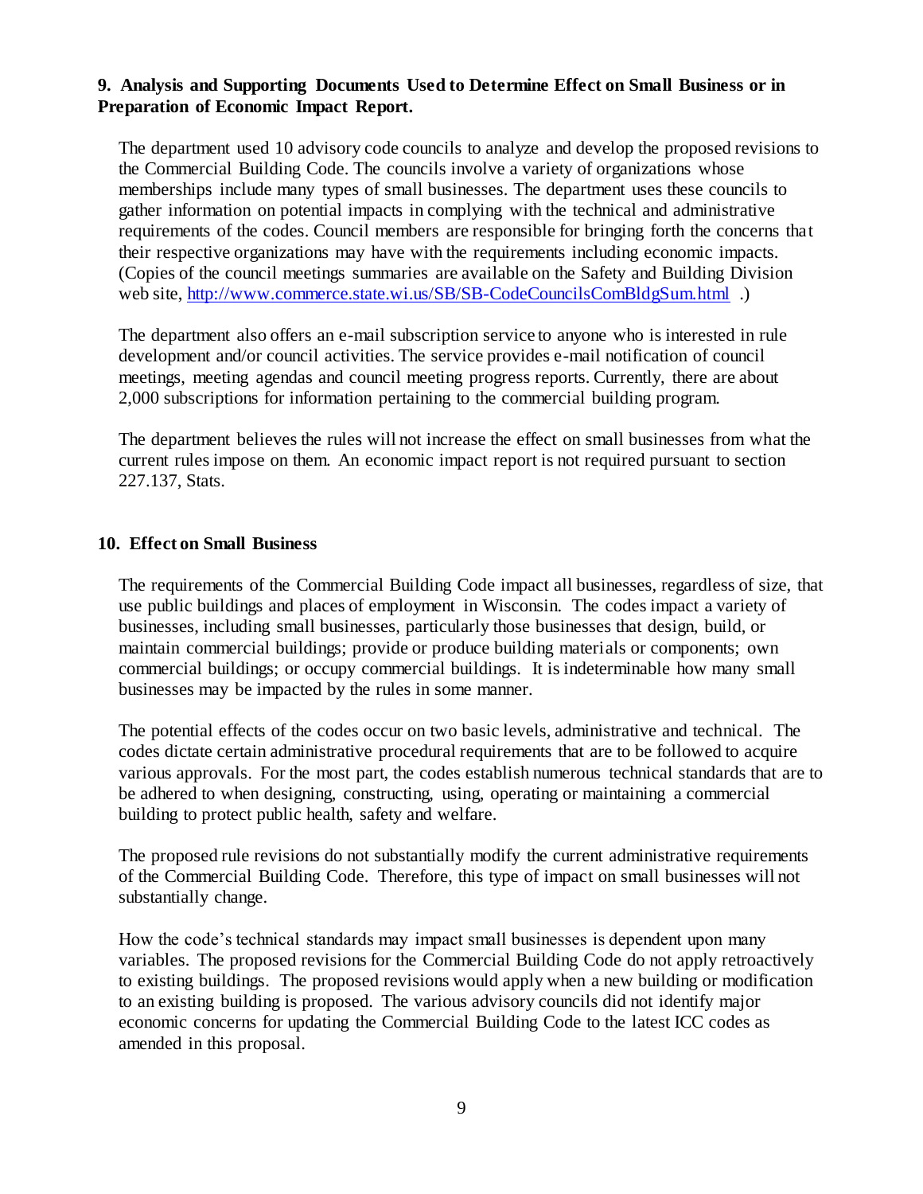**9. Analysis and Supporting Documents Used to Determine Effect on Small Business or in Preparation of Economic Impact Report.**

The department used 10 advisory code councils to analyze and develop the proposed revisions to the Commercial Building Code. The councils involve a variety of organizations whose memberships include many types of small businesses. The department uses these councils to gather information on potential impacts in complying with the technical and administrative requirements of the codes. Council members are responsible for bringing forth the concerns that their respective organizations may have with the requirements including economic impacts. (Copies of the council meetings summaries are available on the Safety and Building Division web site, http://www.commerce.state.wi.us/SB/SB-CodeCouncilsComBldgSum.html .)

The department also offers an e-mail subscription service to anyone who is interested in rule development and/or council activities. The service provides e-mail notification of council meetings, meeting agendas and council meeting progress reports. Currently, there are about 2,000 subscriptions for information pertaining to the commercial building program.

The department believes the rules will not increase the effect on small businesses from what the current rules impose on them. An economic impact report is not required pursuant to section 227.137, Stats.

**10. Effect on Small Business**

The requirements of the Commercial Building Code impact all businesses, regardless of size, that use public buildings and places of employment in Wisconsin. The codes impact a variety of businesses, including small businesses, particularly those businesses that design, build, or maintain commercial buildings; provide or produce building materials or components; own commercial buildings; or occupy commercial buildings. It is indeterminable how many small businesses may be impacted by the rules in some manner.

The potential effects of the codes occur on two basic levels, administrative and technical. The codes dictate certain administrative procedural requirements that are to be followed to acquire various approvals. For the most part, the codes establish numerous technical standards that are to be adhered to when designing, constructing, using, operating or maintaining a commercial building to protect public health, safety and welfare.

The proposed rule revisions do not substantially modify the current administrative requirements of the Commercial Building Code. Therefore, this type of impact on small businesses will not substantially change.

How the code's technical standards may impact small businesses is dependent upon many variables. The proposed revisions for the Commercial Building Code do not apply retroactively to existing buildings. The proposed revisions would apply when a new building or modification to an existing building is proposed. The various advisory councils did not identify major economic concerns for updating the Commercial Building Code to the latest ICC codes as amended in this proposal.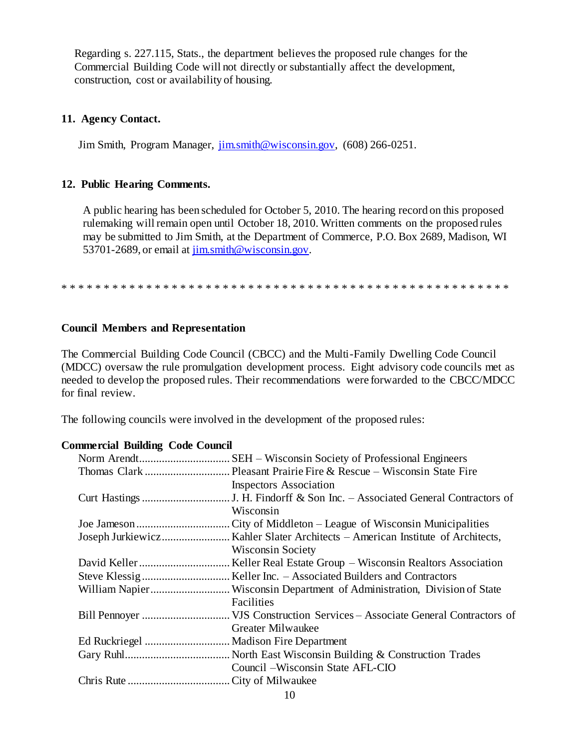Regarding s. 227.115, Stats., the department believes the proposed rule changes for the Commercial Building Code will not directly or substantially affect the development, construction, cost or availability of housing.

**11. Agency Contact.**

Jim Smith, Program Manager, jim.smith@wisconsin.gov, (608) 266-0251.

**12. Public Hearing Comments.**

A public hearing has been scheduled for October 5, 2010. The hearing record on this proposed rulemaking will remain open until October 18, 2010. Written comments on the proposed rules may be submitted to Jim Smith, at the Department of Commerce, P.O. Box 2689, Madison, WI 53701-2689, or email at jim.smith@wisconsin.gov.

* * * * * * * * * * * * * * * * * * * * * * * * * * * * * * * * * * * * * * * * * * * * * * * * * * * *

**Council Members and Representation**

The Commercial Building Code Council (CBCC) and the Multi-Family Dwelling Code Council (MDCC) oversaw the rule promulgation development process. Eight advisory code councils met as needed to develop the proposed rules. Their recommendations were forwarded to the CBCC/MDCC for final review.

The following councils were involved in the development of the proposed rules:

**Commercial Building Code Council**

- Norm Arendt................................SEH – Wisconsin Society of Professional Engineers
- Thomas Clark .............................Pleasant Prairie Fire & Rescue – Wisconsin State Fire Inspectors Association
- Curt Hastings ..............................J. H. Findorff & Son Inc. – Associated General Contractors of Wisconsin
- Joe Jameson ................................City of Middleton – League of Wisconsin Municipalities
- Joseph Jurkiewicz........................Kahler Slater Architects – American Institute of Architects, Wisconsin Society
- David Keller ................................Keller Real Estate Group – Wisconsin Realtors Association
- Steve Klessig ..............................Keller Inc. – Associated Builders and Contractors
- William Napier............................Wisconsin Department of Administration, Division of State Facilities
- Bill Pennoyer ..............................VJS Construction Services – Associate General Contractors of Greater Milwaukee
- Ed Ruckriegel .............................Madison Fire Department
- Gary Ruhl....................................North East Wisconsin Building & Construction Trades Council –Wisconsin State AFL-CIO
- Chris Rute ...................................City of Milwaukee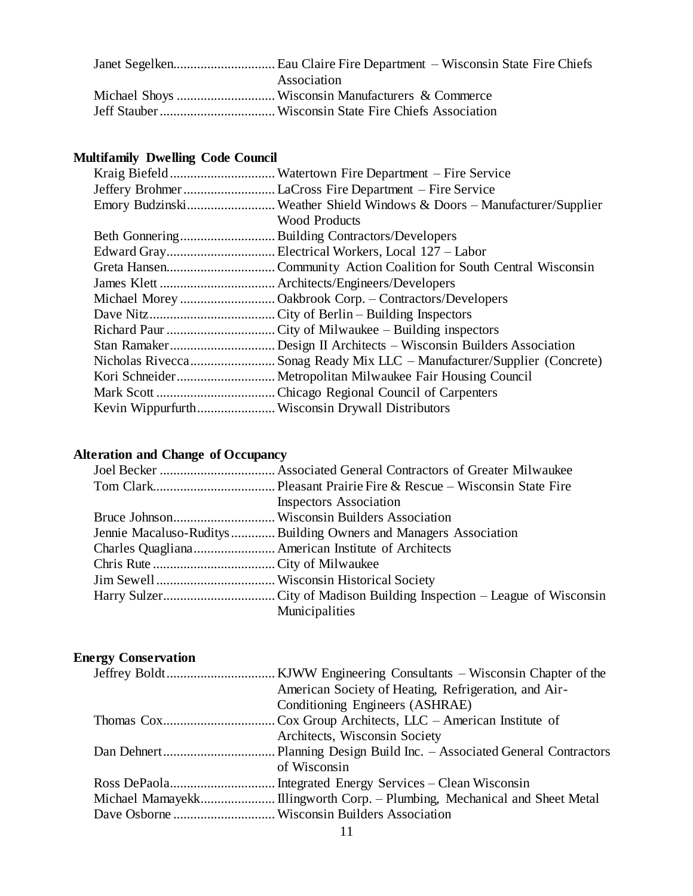Janet Segelken............................. Eau Claire Fire Department – Wisconsin State Fire Chiefs Association
Michael Shoys ............................ Wisconsin Manufacturers & Commerce
Jeff Stauber................................. Wisconsin State Fire Chiefs Association

**Multifamily Dwelling Code Council**

Kraig Biefeld.............................. Watertown Fire Department – Fire Service
Jeffery Brohmer.......................... LaCross Fire Department – Fire Service
Emory Budzinski......................... Weather Shield Windows & Doors – Manufacturer/Supplier Wood Products
Beth Gonnering........................... Building Contractors/Developers
Edward Gray............................... Electrical Workers, Local 127 – Labor
Greta Hansen............................... Community Action Coalition for South Central Wisconsin
James Klett ................................. Architects/Engineers/Developers
Michael Morey ........................... Oakbrook Corp. – Contractors/Developers
Dave Nitz.................................... City of Berlin – Building Inspectors
Richard Paur ............................... City of Milwaukee – Building inspectors
Stan Ramaker.............................. Design II Architects – Wisconsin Builders Association
Nicholas Rivecca......................... Sonag Ready Mix LLC – Manufacturer/Supplier (Concrete)
Kori Schneider............................ Metropolitan Milwaukee Fair Housing Council
Mark Scott .................................. Chicago Regional Council of Carpenters
Kevin Wippurfurth....................... Wisconsin Drywall Distributors

**Alteration and Change of Occupancy**

Joel Becker ................................. Associated General Contractors of Greater Milwaukee
Tom Clark.................................... Pleasant Prairie Fire & Rescue – Wisconsin State Fire Inspectors Association
Bruce Johnson............................. Wisconsin Builders Association
Jennie Macaluso-Ruditys............. Building Owners and Managers Association
Charles Quagliana........................ American Institute of Architects
Chris Rute ................................... City of Milwaukee
Jim Sewell ................................... Wisconsin Historical Society
Harry Sulzer................................. City of Madison Building Inspection – League of Wisconsin Municipalities

**Energy Conservation**

Jeffrey Boldt................................ KJWW Engineering Consultants – Wisconsin Chapter of the American Society of Heating, Refrigeration, and Air-Conditioning Engineers (ASHRAE)
Thomas Cox................................. Cox Group Architects, LLC – American Institute of Architects, Wisconsin Society
Dan Dehnert................................. Planning Design Build Inc. – Associated General Contractors of Wisconsin
Ross DePaola............................... Integrated Energy Services – Clean Wisconsin
Michael Mamayekk...................... Illingworth Corp. – Plumbing, Mechanical and Sheet Metal
Dave Osborne ............................. Wisconsin Builders Association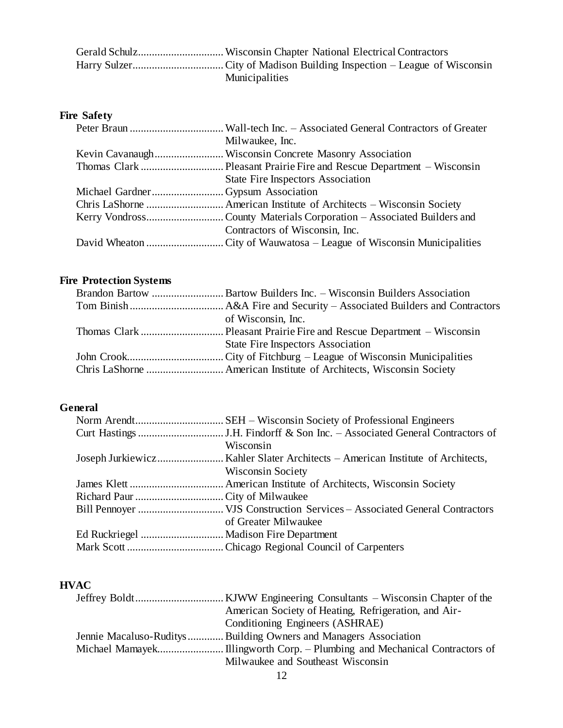Gerald Schulz.............................. Wisconsin Chapter National Electrical Contractors
Harry Sulzer................................ City of Madison Building Inspection – League of Wisconsin Municipalities

**Fire Safety**

Peter Braun ................................. Wall-tech Inc. – Associated General Contractors of Greater Milwaukee, Inc.
Kevin Cavanaugh........................ Wisconsin Concrete Masonry Association
Thomas Clark ............................. Pleasant Prairie Fire and Rescue Department – Wisconsin State Fire Inspectors Association
Michael Gardner.......................... Gypsum Association
Chris LaShorne ........................... American Institute of Architects – Wisconsin Society
Kerry Vondross........................... County Materials Corporation – Associated Builders and Contractors of Wisconsin, Inc.
David Wheaton ........................... City of Wauwatosa – League of Wisconsin Municipalities

**Fire Protection Systems**

Brandon Bartow .......................... Bartow Builders Inc. – Wisconsin Builders Association
Tom Binish................................. A&A Fire and Security – Associated Builders and Contractors of Wisconsin, Inc.
Thomas Clark ............................. Pleasant Prairie Fire and Rescue Department – Wisconsin State Fire Inspectors Association
John Crook.................................. City of Fitchburg – League of Wisconsin Municipalities
Chris LaShorne ........................... American Institute of Architects, Wisconsin Society

**General**

Norm Arendt............................... SEH – Wisconsin Society of Professional Engineers
Curt Hastings .............................. J.H. Findorff & Son Inc. – Associated General Contractors of Wisconsin
Joseph Jurkiewicz........................ Kahler Slater Architects – American Institute of Architects, Wisconsin Society
James Klett ................................. American Institute of Architects, Wisconsin Society
Richard Paur ............................... City of Milwaukee
Bill Pennoyer .............................. VJS Construction Services – Associated General Contractors of Greater Milwaukee
Ed Ruckriegel ............................. Madison Fire Department
Mark Scott .................................. Chicago Regional Council of Carpenters

**HVAC**

Jeffrey Boldt............................... KJWW Engineering Consultants – Wisconsin Chapter of the American Society of Heating, Refrigeration, and Air-Conditioning Engineers (ASHRAE)
Jennie Macaluso-Ruditys............. Building Owners and Managers Association
Michael Mamayek........................ Illingworth Corp. – Plumbing and Mechanical Contractors of Milwaukee and Southeast Wisconsin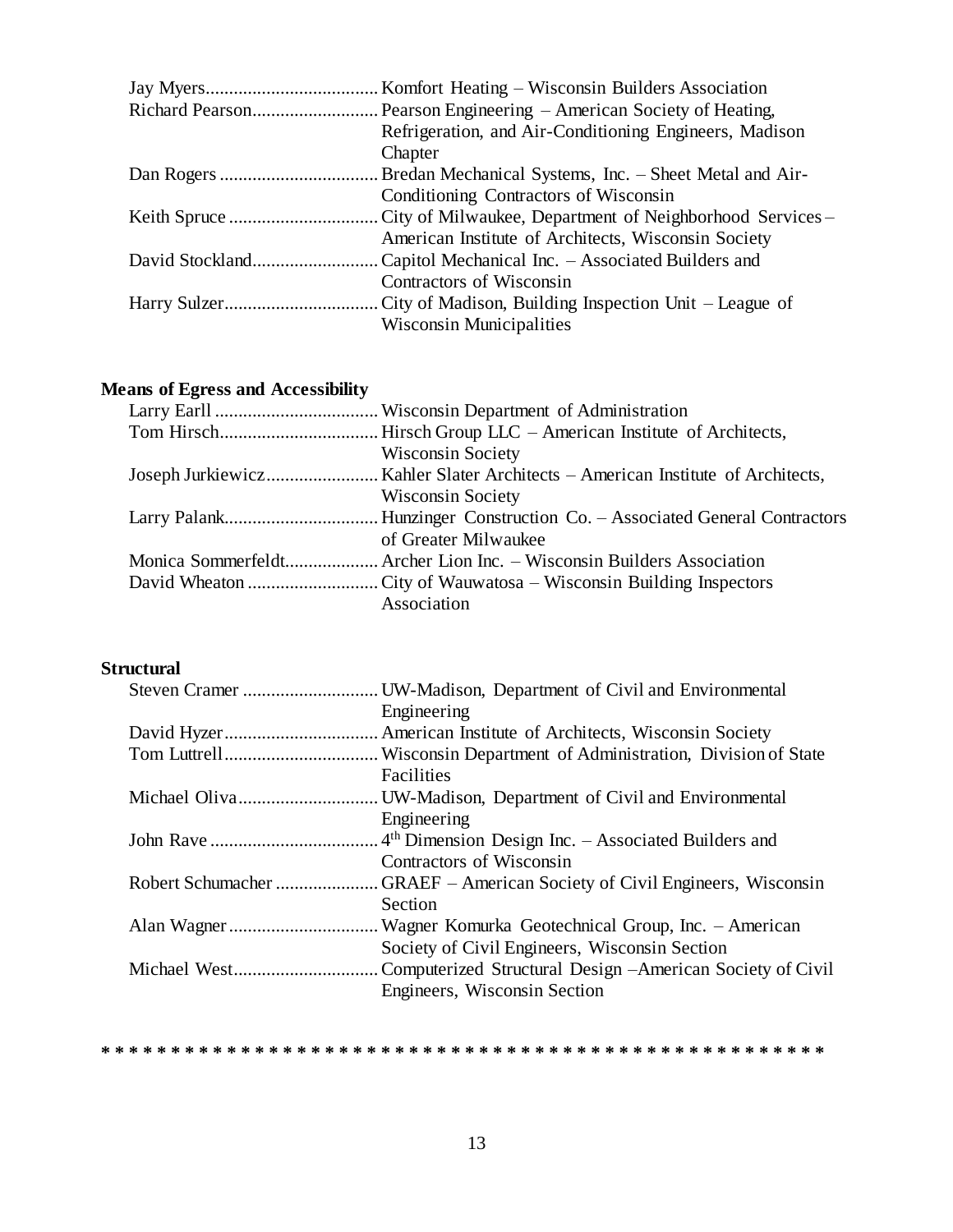Jay Myers.................................... Komfort Heating – Wisconsin Builders Association
Richard Pearson.......................... Pearson Engineering – American Society of Heating, Refrigeration, and Air-Conditioning Engineers, Madison Chapter
Dan Rogers ................................. Bredan Mechanical Systems, Inc. – Sheet Metal and Air-Conditioning Contractors of Wisconsin
Keith Spruce ............................... City of Milwaukee, Department of Neighborhood Services – American Institute of Architects, Wisconsin Society
David Stockland.......................... Capitol Mechanical Inc. – Associated Builders and Contractors of Wisconsin
Harry Sulzer................................ City of Madison, Building Inspection Unit – League of Wisconsin Municipalities

**Means of Egress and Accessibility**

Larry Earll .................................. Wisconsin Department of Administration
Tom Hirsch................................. Hirsch Group LLC – American Institute of Architects, Wisconsin Society
Joseph Jurkiewicz....................... Kahler Slater Architects – American Institute of Architects, Wisconsin Society
Larry Palank................................ Hunzinger Construction Co. – Associated General Contractors of Greater Milwaukee
Monica Sommerfeldt................... Archer Lion Inc. – Wisconsin Builders Association
David Wheaton ........................... City of Wauwatosa – Wisconsin Building Inspectors Association

**Structural**

Steven Cramer ............................ UW-Madison, Department of Civil and Environmental Engineering
David Hyzer................................ American Institute of Architects, Wisconsin Society
Tom Luttrell................................ Wisconsin Department of Administration, Division of State Facilities
Michael Oliva............................. UW-Madison, Department of Civil and Environmental Engineering
John Rave ................................... 4th Dimension Design Inc. – Associated Builders and Contractors of Wisconsin
Robert Schumacher ..................... GRAEF – American Society of Civil Engineers, Wisconsin Section
Alan Wagner ............................... Wagner Komurka Geotechnical Group, Inc. – American Society of Civil Engineers, Wisconsin Section
Michael West.............................. Computerized Structural Design –American Society of Civil Engineers, Wisconsin Section

* * * * * * * * * * * * * * * * * * * * * * * * * * * * * * * * * * * * * * * * * * * * * * * * * * * *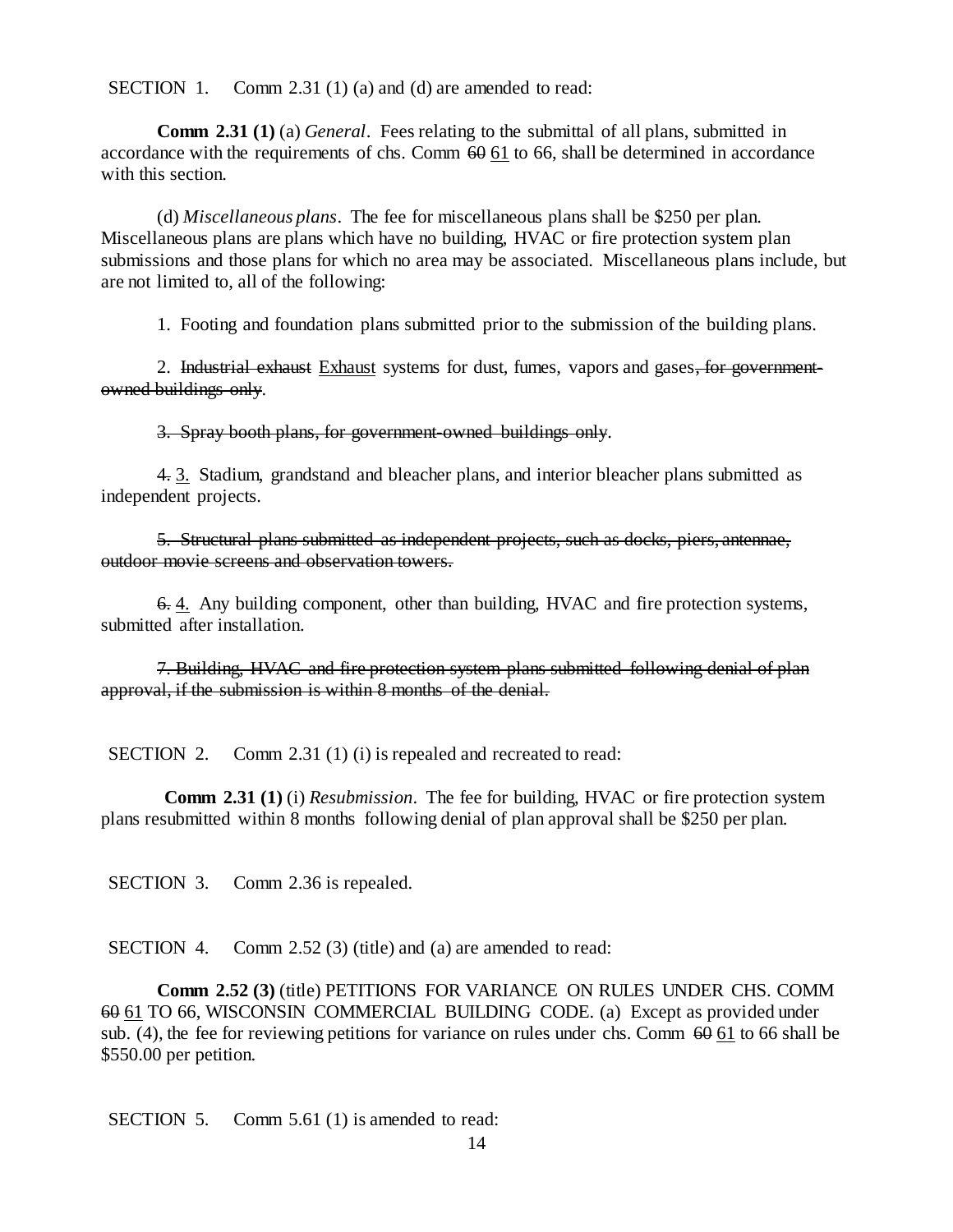SECTION 1. Comm 2.31 (1) (a) and (d) are amended to read:

**Comm 2.31 (1)** (a) *General*. Fees relating to the submittal of all plans, submitted in accordance with the requirements of chs. Comm ~~60~~ <u>61</u> to 66, shall be determined in accordance with this section.

(d) *Miscellaneous plans*. The fee for miscellaneous plans shall be $250 per plan. Miscellaneous plans are plans which have no building, HVAC or fire protection system plan submissions and those plans for which no area may be associated. Miscellaneous plans include, but are not limited to, all of the following:

1. Footing and foundation plans submitted prior to the submission of the building plans.

2. ~~Industrial exhaust~~ <u>Exhaust</u> systems for dust, fumes, vapors and gases~~, for government-owned buildings only~~.

~~3. Spray booth plans, for government-owned buildings only~~.

~~4.~~ <u>3.</u> Stadium, grandstand and bleacher plans, and interior bleacher plans submitted as independent projects.

~~5. Structural plans submitted as independent projects, such as docks, piers, antennae, outdoor movie screens and observation towers.~~

~~6.~~ <u>4.</u> Any building component, other than building, HVAC and fire protection systems, submitted after installation.

~~7. Building, HVAC and fire protection system plans submitted following denial of plan approval, if the submission is within 8 months of the denial.~~

SECTION 2. Comm 2.31 (1) (i) is repealed and recreated to read:

**Comm 2.31 (1)** (i) *Resubmission*. The fee for building, HVAC or fire protection system plans resubmitted within 8 months following denial of plan approval shall be $250 per plan.

SECTION 3. Comm 2.36 is repealed.

SECTION 4. Comm 2.52 (3) (title) and (a) are amended to read:

**Comm 2.52 (3)** (title) PETITIONS FOR VARIANCE ON RULES UNDER CHS. COMM ~~60~~ <u>61</u> TO 66, WISCONSIN COMMERCIAL BUILDING CODE. (a) Except as provided under sub. (4), the fee for reviewing petitions for variance on rules under chs. Comm ~~60~~ <u>61</u> to 66 shall be $550.00 per petition.

SECTION 5. Comm 5.61 (1) is amended to read: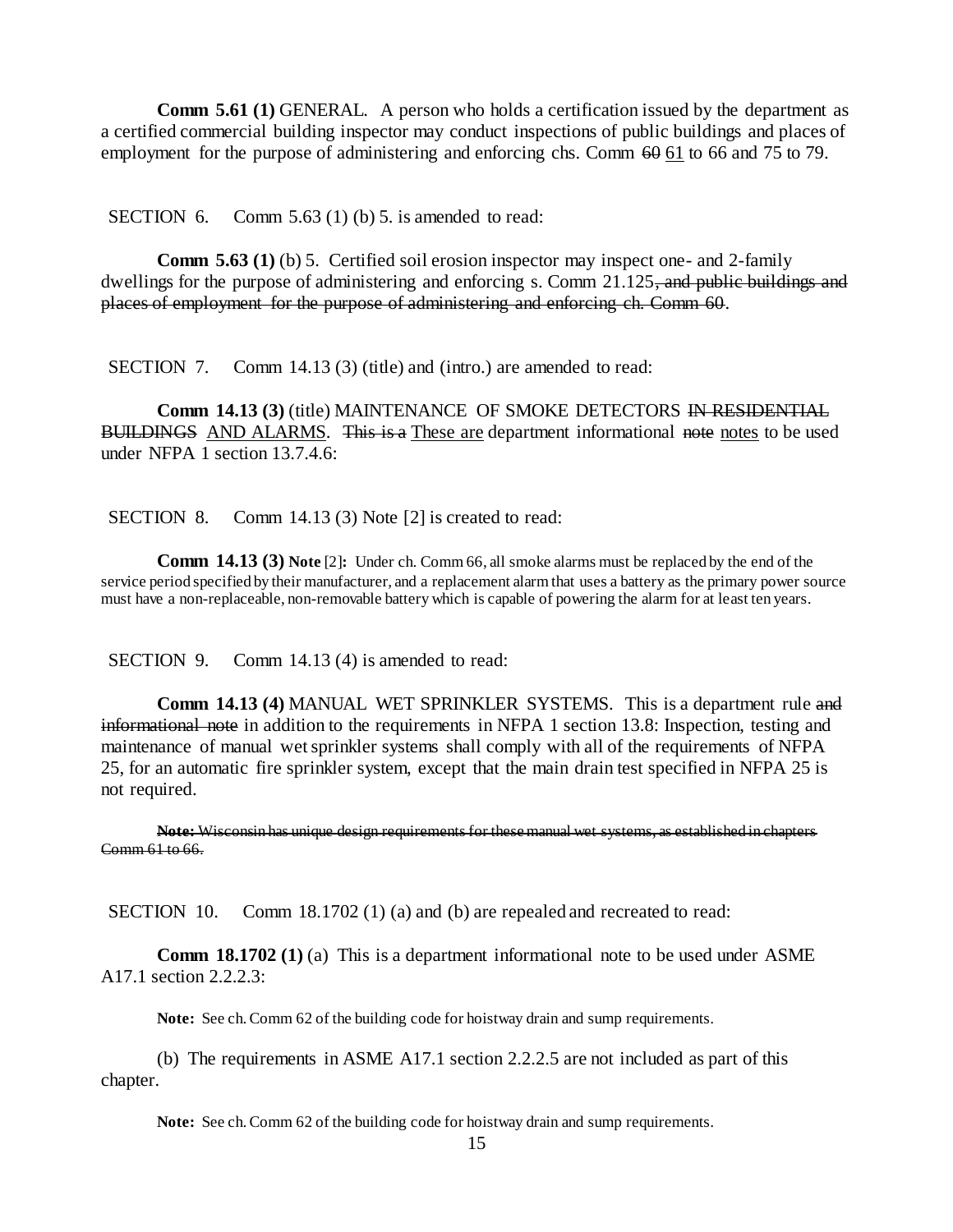**Comm 5.61 (1)** GENERAL. A person who holds a certification issued by the department as a certified commercial building inspector may conduct inspections of public buildings and places of employment for the purpose of administering and enforcing chs. Comm ~~60~~ <u>61</u> to 66 and 75 to 79.

SECTION 6. Comm 5.63 (1) (b) 5. is amended to read:

**Comm 5.63 (1)** (b) 5. Certified soil erosion inspector may inspect one- and 2-family dwellings for the purpose of administering and enforcing s. Comm 21.125~~, and public buildings and places of employment for the purpose of administering and enforcing ch. Comm 60~~.

SECTION 7. Comm 14.13 (3) (title) and (intro.) are amended to read:

**Comm 14.13 (3)** (title) MAINTENANCE OF SMOKE DETECTORS ~~IN RESIDENTIAL BUILDINGS~~ <u>AND ALARMS</u>. ~~This is a~~ <u>These are</u> department informational ~~note~~ <u>notes</u> to be used under NFPA 1 section 13.7.4.6:

SECTION 8. Comm 14.13 (3) Note [2] is created to read:

**Comm 14.13 (3) Note** [2]**:** Under ch. Comm 66, all smoke alarms must be replaced by the end of the service period specified by their manufacturer, and a replacement alarm that uses a battery as the primary power source must have a non-replaceable, non-removable battery which is capable of powering the alarm for at least ten years.

SECTION 9. Comm 14.13 (4) is amended to read:

**Comm 14.13 (4)** MANUAL WET SPRINKLER SYSTEMS. This is a department rule ~~and informational note~~ in addition to the requirements in NFPA 1 section 13.8: Inspection, testing and maintenance of manual wet sprinkler systems shall comply with all of the requirements of NFPA 25, for an automatic fire sprinkler system, except that the main drain test specified in NFPA 25 is not required.

~~**Note:** Wisconsin has unique design requirements for these manual wet systems, as established in chapters Comm 61 to 66.~~

SECTION 10. Comm 18.1702 (1) (a) and (b) are repealed and recreated to read:

**Comm 18.1702 (1)** (a) This is a department informational note to be used under ASME A17.1 section 2.2.2.3:

**Note:** See ch. Comm 62 of the building code for hoistway drain and sump requirements.

(b) The requirements in ASME A17.1 section 2.2.2.5 are not included as part of this chapter.

**Note:** See ch. Comm 62 of the building code for hoistway drain and sump requirements.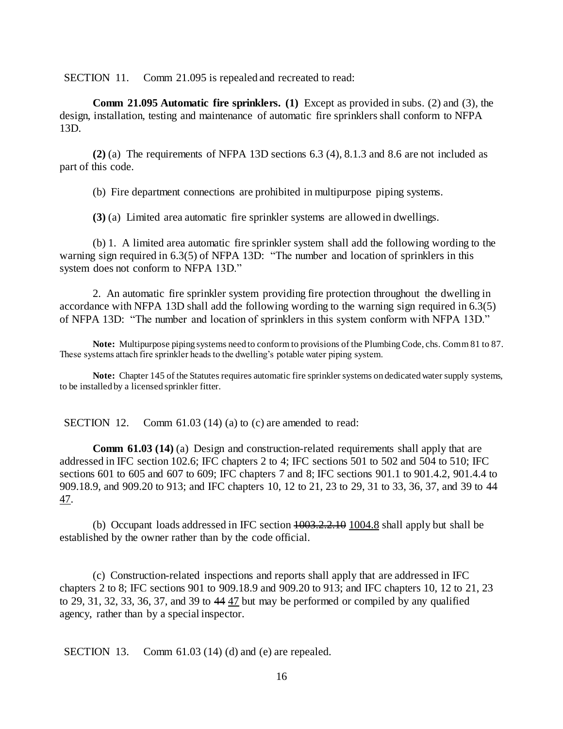SECTION 11. Comm 21.095 is repealed and recreated to read:

**Comm 21.095 Automatic fire sprinklers. (1)** Except as provided in subs. (2) and (3), the design, installation, testing and maintenance of automatic fire sprinklers shall conform to NFPA 13D.

**(2)** (a) The requirements of NFPA 13D sections 6.3 (4), 8.1.3 and 8.6 are not included as part of this code.

(b) Fire department connections are prohibited in multipurpose piping systems.

**(3)** (a) Limited area automatic fire sprinkler systems are allowed in dwellings.

(b) 1. A limited area automatic fire sprinkler system shall add the following wording to the warning sign required in 6.3(5) of NFPA 13D: "The number and location of sprinklers in this system does not conform to NFPA 13D."

2. An automatic fire sprinkler system providing fire protection throughout the dwelling in accordance with NFPA 13D shall add the following wording to the warning sign required in 6.3(5) of NFPA 13D: "The number and location of sprinklers in this system conform with NFPA 13D."

**Note:** Multipurpose piping systems need to conform to provisions of the Plumbing Code, chs. Comm 81 to 87. These systems attach fire sprinkler heads to the dwelling's potable water piping system.

**Note:** Chapter 145 of the Statutes requires automatic fire sprinkler systems on dedicated water supply systems, to be installed by a licensed sprinkler fitter.

SECTION 12. Comm 61.03 (14) (a) to (c) are amended to read:

**Comm 61.03 (14)** (a) Design and construction-related requirements shall apply that are addressed in IFC section 102.6; IFC chapters 2 to 4; IFC sections 501 to 502 and 504 to 510; IFC sections 601 to 605 and 607 to 609; IFC chapters 7 and 8; IFC sections 901.1 to 901.4.2, 901.4.4 to 909.18.9, and 909.20 to 913; and IFC chapters 10, 12 to 21, 23 to 29, 31 to 33, 36, 37, and 39 to ~~44~~ 47.

(b) Occupant loads addressed in IFC section ~~1003.2.2.10~~ 1004.8 shall apply but shall be established by the owner rather than by the code official.

(c) Construction-related inspections and reports shall apply that are addressed in IFC chapters 2 to 8; IFC sections 901 to 909.18.9 and 909.20 to 913; and IFC chapters 10, 12 to 21, 23 to 29, 31, 32, 33, 36, 37, and 39 to ~~44~~ 47 but may be performed or compiled by any qualified agency, rather than by a special inspector.

SECTION 13. Comm 61.03 (14) (d) and (e) are repealed.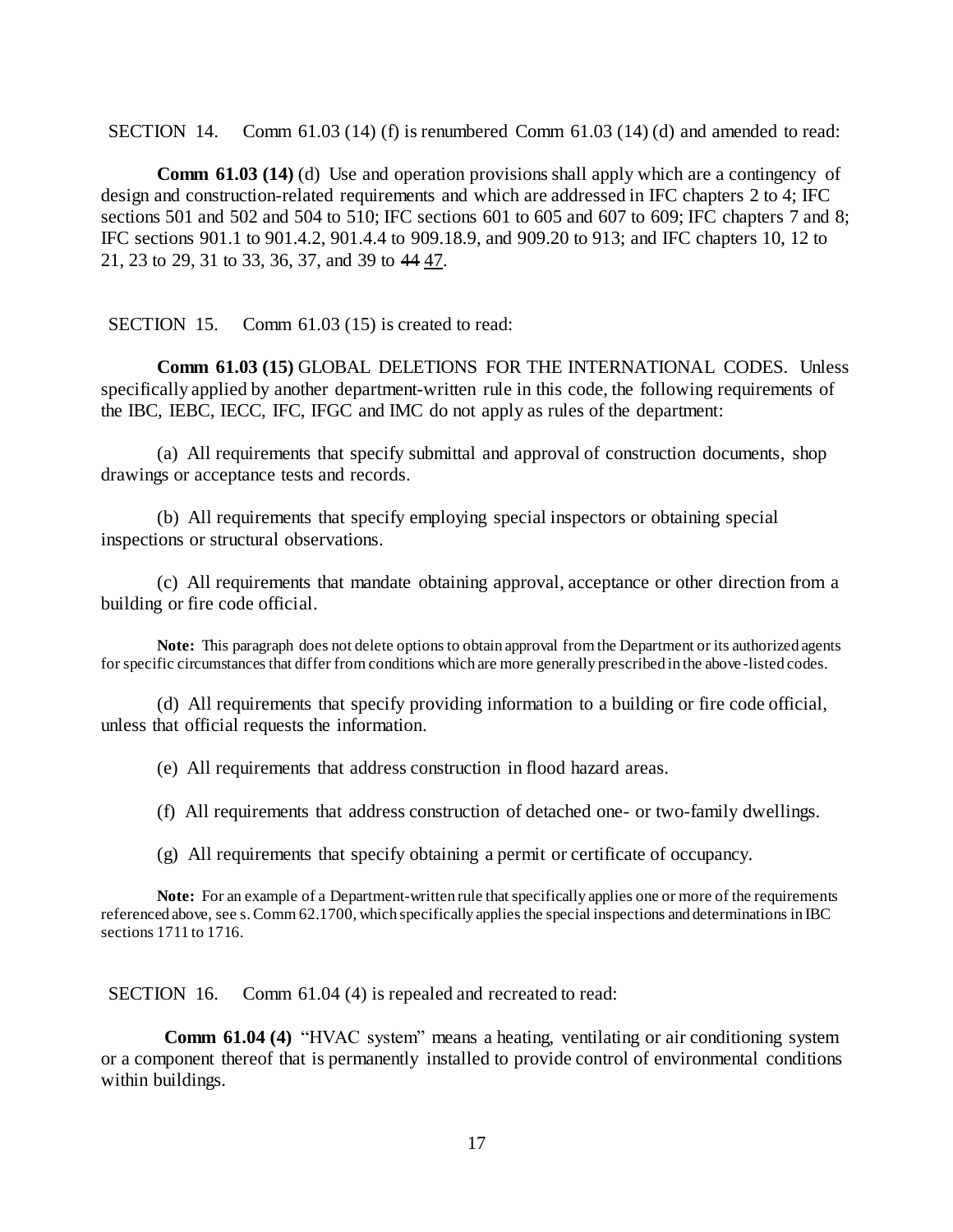SECTION 14. Comm 61.03 (14) (f) is renumbered Comm 61.03 (14) (d) and amended to read:

**Comm 61.03 (14)** (d) Use and operation provisions shall apply which are a contingency of design and construction-related requirements and which are addressed in IFC chapters 2 to 4; IFC sections 501 and 502 and 504 to 510; IFC sections 601 to 605 and 607 to 609; IFC chapters 7 and 8; IFC sections 901.1 to 901.4.2, 901.4.4 to 909.18.9, and 909.20 to 913; and IFC chapters 10, 12 to 21, 23 to 29, 31 to 33, 36, 37, and 39 to ~~44~~ <u>47</u>.

SECTION 15. Comm 61.03 (15) is created to read:

**Comm 61.03 (15)** GLOBAL DELETIONS FOR THE INTERNATIONAL CODES. Unless specifically applied by another department-written rule in this code, the following requirements of the IBC, IEBC, IECC, IFC, IFGC and IMC do not apply as rules of the department:

(a) All requirements that specify submittal and approval of construction documents, shop drawings or acceptance tests and records.

(b) All requirements that specify employing special inspectors or obtaining special inspections or structural observations.

(c) All requirements that mandate obtaining approval, acceptance or other direction from a building or fire code official.

**Note:** This paragraph does not delete options to obtain approval from the Department or its authorized agents for specific circumstances that differ from conditions which are more generally prescribed in the above-listed codes.

(d) All requirements that specify providing information to a building or fire code official, unless that official requests the information.

(e) All requirements that address construction in flood hazard areas.

(f) All requirements that address construction of detached one- or two-family dwellings.

(g) All requirements that specify obtaining a permit or certificate of occupancy.

**Note:** For an example of a Department-written rule that specifically applies one or more of the requirements referenced above, see s. Comm 62.1700, which specifically applies the special inspections and determinations in IBC sections 1711 to 1716.

SECTION 16. Comm 61.04 (4) is repealed and recreated to read:

**Comm 61.04 (4)** "HVAC system" means a heating, ventilating or air conditioning system or a component thereof that is permanently installed to provide control of environmental conditions within buildings.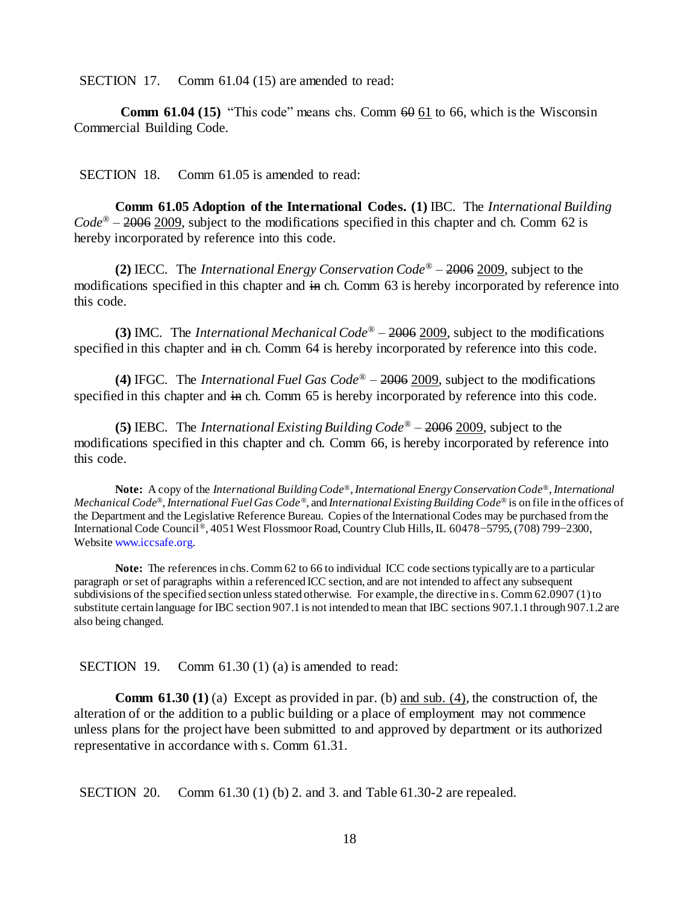SECTION 17. Comm 61.04 (15) are amended to read:

**Comm 61.04 (15)** "This code" means chs. Comm ~~60~~ 61 to 66, which is the Wisconsin Commercial Building Code.

SECTION 18. Comm 61.05 is amended to read:

**Comm 61.05 Adoption of the International Codes. (1)** IBC. The *International Building Code*® – ~~2006~~ 2009, subject to the modifications specified in this chapter and ch. Comm 62 is hereby incorporated by reference into this code.

**(2)** IECC. The *International Energy Conservation Code*® – ~~2006~~ 2009, subject to the modifications specified in this chapter and ~~in~~ ch. Comm 63 is hereby incorporated by reference into this code.

**(3)** IMC. The *International Mechanical Code*® – ~~2006~~ 2009, subject to the modifications specified in this chapter and ~~in~~ ch. Comm 64 is hereby incorporated by reference into this code.

**(4)** IFGC. The *International Fuel Gas Code*® – ~~2006~~ 2009, subject to the modifications specified in this chapter and ~~in~~ ch. Comm 65 is hereby incorporated by reference into this code.

**(5)** IEBC. The *International Existing Building Code*® – ~~2006~~ 2009, subject to the modifications specified in this chapter and ch. Comm 66, is hereby incorporated by reference into this code.

**Note:** A copy of the *International Building Code*®, *International Energy Conservation Code*®, *International Mechanical Code*®, *International Fuel Gas Code*®, and *International Existing Building Code*® is on file in the offices of the Department and the Legislative Reference Bureau. Copies of the International Codes may be purchased from the International Code Council®, 4051 West Flossmoor Road, Country Club Hills, IL 60478−5795, (708) 799−2300, Website www.iccsafe.org.

**Note:** The references in chs. Comm 62 to 66 to individual ICC code sections typically are to a particular paragraph or set of paragraphs within a referenced ICC section, and are not intended to affect any subsequent subdivisions of the specified section unless stated otherwise. For example, the directive in s. Comm 62.0907 (1) to substitute certain language for IBC section 907.1 is not intended to mean that IBC sections 907.1.1 through 907.1.2 are also being changed.

SECTION 19. Comm 61.30 (1) (a) is amended to read:

**Comm 61.30 (1)** (a) Except as provided in par. (b) and sub. (4), the construction of, the alteration of or the addition to a public building or a place of employment may not commence unless plans for the project have been submitted to and approved by department or its authorized representative in accordance with s. Comm 61.31.

SECTION 20. Comm 61.30 (1) (b) 2. and 3. and Table 61.30-2 are repealed.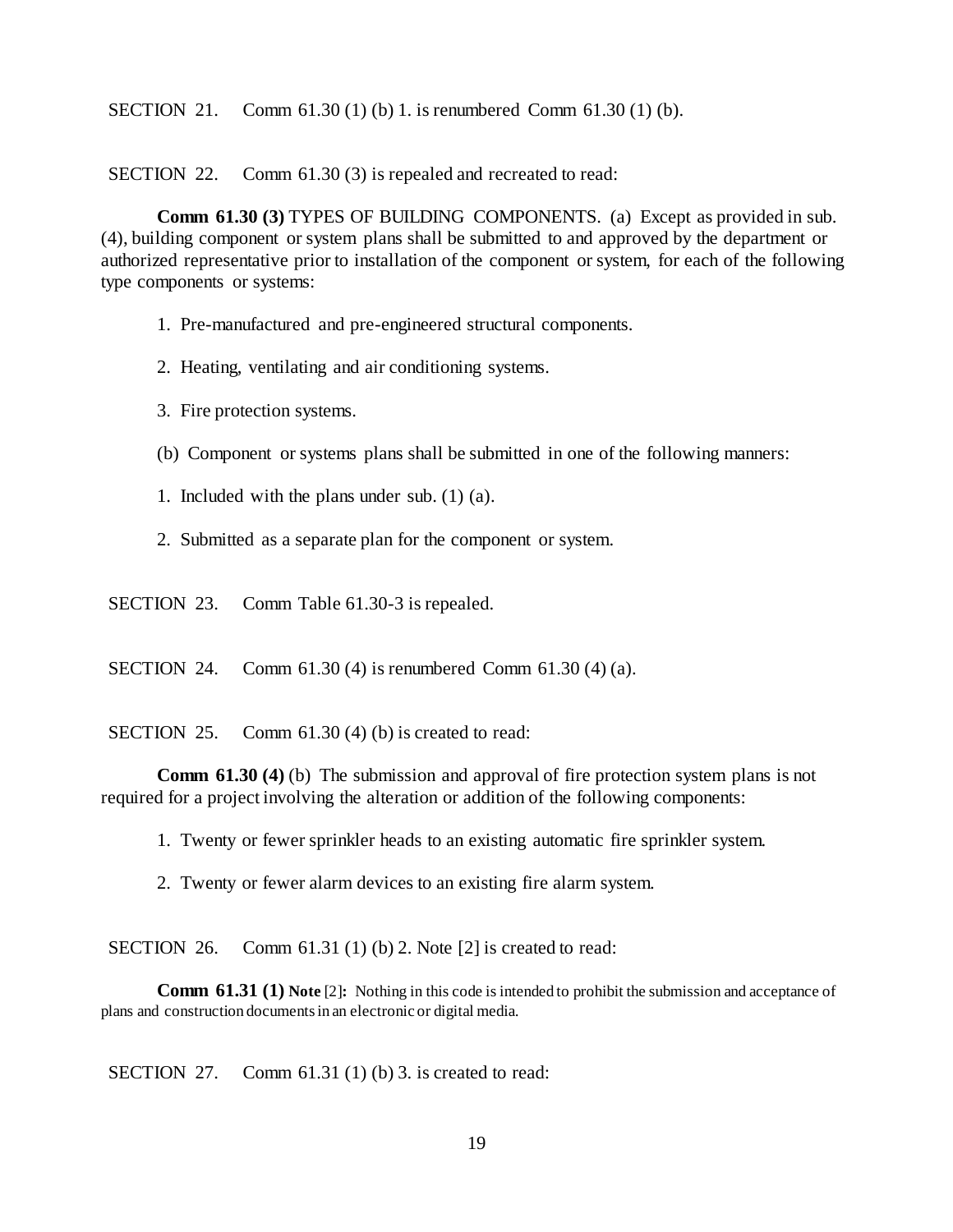SECTION 21. Comm 61.30 (1) (b) 1. is renumbered Comm 61.30 (1) (b).

SECTION 22. Comm 61.30 (3) is repealed and recreated to read:

**Comm 61.30 (3)** TYPES OF BUILDING COMPONENTS. (a) Except as provided in sub. (4), building component or system plans shall be submitted to and approved by the department or authorized representative prior to installation of the component or system, for each of the following type components or systems:

1. Pre-manufactured and pre-engineered structural components.

2. Heating, ventilating and air conditioning systems.

3. Fire protection systems.

(b) Component or systems plans shall be submitted in one of the following manners:

1. Included with the plans under sub. (1) (a).

2. Submitted as a separate plan for the component or system.

SECTION 23. Comm Table 61.30-3 is repealed.

SECTION 24. Comm 61.30 (4) is renumbered Comm 61.30 (4) (a).

SECTION 25. Comm 61.30 (4) (b) is created to read:

**Comm 61.30 (4)** (b) The submission and approval of fire protection system plans is not required for a project involving the alteration or addition of the following components:

1. Twenty or fewer sprinkler heads to an existing automatic fire sprinkler system.

2. Twenty or fewer alarm devices to an existing fire alarm system.

SECTION 26. Comm 61.31 (1) (b) 2. Note [2] is created to read:

**Comm 61.31 (1) Note** [2]**:** Nothing in this code is intended to prohibit the submission and acceptance of plans and construction documents in an electronic or digital media.

SECTION 27. Comm 61.31 (1) (b) 3. is created to read: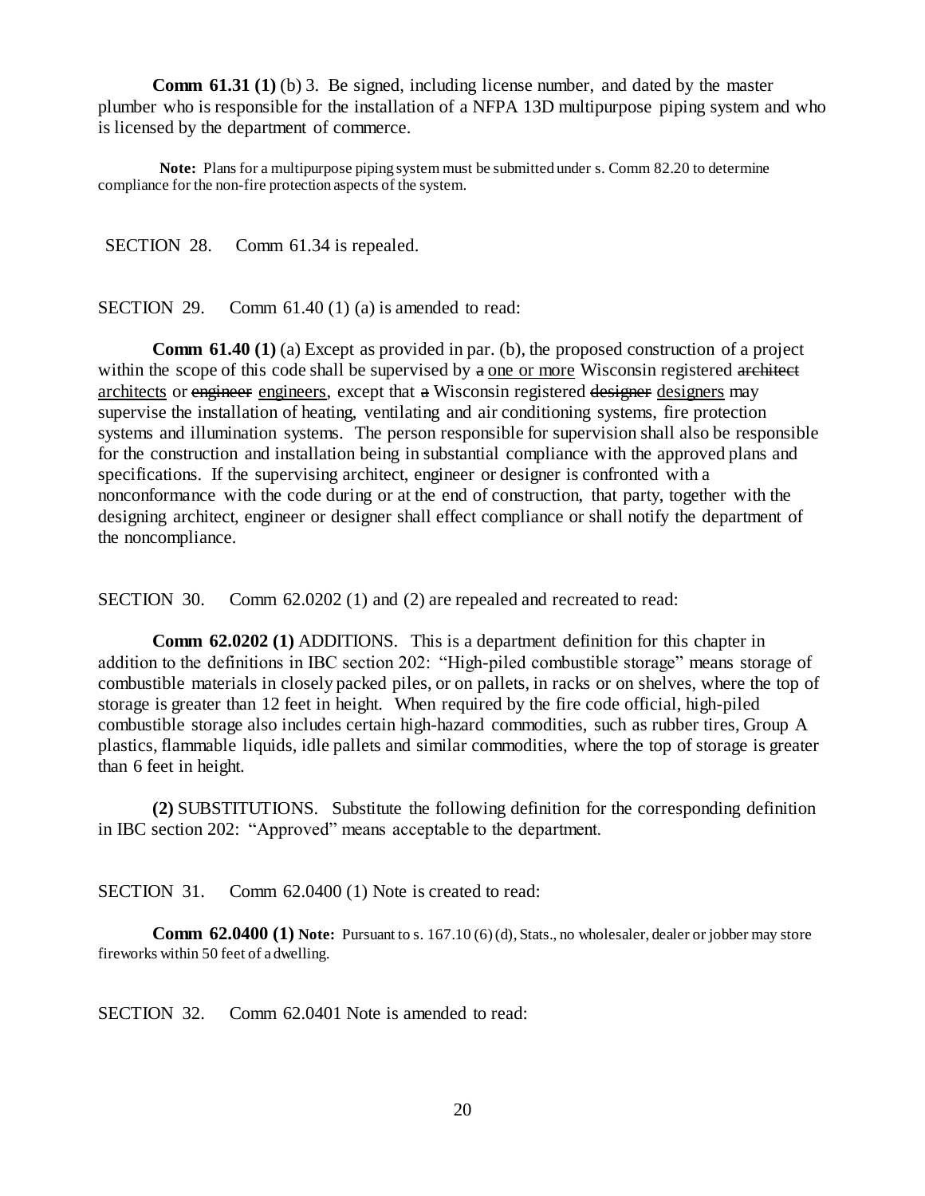**Comm 61.31 (1)** (b) 3. Be signed, including license number, and dated by the master plumber who is responsible for the installation of a NFPA 13D multipurpose piping system and who is licensed by the department of commerce.

**Note:** Plans for a multipurpose piping system must be submitted under s. Comm 82.20 to determine compliance for the non-fire protection aspects of the system.

SECTION 28. Comm 61.34 is repealed.

SECTION 29. Comm 61.40 (1) (a) is amended to read:

**Comm 61.40 (1)** (a) Except as provided in par. (b), the proposed construction of a project within the scope of this code shall be supervised by ~~a~~ <u>one or more</u> Wisconsin registered ~~architect~~ <u>architects</u> or ~~engineer~~ <u>engineers</u>, except that ~~a~~ Wisconsin registered ~~designer~~ <u>designers</u> may supervise the installation of heating, ventilating and air conditioning systems, fire protection systems and illumination systems. The person responsible for supervision shall also be responsible for the construction and installation being in substantial compliance with the approved plans and specifications. If the supervising architect, engineer or designer is confronted with a nonconformance with the code during or at the end of construction, that party, together with the designing architect, engineer or designer shall effect compliance or shall notify the department of the noncompliance.

SECTION 30. Comm 62.0202 (1) and (2) are repealed and recreated to read:

**Comm 62.0202 (1)** ADDITIONS. This is a department definition for this chapter in addition to the definitions in IBC section 202: "High-piled combustible storage" means storage of combustible materials in closely packed piles, or on pallets, in racks or on shelves, where the top of storage is greater than 12 feet in height. When required by the fire code official, high-piled combustible storage also includes certain high-hazard commodities, such as rubber tires, Group A plastics, flammable liquids, idle pallets and similar commodities, where the top of storage is greater than 6 feet in height.

**(2)** SUBSTITUTIONS. Substitute the following definition for the corresponding definition in IBC section 202: "Approved" means acceptable to the department.

SECTION 31. Comm 62.0400 (1) Note is created to read:

**Comm 62.0400 (1) Note:** Pursuant to s. 167.10 (6) (d), Stats., no wholesaler, dealer or jobber may store fireworks within 50 feet of a dwelling.

SECTION 32. Comm 62.0401 Note is amended to read: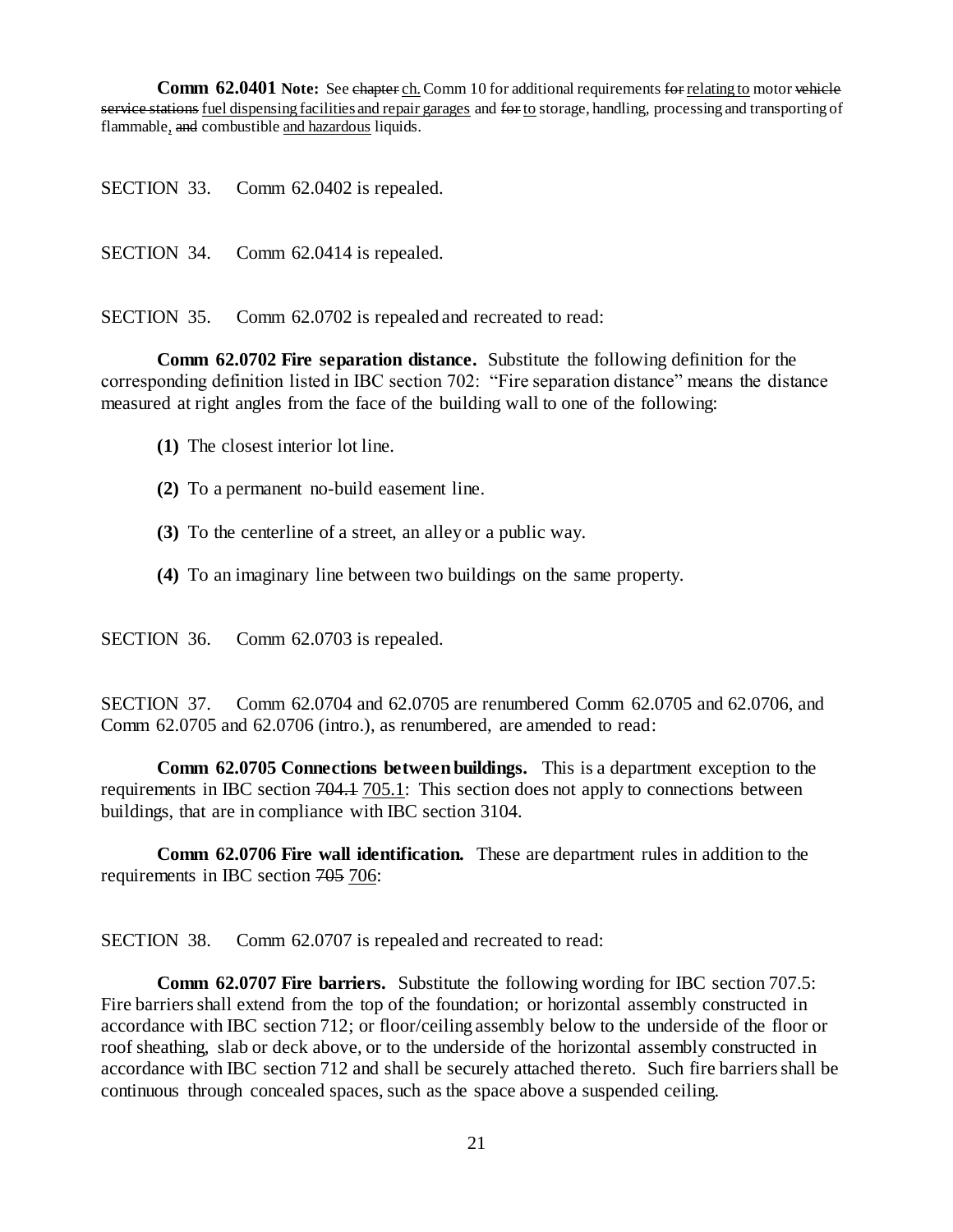**Comm 62.0401 Note:** See ~~chapter~~ ch. Comm 10 for additional requirements ~~for~~ relating to motor ~~vehicle service stations~~ fuel dispensing facilities and repair garages and ~~for~~ to storage, handling, processing and transporting of flammable, ~~and~~ combustible and hazardous liquids.

SECTION 33. Comm 62.0402 is repealed.

SECTION 34. Comm 62.0414 is repealed.

SECTION 35. Comm 62.0702 is repealed and recreated to read:

**Comm 62.0702 Fire separation distance.** Substitute the following definition for the corresponding definition listed in IBC section 702: "Fire separation distance" means the distance measured at right angles from the face of the building wall to one of the following:

**(1)** The closest interior lot line.

**(2)** To a permanent no-build easement line.

**(3)** To the centerline of a street, an alley or a public way.

**(4)** To an imaginary line between two buildings on the same property.

SECTION 36. Comm 62.0703 is repealed.

SECTION 37. Comm 62.0704 and 62.0705 are renumbered Comm 62.0705 and 62.0706, and Comm 62.0705 and 62.0706 (intro.), as renumbered, are amended to read:

**Comm 62.0705 Connections between buildings.** This is a department exception to the requirements in IBC section ~~704.1~~ 705.1: This section does not apply to connections between buildings, that are in compliance with IBC section 3104.

**Comm 62.0706 Fire wall identification.** These are department rules in addition to the requirements in IBC section ~~705~~ 706:

SECTION 38. Comm 62.0707 is repealed and recreated to read:

**Comm 62.0707 Fire barriers.** Substitute the following wording for IBC section 707.5: Fire barriers shall extend from the top of the foundation; or horizontal assembly constructed in accordance with IBC section 712; or floor/ceiling assembly below to the underside of the floor or roof sheathing, slab or deck above, or to the underside of the horizontal assembly constructed in accordance with IBC section 712 and shall be securely attached thereto. Such fire barriers shall be continuous through concealed spaces, such as the space above a suspended ceiling.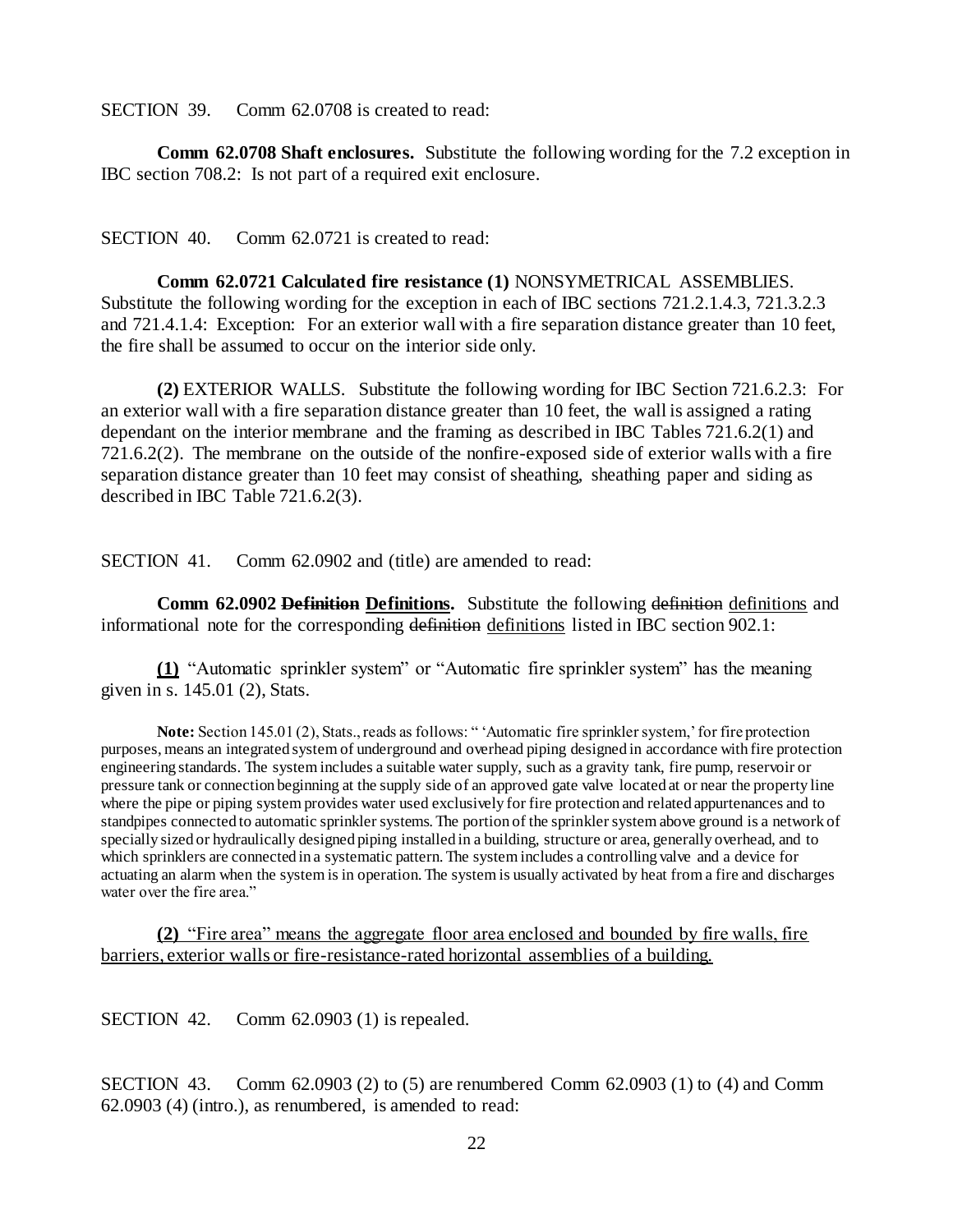SECTION 39. Comm 62.0708 is created to read:

**Comm 62.0708 Shaft enclosures.** Substitute the following wording for the 7.2 exception in IBC section 708.2: Is not part of a required exit enclosure.

SECTION 40. Comm 62.0721 is created to read:

**Comm 62.0721 Calculated fire resistance (1)** NONSYMETRICAL ASSEMBLIES. Substitute the following wording for the exception in each of IBC sections 721.2.1.4.3, 721.3.2.3 and 721.4.1.4: Exception: For an exterior wall with a fire separation distance greater than 10 feet, the fire shall be assumed to occur on the interior side only.

**(2)** EXTERIOR WALLS. Substitute the following wording for IBC Section 721.6.2.3: For an exterior wall with a fire separation distance greater than 10 feet, the wall is assigned a rating dependant on the interior membrane and the framing as described in IBC Tables 721.6.2(1) and 721.6.2(2). The membrane on the outside of the nonfire-exposed side of exterior walls with a fire separation distance greater than 10 feet may consist of sheathing, sheathing paper and siding as described in IBC Table 721.6.2(3).

SECTION 41. Comm 62.0902 and (title) are amended to read:

**Comm 62.0902 ~~Definition~~ <u>Definitions</u>.** Substitute the following ~~definition~~ <u>definitions</u> and informational note for the corresponding ~~definition~~ <u>definitions</u> listed in IBC section 902.1:

<u>**(1)**</u> "Automatic sprinkler system" or "Automatic fire sprinkler system" has the meaning given in s. 145.01 (2), Stats.

**Note:** Section 145.01 (2), Stats., reads as follows: " 'Automatic fire sprinkler system,' for fire protection purposes, means an integrated system of underground and overhead piping designed in accordance with fire protection engineering standards. The system includes a suitable water supply, such as a gravity tank, fire pump, reservoir or pressure tank or connection beginning at the supply side of an approved gate valve located at or near the property line where the pipe or piping system provides water used exclusively for fire protection and related appurtenances and to standpipes connected to automatic sprinkler systems. The portion of the sprinkler system above ground is a network of specially sized or hydraulically designed piping installed in a building, structure or area, generally overhead, and to which sprinklers are connected in a systematic pattern. The system includes a controlling valve and a device for actuating an alarm when the system is in operation. The system is usually activated by heat from a fire and discharges water over the fire area."

<u>**(2)** "Fire area" means the aggregate floor area enclosed and bounded by fire walls, fire barriers, exterior walls or fire-resistance-rated horizontal assemblies of a building.</u>

SECTION 42. Comm 62.0903 (1) is repealed.

SECTION 43. Comm 62.0903 (2) to (5) are renumbered Comm 62.0903 (1) to (4) and Comm 62.0903 (4) (intro.), as renumbered, is amended to read: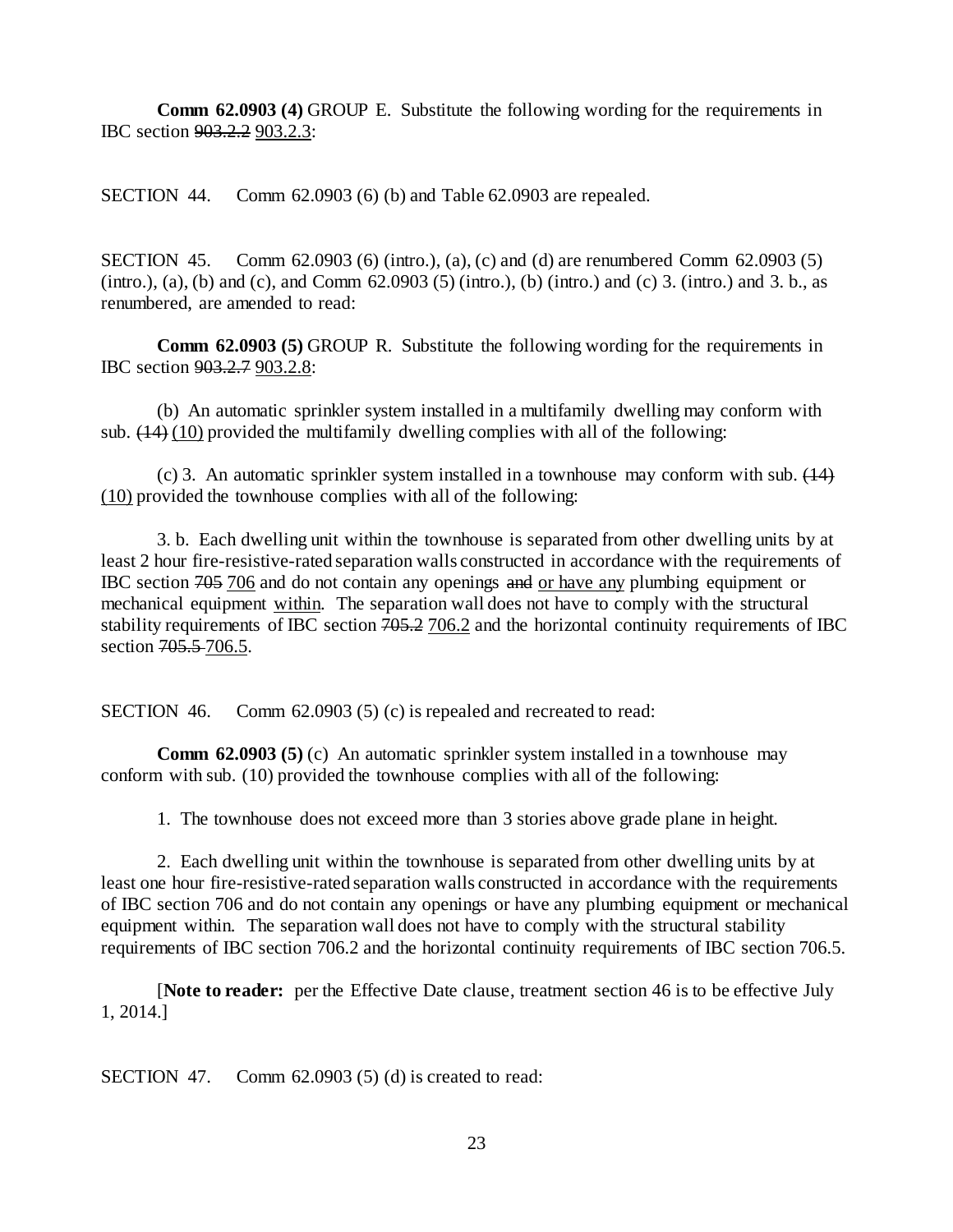**Comm 62.0903 (4)** GROUP E. Substitute the following wording for the requirements in IBC section ~~903.2.2~~ <u>903.2.3</u>:

SECTION 44. Comm 62.0903 (6) (b) and Table 62.0903 are repealed.

SECTION 45. Comm 62.0903 (6) (intro.), (a), (c) and (d) are renumbered Comm 62.0903 (5) (intro.), (a), (b) and (c), and Comm 62.0903 (5) (intro.), (b) (intro.) and (c) 3. (intro.) and 3. b., as renumbered, are amended to read:

**Comm 62.0903 (5)** GROUP R. Substitute the following wording for the requirements in IBC section ~~903.2.7~~ <u>903.2.8</u>:

(b) An automatic sprinkler system installed in a multifamily dwelling may conform with sub. ~~(14)~~ <u>(10)</u> provided the multifamily dwelling complies with all of the following:

(c) 3. An automatic sprinkler system installed in a townhouse may conform with sub. ~~(14)~~ <u>(10)</u> provided the townhouse complies with all of the following:

3. b. Each dwelling unit within the townhouse is separated from other dwelling units by at least 2 hour fire-resistive-rated separation walls constructed in accordance with the requirements of IBC section ~~705~~ <u>706</u> and do not contain any openings ~~and~~ <u>or have any</u> plumbing equipment or mechanical equipment <u>within</u>. The separation wall does not have to comply with the structural stability requirements of IBC section ~~705.2~~ <u>706.2</u> and the horizontal continuity requirements of IBC section ~~705.5~~ <u>706.5</u>.

SECTION 46. Comm 62.0903 (5) (c) is repealed and recreated to read:

**Comm 62.0903 (5)** (c) An automatic sprinkler system installed in a townhouse may conform with sub. (10) provided the townhouse complies with all of the following:

1. The townhouse does not exceed more than 3 stories above grade plane in height.

2. Each dwelling unit within the townhouse is separated from other dwelling units by at least one hour fire-resistive-rated separation walls constructed in accordance with the requirements of IBC section 706 and do not contain any openings or have any plumbing equipment or mechanical equipment within. The separation wall does not have to comply with the structural stability requirements of IBC section 706.2 and the horizontal continuity requirements of IBC section 706.5.

[**Note to reader:** per the Effective Date clause, treatment section 46 is to be effective July 1, 2014.]

SECTION 47. Comm 62.0903 (5) (d) is created to read: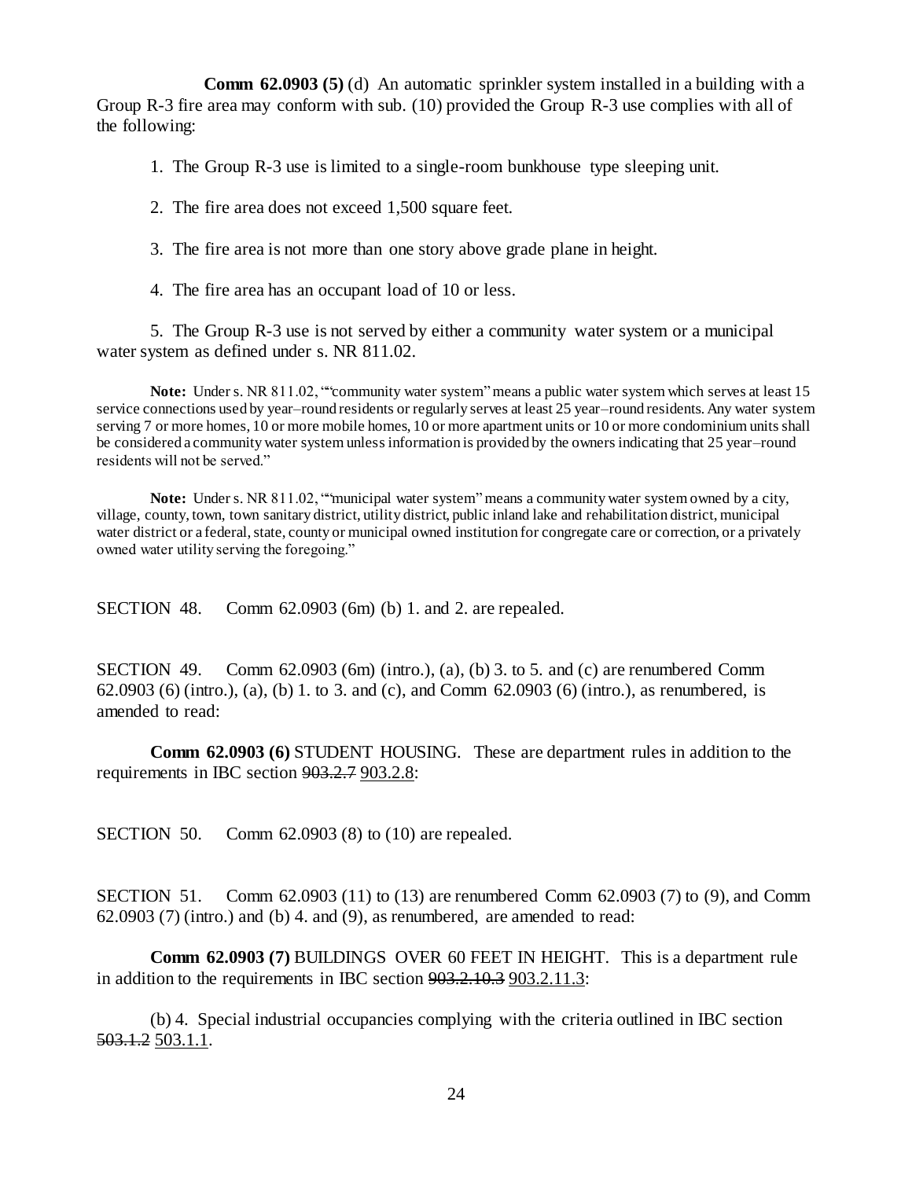**Comm 62.0903 (5)** (d) An automatic sprinkler system installed in a building with a Group R-3 fire area may conform with sub. (10) provided the Group R-3 use complies with all of the following:

1. The Group R-3 use is limited to a single-room bunkhouse type sleeping unit.

2. The fire area does not exceed 1,500 square feet.

3. The fire area is not more than one story above grade plane in height.

4. The fire area has an occupant load of 10 or less.

5. The Group R-3 use is not served by either a community water system or a municipal water system as defined under s. NR 811.02.

**Note:** Under s. NR 811.02, "“community water system” means a public water system which serves at least 15 service connections used by year–round residents or regularly serves at least 25 year–round residents. Any water system serving 7 or more homes, 10 or more mobile homes, 10 or more apartment units or 10 or more condominium units shall be considered a community water system unless information is provided by the owners indicating that 25 year–round residents will not be served."

**Note:** Under s. NR 811.02, "“municipal water system” means a community water system owned by a city, village, county, town, town sanitary district, utility district, public inland lake and rehabilitation district, municipal water district or a federal, state, county or municipal owned institution for congregate care or correction, or a privately owned water utility serving the foregoing."

SECTION 48. Comm 62.0903 (6m) (b) 1. and 2. are repealed.

SECTION 49. Comm 62.0903 (6m) (intro.), (a), (b) 3. to 5. and (c) are renumbered Comm 62.0903 (6) (intro.), (a), (b) 1. to 3. and (c), and Comm 62.0903 (6) (intro.), as renumbered, is amended to read:

**Comm 62.0903 (6)** STUDENT HOUSING. These are department rules in addition to the requirements in IBC section ~~903.2.7~~ <u>903.2.8</u>:

SECTION 50. Comm 62.0903 (8) to (10) are repealed.

SECTION 51. Comm 62.0903 (11) to (13) are renumbered Comm 62.0903 (7) to (9), and Comm 62.0903 (7) (intro.) and (b) 4. and (9), as renumbered, are amended to read:

**Comm 62.0903 (7)** BUILDINGS OVER 60 FEET IN HEIGHT. This is a department rule in addition to the requirements in IBC section ~~903.2.10.3~~ <u>903.2.11.3</u>:

(b) 4. Special industrial occupancies complying with the criteria outlined in IBC section ~~503.1.2~~ <u>503.1.1</u>.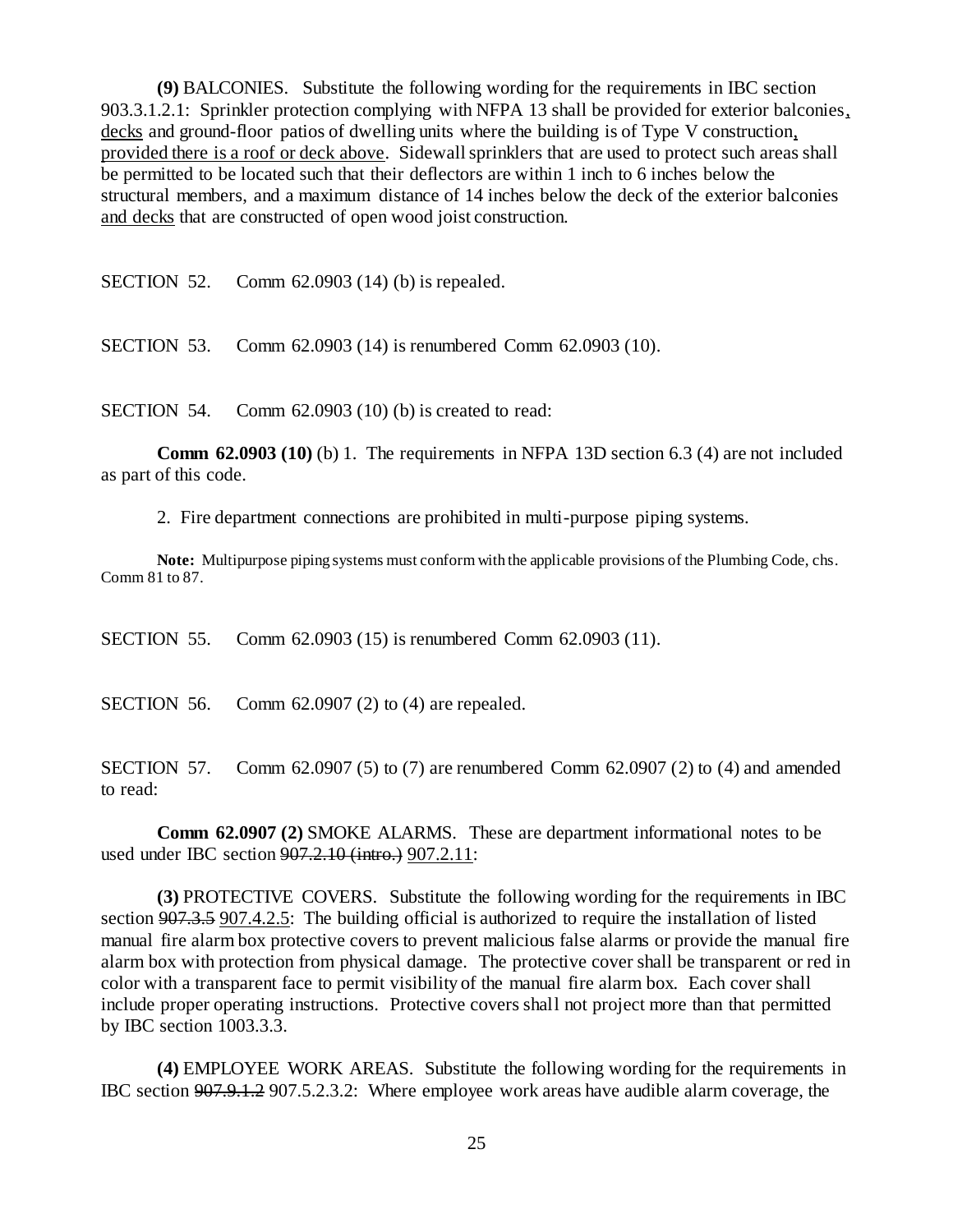**(9)** BALCONIES. Substitute the following wording for the requirements in IBC section 903.3.1.2.1: Sprinkler protection complying with NFPA 13 shall be provided for exterior balconies, decks and ground-floor patios of dwelling units where the building is of Type V construction, provided there is a roof or deck above. Sidewall sprinklers that are used to protect such areas shall be permitted to be located such that their deflectors are within 1 inch to 6 inches below the structural members, and a maximum distance of 14 inches below the deck of the exterior balconies and decks that are constructed of open wood joist construction.

SECTION 52. Comm 62.0903 (14) (b) is repealed.

SECTION 53. Comm 62.0903 (14) is renumbered Comm 62.0903 (10).

SECTION 54. Comm 62.0903 (10) (b) is created to read:

**Comm 62.0903 (10)** (b) 1. The requirements in NFPA 13D section 6.3 (4) are not included as part of this code.

2. Fire department connections are prohibited in multi-purpose piping systems.

**Note:** Multipurpose piping systems must conform with the applicable provisions of the Plumbing Code, chs. Comm 81 to 87.

SECTION 55. Comm 62.0903 (15) is renumbered Comm 62.0903 (11).

SECTION 56. Comm 62.0907 (2) to (4) are repealed.

SECTION 57. Comm 62.0907 (5) to (7) are renumbered Comm 62.0907 (2) to (4) and amended to read:

**Comm 62.0907 (2)** SMOKE ALARMS. These are department informational notes to be used under IBC section ~~907.2.10 (intro.)~~ 907.2.11:

**(3)** PROTECTIVE COVERS. Substitute the following wording for the requirements in IBC section ~~907.3.5~~ 907.4.2.5: The building official is authorized to require the installation of listed manual fire alarm box protective covers to prevent malicious false alarms or provide the manual fire alarm box with protection from physical damage. The protective cover shall be transparent or red in color with a transparent face to permit visibility of the manual fire alarm box. Each cover shall include proper operating instructions. Protective covers shall not project more than that permitted by IBC section 1003.3.3.

**(4)** EMPLOYEE WORK AREAS. Substitute the following wording for the requirements in IBC section ~~907.9.1.2~~ 907.5.2.3.2: Where employee work areas have audible alarm coverage, the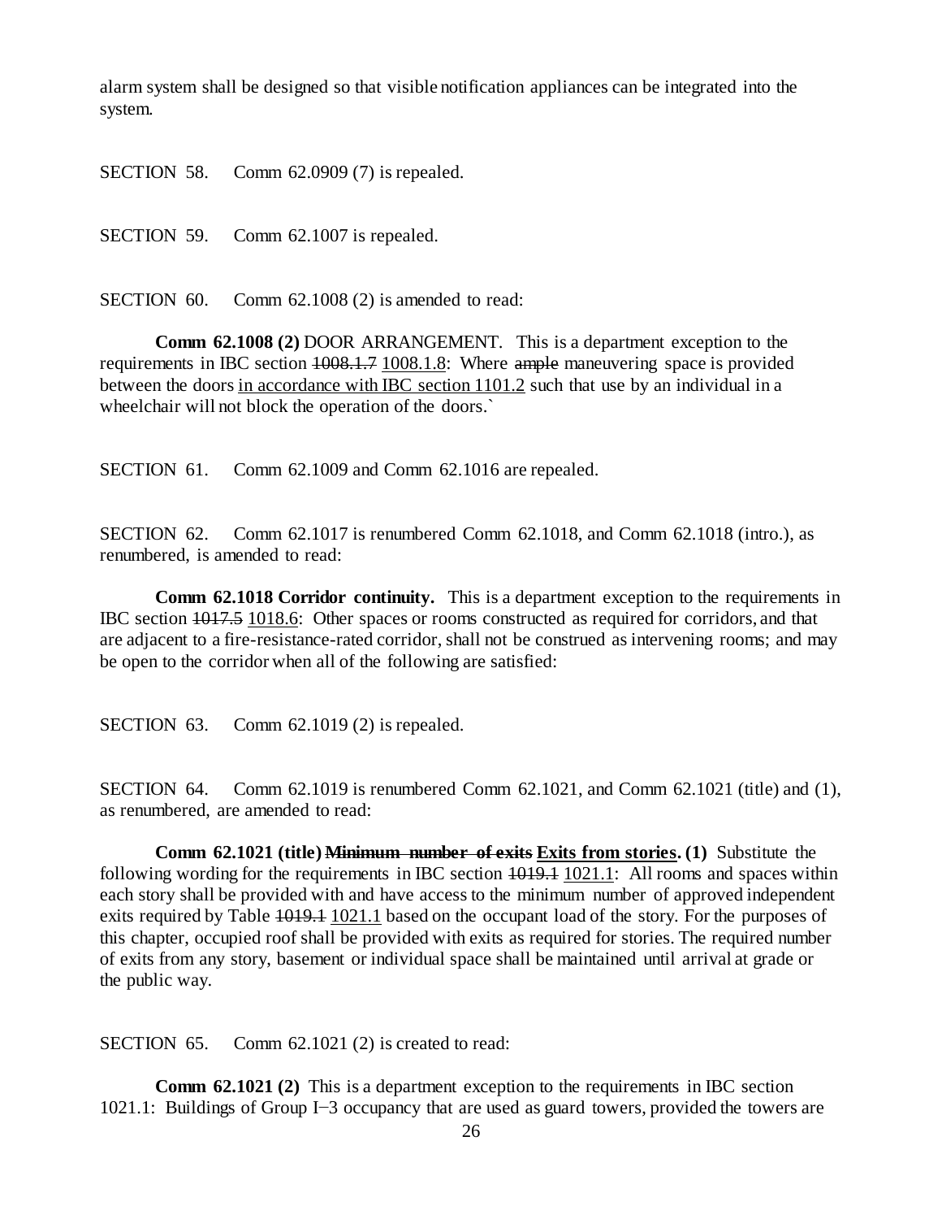alarm system shall be designed so that visible notification appliances can be integrated into the system.

SECTION 58. Comm 62.0909 (7) is repealed.

SECTION 59. Comm 62.1007 is repealed.

SECTION 60. Comm 62.1008 (2) is amended to read:

**Comm 62.1008 (2)** DOOR ARRANGEMENT. This is a department exception to the requirements in IBC section ~~1008.1.7~~ <u>1008.1.8</u>: Where ~~ample~~ maneuvering space is provided between the doors <u>in accordance with IBC section 1101.2</u> such that use by an individual in a wheelchair will not block the operation of the doors.`

SECTION 61. Comm 62.1009 and Comm 62.1016 are repealed.

SECTION 62. Comm 62.1017 is renumbered Comm 62.1018, and Comm 62.1018 (intro.), as renumbered, is amended to read:

**Comm 62.1018 Corridor continuity.** This is a department exception to the requirements in IBC section ~~1017.5~~ <u>1018.6</u>: Other spaces or rooms constructed as required for corridors, and that are adjacent to a fire-resistance-rated corridor, shall not be construed as intervening rooms; and may be open to the corridor when all of the following are satisfied:

SECTION 63. Comm 62.1019 (2) is repealed.

SECTION 64. Comm 62.1019 is renumbered Comm 62.1021, and Comm 62.1021 (title) and (1), as renumbered, are amended to read:

**Comm 62.1021 (title) ~~Minimum number of exits~~ <u>Exits from stories</u>. (1)** Substitute the following wording for the requirements in IBC section ~~1019.1~~ <u>1021.1</u>: All rooms and spaces within each story shall be provided with and have access to the minimum number of approved independent exits required by Table ~~1019.1~~ <u>1021.1</u> based on the occupant load of the story. For the purposes of this chapter, occupied roof shall be provided with exits as required for stories. The required number of exits from any story, basement or individual space shall be maintained until arrival at grade or the public way.

SECTION 65. Comm 62.1021 (2) is created to read:

**Comm 62.1021 (2)** This is a department exception to the requirements in IBC section 1021.1: Buildings of Group I−3 occupancy that are used as guard towers, provided the towers are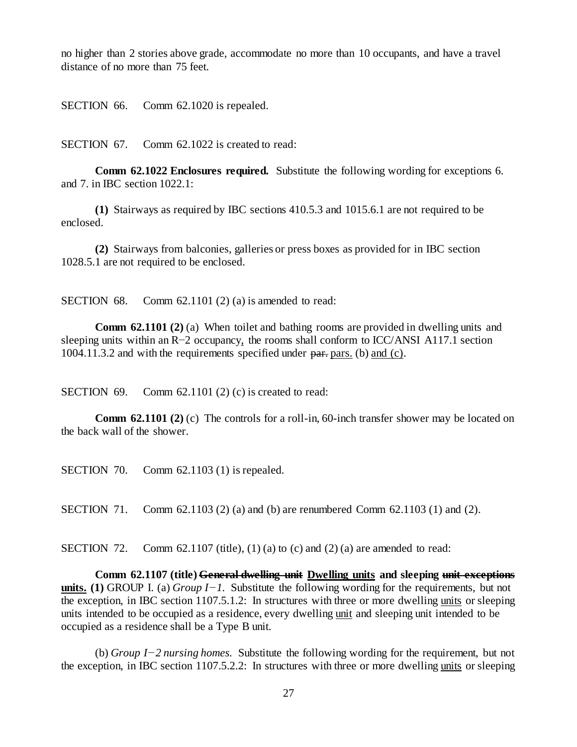no higher than 2 stories above grade, accommodate no more than 10 occupants, and have a travel distance of no more than 75 feet.

SECTION 66. Comm 62.1020 is repealed.

SECTION 67. Comm 62.1022 is created to read:

**Comm 62.1022 Enclosures required.** Substitute the following wording for exceptions 6. and 7. in IBC section 1022.1:

**(1)** Stairways as required by IBC sections 410.5.3 and 1015.6.1 are not required to be enclosed.

**(2)** Stairways from balconies, galleries or press boxes as provided for in IBC section 1028.5.1 are not required to be enclosed.

SECTION 68. Comm 62.1101 (2) (a) is amended to read:

**Comm 62.1101 (2)** (a) When toilet and bathing rooms are provided in dwelling units and sleeping units within an R−2 occupancy, the rooms shall conform to ICC/ANSI A117.1 section 1004.11.3.2 and with the requirements specified under ~~par.~~ pars. (b) and (c).

SECTION 69. Comm 62.1101 (2) (c) is created to read:

**Comm 62.1101 (2)** (c) The controls for a roll-in, 60-inch transfer shower may be located on the back wall of the shower.

SECTION 70. Comm 62.1103 (1) is repealed.

SECTION 71. Comm 62.1103 (2) (a) and (b) are renumbered Comm 62.1103 (1) and (2).

SECTION 72. Comm 62.1107 (title), (1) (a) to (c) and (2) (a) are amended to read:

**Comm 62.1107 (title) ~~General dwelling unit~~ Dwelling units and sleeping ~~unit exceptions~~ units. (1)** GROUP I. (a) *Group I−1.* Substitute the following wording for the requirements, but not the exception, in IBC section 1107.5.1.2: In structures with three or more dwelling units or sleeping units intended to be occupied as a residence, every dwelling unit and sleeping unit intended to be occupied as a residence shall be a Type B unit.

(b) *Group I−2 nursing homes.* Substitute the following wording for the requirement, but not the exception, in IBC section 1107.5.2.2: In structures with three or more dwelling units or sleeping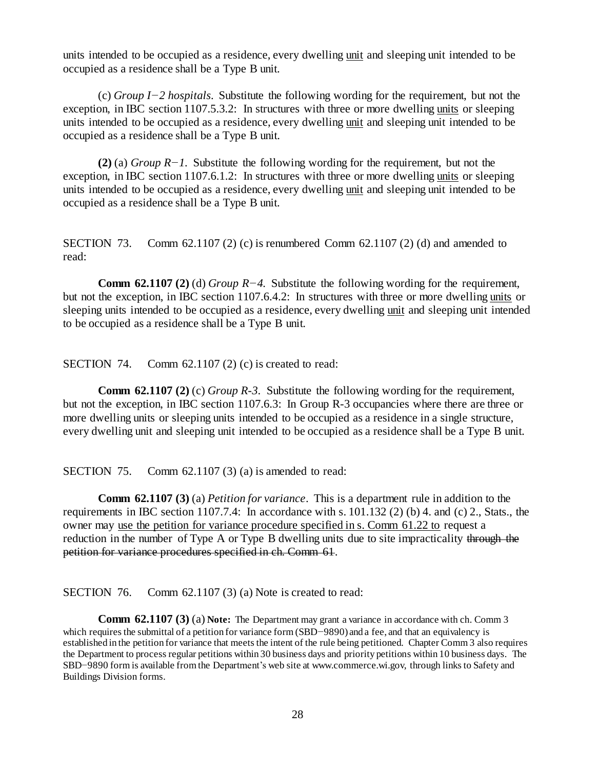units intended to be occupied as a residence, every dwelling <u>unit</u> and sleeping unit intended to be occupied as a residence shall be a Type B unit.

(c) *Group I−2 hospitals*. Substitute the following wording for the requirement, but not the exception, in IBC section 1107.5.3.2: In structures with three or more dwelling <u>units</u> or sleeping units intended to be occupied as a residence, every dwelling <u>unit</u> and sleeping unit intended to be occupied as a residence shall be a Type B unit.

**(2)** (a) *Group R−1*. Substitute the following wording for the requirement, but not the exception, in IBC section 1107.6.1.2: In structures with three or more dwelling <u>units</u> or sleeping units intended to be occupied as a residence, every dwelling <u>unit</u> and sleeping unit intended to be occupied as a residence shall be a Type B unit.

SECTION 73. Comm 62.1107 (2) (c) is renumbered Comm 62.1107 (2) (d) and amended to read:

**Comm 62.1107 (2)** (d) *Group R−4*. Substitute the following wording for the requirement, but not the exception, in IBC section 1107.6.4.2: In structures with three or more dwelling <u>units</u> or sleeping units intended to be occupied as a residence, every dwelling <u>unit</u> and sleeping unit intended to be occupied as a residence shall be a Type B unit.

SECTION 74. Comm 62.1107 (2) (c) is created to read:

**Comm 62.1107 (2)** (c) *Group R-3*. Substitute the following wording for the requirement, but not the exception, in IBC section 1107.6.3: In Group R-3 occupancies where there are three or more dwelling units or sleeping units intended to be occupied as a residence in a single structure, every dwelling unit and sleeping unit intended to be occupied as a residence shall be a Type B unit.

SECTION 75. Comm 62.1107 (3) (a) is amended to read:

**Comm 62.1107 (3)** (a) *Petition for variance*. This is a department rule in addition to the requirements in IBC section 1107.7.4: In accordance with s. 101.132 (2) (b) 4. and (c) 2., Stats., the owner may <u>use the petition for variance procedure specified in s. Comm 61.22 to</u> request a reduction in the number of Type A or Type B dwelling units due to site impracticality ~~through the petition for variance procedures specified in ch. Comm 61~~.

SECTION 76. Comm 62.1107 (3) (a) Note is created to read:

**Comm 62.1107 (3)** (a) **Note:** The Department may grant a variance in accordance with ch. Comm 3 which requires the submittal of a petition for variance form (SBD−9890) and a fee, and that an equivalency is established in the petition for variance that meets the intent of the rule being petitioned. Chapter Comm 3 also requires the Department to process regular petitions within 30 business days and priority petitions within 10 business days. The SBD−9890 form is available from the Department's web site at www.commerce.wi.gov, through links to Safety and Buildings Division forms.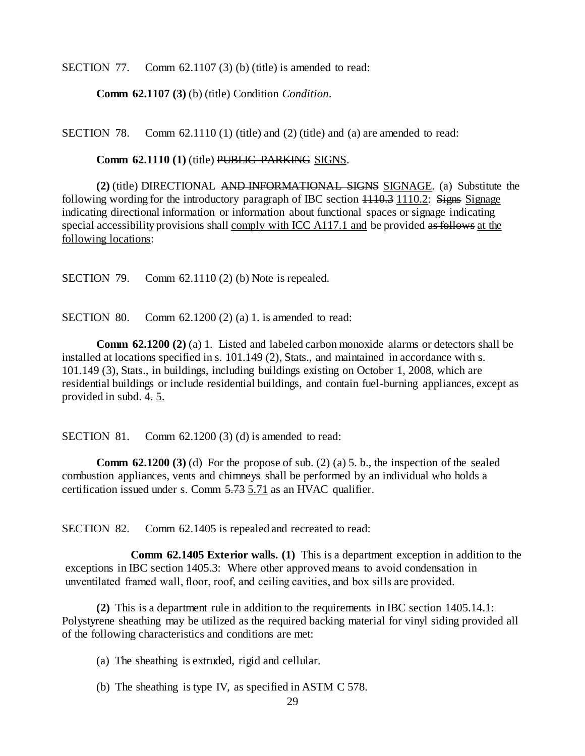SECTION 77. Comm 62.1107 (3) (b) (title) is amended to read:

**Comm 62.1107 (3)** (b) (title) ~~Condition~~ *Condition*.

SECTION 78. Comm 62.1110 (1) (title) and (2) (title) and (a) are amended to read:

**Comm 62.1110 (1)** (title) ~~PUBLIC PARKING~~ <u>SIGNS</u>.

**(2)** (title) DIRECTIONAL ~~AND INFORMATIONAL SIGNS~~ <u>SIGNAGE</u>. (a) Substitute the following wording for the introductory paragraph of IBC section ~~1110.3~~ <u>1110.2</u>: ~~Signs~~ <u>Signage</u> indicating directional information or information about functional spaces or signage indicating special accessibility provisions shall <u>comply with ICC A117.1 and</u> be provided ~~as follows~~ <u>at the following locations</u>:

SECTION 79. Comm 62.1110 (2) (b) Note is repealed.

SECTION 80. Comm 62.1200 (2) (a) 1. is amended to read:

**Comm 62.1200 (2)** (a) 1. Listed and labeled carbon monoxide alarms or detectors shall be installed at locations specified in s. 101.149 (2), Stats., and maintained in accordance with s. 101.149 (3), Stats., in buildings, including buildings existing on October 1, 2008, which are residential buildings or include residential buildings, and contain fuel-burning appliances, except as provided in subd. ~~4.~~ <u>5.</u>

SECTION 81. Comm 62.1200 (3) (d) is amended to read:

**Comm 62.1200 (3)** (d) For the propose of sub. (2) (a) 5. b., the inspection of the sealed combustion appliances, vents and chimneys shall be performed by an individual who holds a certification issued under s. Comm ~~5.73~~ <u>5.71</u> as an HVAC qualifier.

SECTION 82. Comm 62.1405 is repealed and recreated to read:

**Comm 62.1405 Exterior walls. (1)** This is a department exception in addition to the exceptions in IBC section 1405.3: Where other approved means to avoid condensation in unventilated framed wall, floor, roof, and ceiling cavities, and box sills are provided.

**(2)** This is a department rule in addition to the requirements in IBC section 1405.14.1: Polystyrene sheathing may be utilized as the required backing material for vinyl siding provided all of the following characteristics and conditions are met:

(a) The sheathing is extruded, rigid and cellular.

(b) The sheathing is type IV, as specified in ASTM C 578.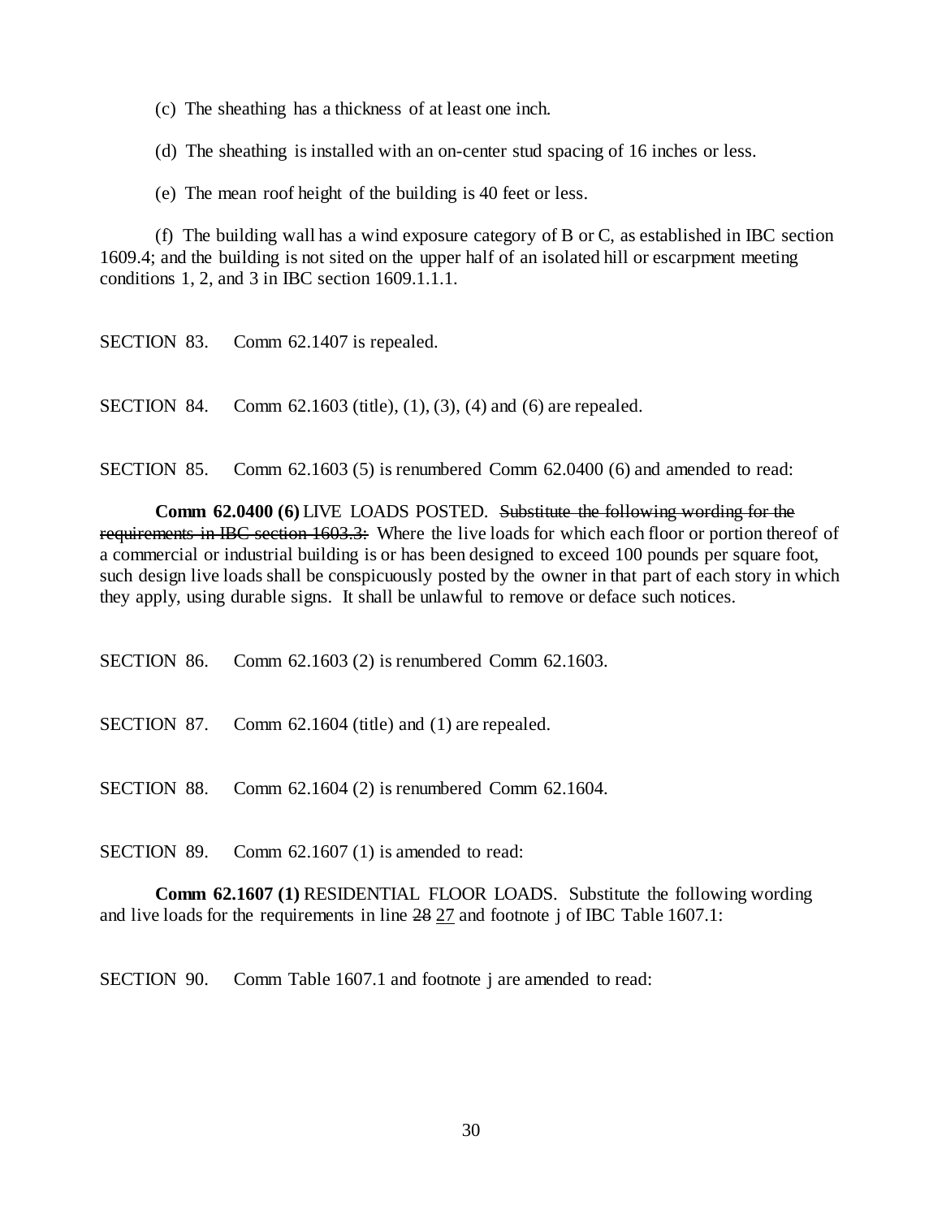(c) The sheathing has a thickness of at least one inch.

(d) The sheathing is installed with an on-center stud spacing of 16 inches or less.

(e) The mean roof height of the building is 40 feet or less.

(f) The building wall has a wind exposure category of B or C, as established in IBC section 1609.4; and the building is not sited on the upper half of an isolated hill or escarpment meeting conditions 1, 2, and 3 in IBC section 1609.1.1.1.

SECTION 83. Comm 62.1407 is repealed.

SECTION 84. Comm 62.1603 (title), (1), (3), (4) and (6) are repealed.

SECTION 85. Comm 62.1603 (5) is renumbered Comm 62.0400 (6) and amended to read:

**Comm 62.0400 (6)** LIVE LOADS POSTED. ~~Substitute the following wording for the requirements in IBC section 1603.3:~~ Where the live loads for which each floor or portion thereof of a commercial or industrial building is or has been designed to exceed 100 pounds per square foot, such design live loads shall be conspicuously posted by the owner in that part of each story in which they apply, using durable signs. It shall be unlawful to remove or deface such notices.

SECTION 86. Comm 62.1603 (2) is renumbered Comm 62.1603.

SECTION 87. Comm 62.1604 (title) and (1) are repealed.

SECTION 88. Comm 62.1604 (2) is renumbered Comm 62.1604.

SECTION 89. Comm 62.1607 (1) is amended to read:

**Comm 62.1607 (1)** RESIDENTIAL FLOOR LOADS. Substitute the following wording and live loads for the requirements in line ~~28~~ <u>27</u> and footnote j of IBC Table 1607.1:

SECTION 90. Comm Table 1607.1 and footnote j are amended to read: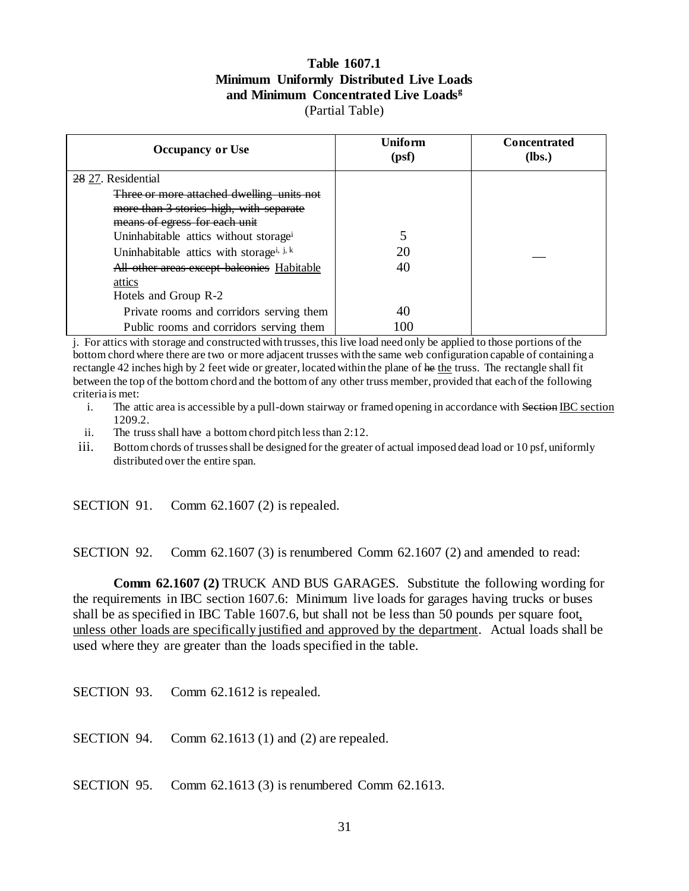**Table 1607.1**
**Minimum Uniformly Distributed Live Loads and Minimum Concentrated Live Loads[g]**
(Partial Table)

| Occupancy or Use | Uniform (psf) | Concentrated (lbs.) |
|---|---|---|
| ~~28~~ 27. Residential | | |
| ~~Three or more attached dwelling units not more than 3 stories high, with separate means of egress for each unit~~ | | |
| Uninhabitable attics without storage[i] | 5 | |
| Uninhabitable attics with storage[i, j, k] | 20 | __ |
| ~~All other areas except balconies~~ Habitable attics | 40 | |
| Hotels and Group R-2 | | |
| Private rooms and corridors serving them | 40 | |
| Public rooms and corridors serving them | 100 | |

j. For attics with storage and constructed with trusses, this live load need only be applied to those portions of the bottom chord where there are two or more adjacent trusses with the same web configuration capable of containing a rectangle 42 inches high by 2 feet wide or greater, located within the plane of ~~he~~ the truss. The rectangle shall fit between the top of the bottom chord and the bottom of any other truss member, provided that each of the following criteria is met:

i. The attic area is accessible by a pull-down stairway or framed opening in accordance with ~~Section~~ IBC section 1209.2.

ii. The truss shall have a bottom chord pitch less than 2:12.

iii. Bottom chords of trusses shall be designed for the greater of actual imposed dead load or 10 psf, uniformly distributed over the entire span.

SECTION 91. Comm 62.1607 (2) is repealed.

SECTION 92. Comm 62.1607 (3) is renumbered Comm 62.1607 (2) and amended to read:

**Comm 62.1607 (2)** TRUCK AND BUS GARAGES. Substitute the following wording for the requirements in IBC section 1607.6: Minimum live loads for garages having trucks or buses shall be as specified in IBC Table 1607.6, but shall not be less than 50 pounds per square foot, unless other loads are specifically justified and approved by the department. Actual loads shall be used where they are greater than the loads specified in the table.

SECTION 93. Comm 62.1612 is repealed.

SECTION 94. Comm 62.1613 (1) and (2) are repealed.

SECTION 95. Comm 62.1613 (3) is renumbered Comm 62.1613.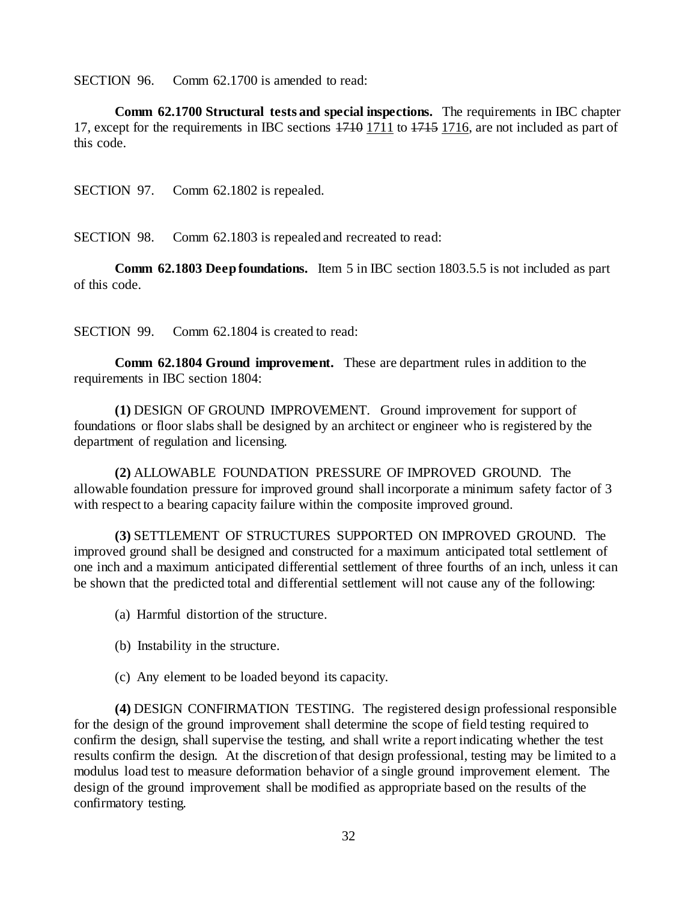SECTION 96. Comm 62.1700 is amended to read:

**Comm 62.1700 Structural tests and special inspections.** The requirements in IBC chapter 17, except for the requirements in IBC sections ~~1710~~ <u>1711</u> to ~~1715~~ <u>1716</u>, are not included as part of this code.

SECTION 97. Comm 62.1802 is repealed.

SECTION 98. Comm 62.1803 is repealed and recreated to read:

**Comm 62.1803 Deep foundations.** Item 5 in IBC section 1803.5.5 is not included as part of this code.

SECTION 99. Comm 62.1804 is created to read:

**Comm 62.1804 Ground improvement.** These are department rules in addition to the requirements in IBC section 1804:

**(1)** DESIGN OF GROUND IMPROVEMENT. Ground improvement for support of foundations or floor slabs shall be designed by an architect or engineer who is registered by the department of regulation and licensing.

**(2)** ALLOWABLE FOUNDATION PRESSURE OF IMPROVED GROUND. The allowable foundation pressure for improved ground shall incorporate a minimum safety factor of 3 with respect to a bearing capacity failure within the composite improved ground.

**(3)** SETTLEMENT OF STRUCTURES SUPPORTED ON IMPROVED GROUND. The improved ground shall be designed and constructed for a maximum anticipated total settlement of one inch and a maximum anticipated differential settlement of three fourths of an inch, unless it can be shown that the predicted total and differential settlement will not cause any of the following:

(a) Harmful distortion of the structure.

(b) Instability in the structure.

(c) Any element to be loaded beyond its capacity.

**(4)** DESIGN CONFIRMATION TESTING. The registered design professional responsible for the design of the ground improvement shall determine the scope of field testing required to confirm the design, shall supervise the testing, and shall write a report indicating whether the test results confirm the design. At the discretion of that design professional, testing may be limited to a modulus load test to measure deformation behavior of a single ground improvement element. The design of the ground improvement shall be modified as appropriate based on the results of the confirmatory testing.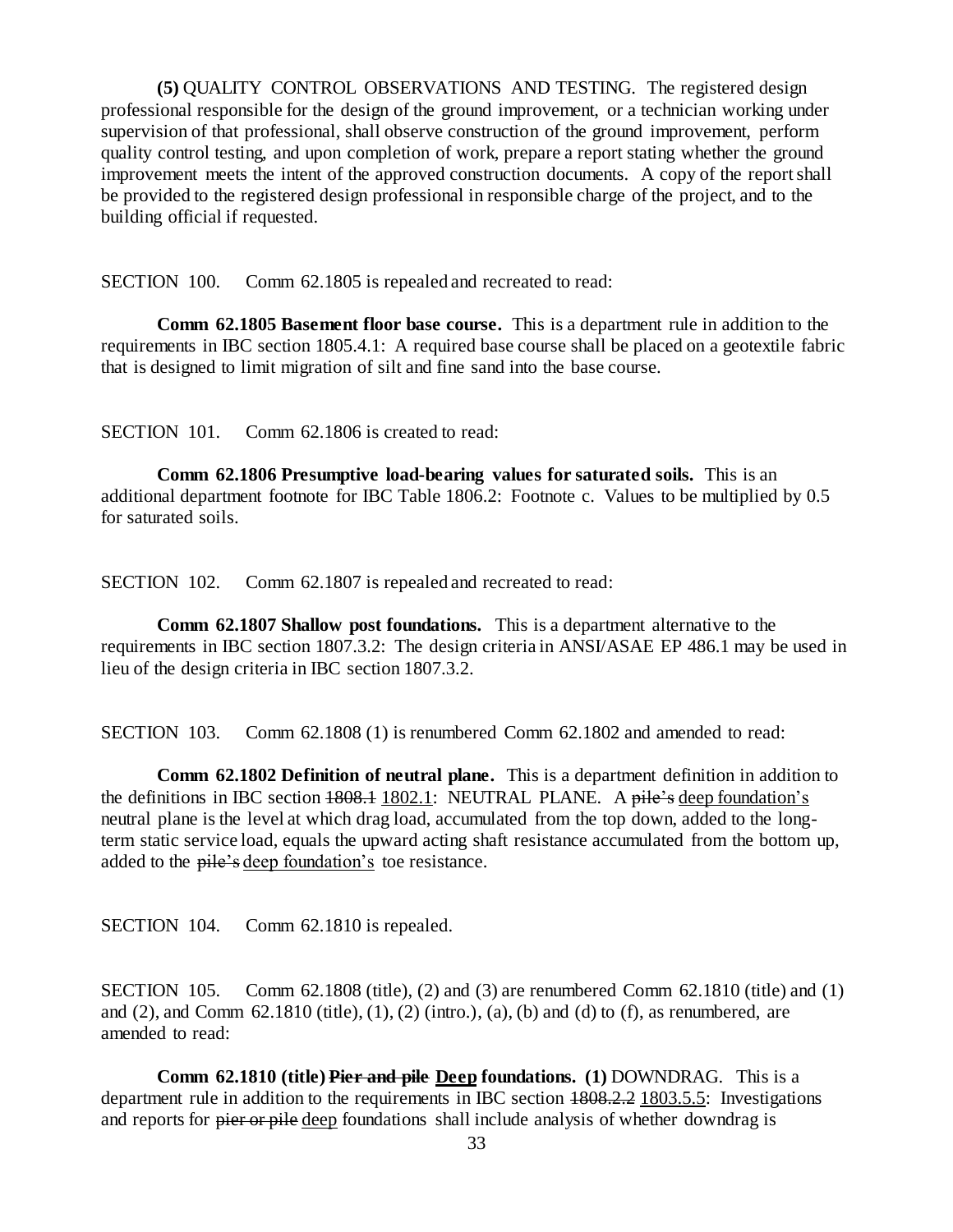**(5)** QUALITY CONTROL OBSERVATIONS AND TESTING. The registered design professional responsible for the design of the ground improvement, or a technician working under supervision of that professional, shall observe construction of the ground improvement, perform quality control testing, and upon completion of work, prepare a report stating whether the ground improvement meets the intent of the approved construction documents. A copy of the report shall be provided to the registered design professional in responsible charge of the project, and to the building official if requested.

SECTION 100. Comm 62.1805 is repealed and recreated to read:

**Comm 62.1805 Basement floor base course.** This is a department rule in addition to the requirements in IBC section 1805.4.1: A required base course shall be placed on a geotextile fabric that is designed to limit migration of silt and fine sand into the base course.

SECTION 101. Comm 62.1806 is created to read:

**Comm 62.1806 Presumptive load-bearing values for saturated soils.** This is an additional department footnote for IBC Table 1806.2: Footnote c. Values to be multiplied by 0.5 for saturated soils.

SECTION 102. Comm 62.1807 is repealed and recreated to read:

**Comm 62.1807 Shallow post foundations.** This is a department alternative to the requirements in IBC section 1807.3.2: The design criteria in ANSI/ASAE EP 486.1 may be used in lieu of the design criteria in IBC section 1807.3.2.

SECTION 103. Comm 62.1808 (1) is renumbered Comm 62.1802 and amended to read:

**Comm 62.1802 Definition of neutral plane.** This is a department definition in addition to the definitions in IBC section ~~1808.1~~ <u>1802.1</u>: NEUTRAL PLANE. A ~~pile's~~ <u>deep foundation's</u> neutral plane is the level at which drag load, accumulated from the top down, added to the long-term static service load, equals the upward acting shaft resistance accumulated from the bottom up, added to the ~~pile's~~ <u>deep foundation's</u> toe resistance.

SECTION 104. Comm 62.1810 is repealed.

SECTION 105. Comm 62.1808 (title), (2) and (3) are renumbered Comm 62.1810 (title) and (1) and (2), and Comm 62.1810 (title), (1), (2) (intro.), (a), (b) and (d) to (f), as renumbered, are amended to read:

**Comm 62.1810 (title) ~~Pier and pile~~ <u>Deep</u> foundations. (1)** DOWNDRAG. This is a department rule in addition to the requirements in IBC section ~~1808.2.2~~ <u>1803.5.5</u>: Investigations and reports for ~~pier or pile~~ <u>deep</u> foundations shall include analysis of whether downdrag is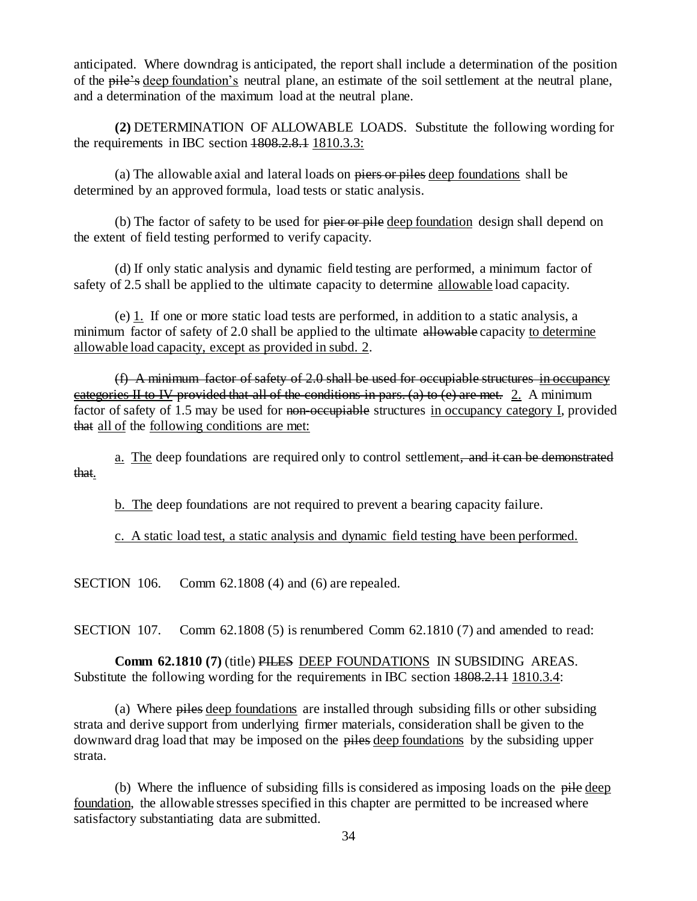anticipated. Where downdrag is anticipated, the report shall include a determination of the position of the ~~pile's~~ deep foundation's neutral plane, an estimate of the soil settlement at the neutral plane, and a determination of the maximum load at the neutral plane.

**(2)** DETERMINATION OF ALLOWABLE LOADS. Substitute the following wording for the requirements in IBC section ~~1808.2.8.1~~ 1810.3.3:

(a) The allowable axial and lateral loads on ~~piers or piles~~ deep foundations shall be determined by an approved formula, load tests or static analysis.

(b) The factor of safety to be used for ~~pier or pile~~ deep foundation design shall depend on the extent of field testing performed to verify capacity.

(d) If only static analysis and dynamic field testing are performed, a minimum factor of safety of 2.5 shall be applied to the ultimate capacity to determine allowable load capacity.

(e) 1. If one or more static load tests are performed, in addition to a static analysis, a minimum factor of safety of 2.0 shall be applied to the ultimate ~~allowable~~ capacity to determine allowable load capacity, except as provided in subd. 2.

~~(f) A minimum factor of safety of 2.0 shall be used for occupiable structures in occupancy categories II to IV provided that all of the conditions in pars. (a) to (e) are met.~~ 2. A minimum factor of safety of 1.5 may be used for ~~non-occupiable~~ structures in occupancy category I, provided ~~that~~ all of the following conditions are met:

a. The deep foundations are required only to control settlement~~, and it can be demonstrated that~~.

b. The deep foundations are not required to prevent a bearing capacity failure.

c. A static load test, a static analysis and dynamic field testing have been performed.

SECTION 106. Comm 62.1808 (4) and (6) are repealed.

SECTION 107. Comm 62.1808 (5) is renumbered Comm 62.1810 (7) and amended to read:

**Comm 62.1810 (7)** (title) ~~PILES~~ DEEP FOUNDATIONS IN SUBSIDING AREAS. Substitute the following wording for the requirements in IBC section ~~1808.2.11~~ 1810.3.4:

(a) Where ~~piles~~ deep foundations are installed through subsiding fills or other subsiding strata and derive support from underlying firmer materials, consideration shall be given to the downward drag load that may be imposed on the ~~piles~~ deep foundations by the subsiding upper strata.

(b) Where the influence of subsiding fills is considered as imposing loads on the ~~pile~~ deep foundation, the allowable stresses specified in this chapter are permitted to be increased where satisfactory substantiating data are submitted.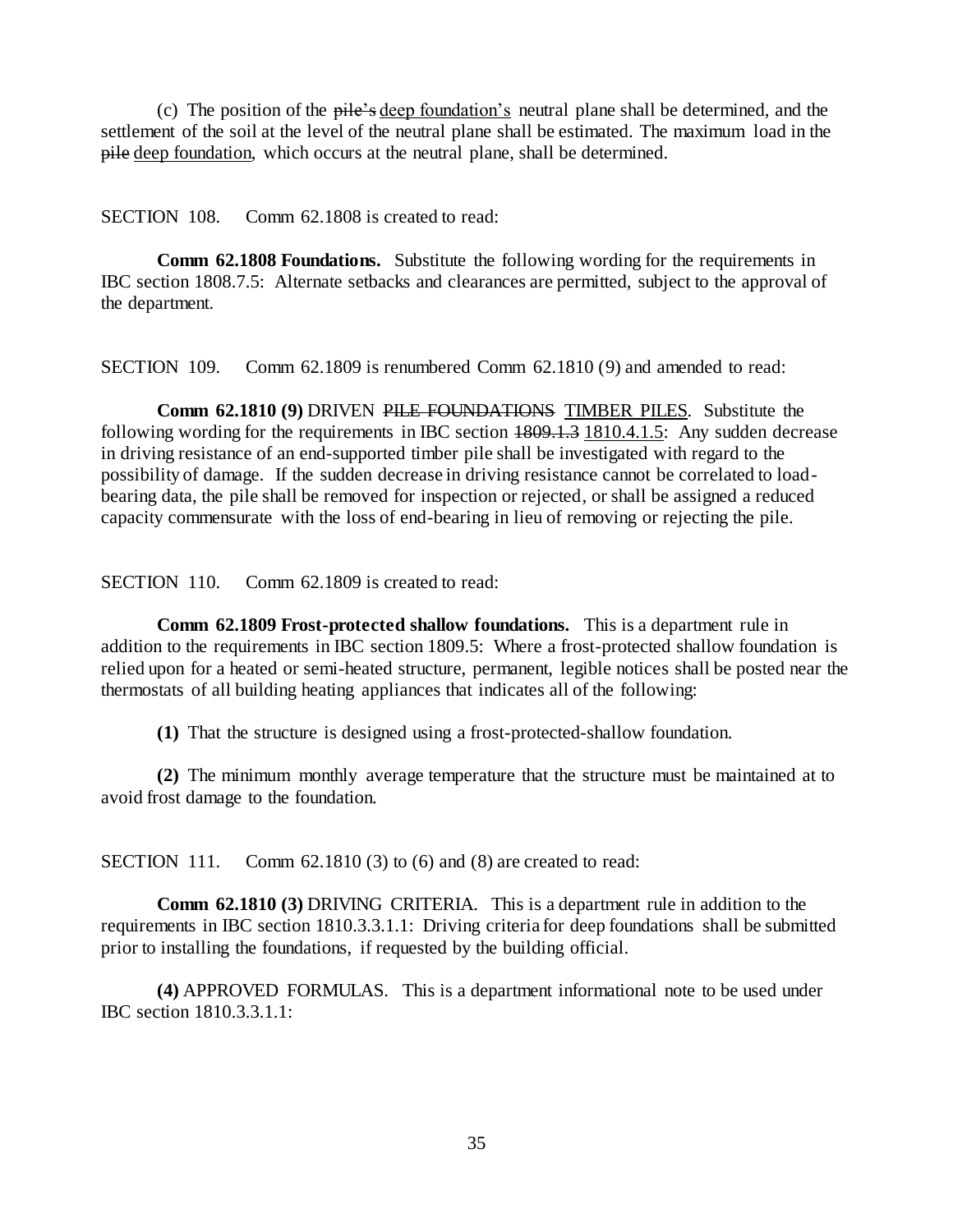(c) The position of the ~~pile's~~ deep foundation's neutral plane shall be determined, and the settlement of the soil at the level of the neutral plane shall be estimated. The maximum load in the ~~pile~~ deep foundation, which occurs at the neutral plane, shall be determined.

SECTION 108. Comm 62.1808 is created to read:

**Comm 62.1808 Foundations.** Substitute the following wording for the requirements in IBC section 1808.7.5: Alternate setbacks and clearances are permitted, subject to the approval of the department.

SECTION 109. Comm 62.1809 is renumbered Comm 62.1810 (9) and amended to read:

**Comm 62.1810 (9)** DRIVEN ~~PILE FOUNDATIONS~~ TIMBER PILES. Substitute the following wording for the requirements in IBC section ~~1809.1.3~~ 1810.4.1.5: Any sudden decrease in driving resistance of an end-supported timber pile shall be investigated with regard to the possibility of damage. If the sudden decrease in driving resistance cannot be correlated to load-bearing data, the pile shall be removed for inspection or rejected, or shall be assigned a reduced capacity commensurate with the loss of end-bearing in lieu of removing or rejecting the pile.

SECTION 110. Comm 62.1809 is created to read:

**Comm 62.1809 Frost-protected shallow foundations.** This is a department rule in addition to the requirements in IBC section 1809.5: Where a frost-protected shallow foundation is relied upon for a heated or semi-heated structure, permanent, legible notices shall be posted near the thermostats of all building heating appliances that indicates all of the following:

**(1)** That the structure is designed using a frost-protected-shallow foundation.

**(2)** The minimum monthly average temperature that the structure must be maintained at to avoid frost damage to the foundation.

SECTION 111. Comm 62.1810 (3) to (6) and (8) are created to read:

**Comm 62.1810 (3)** DRIVING CRITERIA. This is a department rule in addition to the requirements in IBC section 1810.3.3.1.1: Driving criteria for deep foundations shall be submitted prior to installing the foundations, if requested by the building official.

**(4)** APPROVED FORMULAS. This is a department informational note to be used under IBC section 1810.3.3.1.1: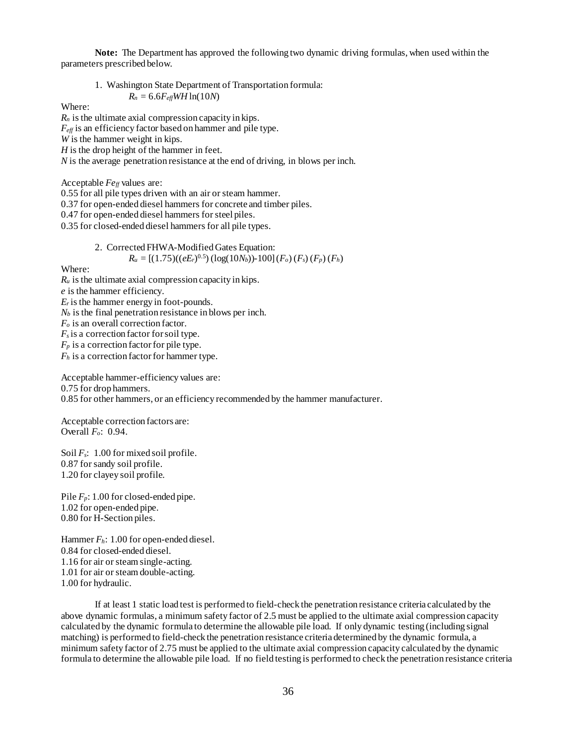**Note:** The Department has approved the following two dynamic driving formulas, when used within the parameters prescribed below.

1. Washington State Department of Transportation formula:

$$R_n = 6.6F_{eff}WH\ln(10N)$$

Where:
$R_n$ is the ultimate axial compression capacity in kips.
$F_{eff}$ is an efficiency factor based on hammer and pile type.
$W$ is the hammer weight in kips.
$H$ is the drop height of the hammer in feet.
$N$ is the average penetration resistance at the end of driving, in blows per inch.

Acceptable $Fe_{ff}$ values are:
0.55 for all pile types driven with an air or steam hammer.
0.37 for open-ended diesel hammers for concrete and timber piles.
0.47 for open-ended diesel hammers for steel piles.
0.35 for closed-ended diesel hammers for all pile types.

2. Corrected FHWA-Modified Gates Equation:

$$R_u = [(1.75)((eE_r)^{0.5})(\log(10N_b))\text{-}100](F_o)(F_s)(F_p)(F_h)$$

Where:
$R_u$ is the ultimate axial compression capacity in kips.
$e$ is the hammer efficiency.
$E_r$ is the hammer energy in foot-pounds.
$N_b$ is the final penetration resistance in blows per inch.
$F_o$ is an overall correction factor.
$F_s$ is a correction factor for soil type.
$F_p$ is a correction factor for pile type.
$F_h$ is a correction factor for hammer type.

Acceptable hammer-efficiency values are:
0.75 for drop hammers.
0.85 for other hammers, or an efficiency recommended by the hammer manufacturer.

Acceptable correction factors are:
Overall $F_o$: 0.94.

Soil $F_s$: 1.00 for mixed soil profile.
0.87 for sandy soil profile.
1.20 for clayey soil profile.

Pile $F_p$: 1.00 for closed-ended pipe.
1.02 for open-ended pipe.
0.80 for H-Section piles.

Hammer $F_h$: 1.00 for open-ended diesel.
0.84 for closed-ended diesel.
1.16 for air or steam single-acting.
1.01 for air or steam double-acting.
1.00 for hydraulic.

If at least 1 static load test is performed to field-check the penetration resistance criteria calculated by the above dynamic formulas, a minimum safety factor of 2.5 must be applied to the ultimate axial compression capacity calculated by the dynamic formula to determine the allowable pile load. If only dynamic testing (including signal matching) is performed to field-check the penetration resistance criteria determined by the dynamic formula, a minimum safety factor of 2.75 must be applied to the ultimate axial compression capacity calculated by the dynamic formula to determine the allowable pile load. If no field testing is performed to check the penetration resistance criteria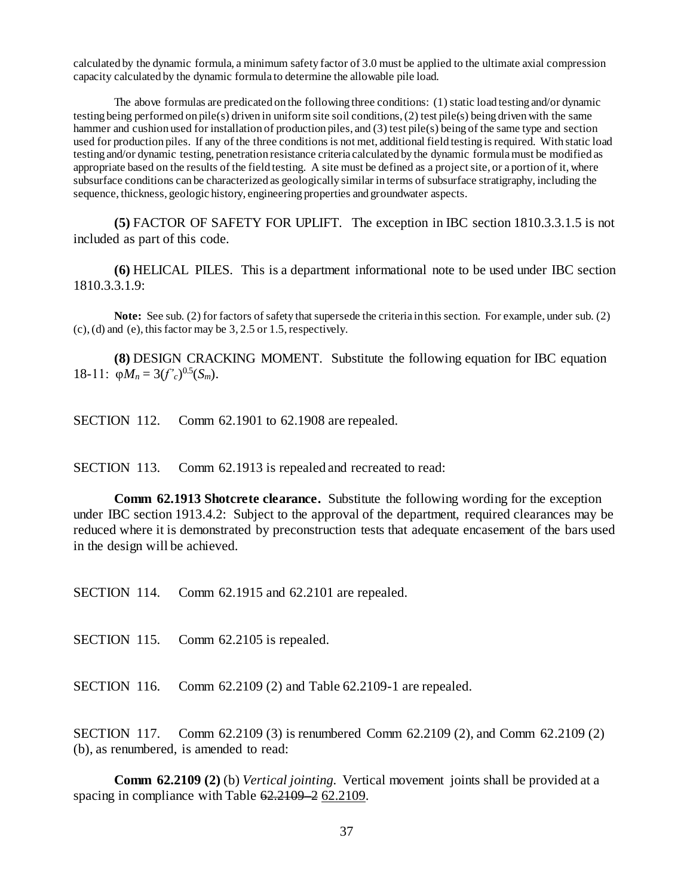calculated by the dynamic formula, a minimum safety factor of 3.0 must be applied to the ultimate axial compression capacity calculated by the dynamic formula to determine the allowable pile load.

The above formulas are predicated on the following three conditions: (1) static load testing and/or dynamic testing being performed on pile(s) driven in uniform site soil conditions, (2) test pile(s) being driven with the same hammer and cushion used for installation of production piles, and (3) test pile(s) being of the same type and section used for production piles. If any of the three conditions is not met, additional field testing is required. With static load testing and/or dynamic testing, penetration resistance criteria calculated by the dynamic formula must be modified as appropriate based on the results of the field testing. A site must be defined as a project site, or a portion of it, where subsurface conditions can be characterized as geologically similar in terms of subsurface stratigraphy, including the sequence, thickness, geologic history, engineering properties and groundwater aspects.

**(5)** FACTOR OF SAFETY FOR UPLIFT. The exception in IBC section 1810.3.3.1.5 is not included as part of this code.

**(6)** HELICAL PILES. This is a department informational note to be used under IBC section 1810.3.3.1.9:

**Note:** See sub. (2) for factors of safety that supersede the criteria in this section. For example, under sub. (2) (c), (d) and (e), this factor may be 3, 2.5 or 1.5, respectively.

**(8)** DESIGN CRACKING MOMENT. Substitute the following equation for IBC equation 18-11: $\varphi M_n = 3(f'_c)^{0.5}(S_m)$.

SECTION 112. Comm 62.1901 to 62.1908 are repealed.

SECTION 113. Comm 62.1913 is repealed and recreated to read:

**Comm 62.1913 Shotcrete clearance.** Substitute the following wording for the exception under IBC section 1913.4.2: Subject to the approval of the department, required clearances may be reduced where it is demonstrated by preconstruction tests that adequate encasement of the bars used in the design will be achieved.

SECTION 114. Comm 62.1915 and 62.2101 are repealed.

SECTION 115. Comm 62.2105 is repealed.

SECTION 116. Comm 62.2109 (2) and Table 62.2109-1 are repealed.

SECTION 117. Comm 62.2109 (3) is renumbered Comm 62.2109 (2), and Comm 62.2109 (2) (b), as renumbered, is amended to read:

**Comm 62.2109 (2)** (b) *Vertical jointing.* Vertical movement joints shall be provided at a spacing in compliance with Table ~~62.2109–2~~ <u>62.2109</u>.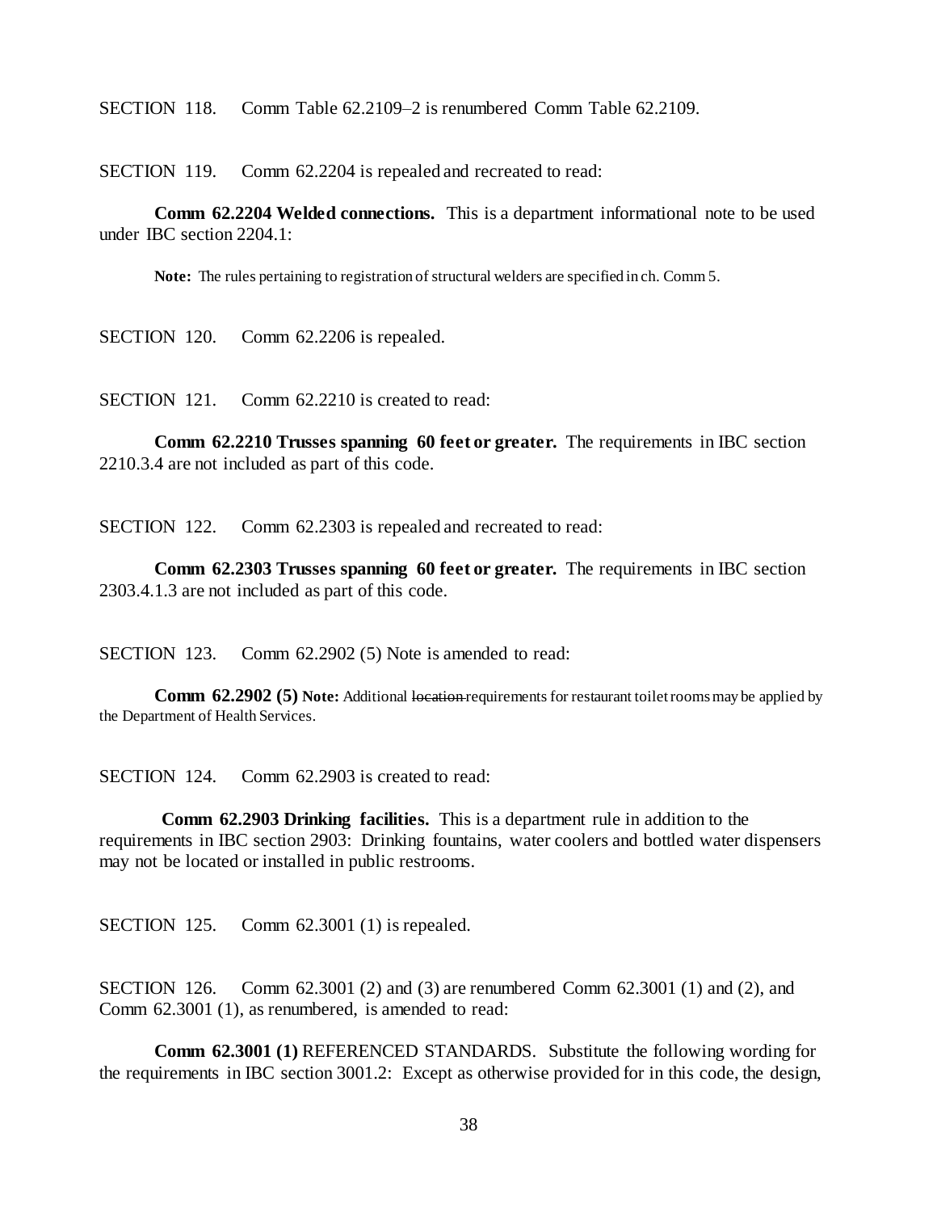SECTION 118. Comm Table 62.2109–2 is renumbered Comm Table 62.2109.

SECTION 119. Comm 62.2204 is repealed and recreated to read:

**Comm 62.2204 Welded connections.** This is a department informational note to be used under IBC section 2204.1:

**Note:** The rules pertaining to registration of structural welders are specified in ch. Comm 5.

SECTION 120. Comm 62.2206 is repealed.

SECTION 121. Comm 62.2210 is created to read:

**Comm 62.2210 Trusses spanning 60 feet or greater.** The requirements in IBC section 2210.3.4 are not included as part of this code.

SECTION 122. Comm 62.2303 is repealed and recreated to read:

**Comm 62.2303 Trusses spanning 60 feet or greater.** The requirements in IBC section 2303.4.1.3 are not included as part of this code.

SECTION 123. Comm 62.2902 (5) Note is amended to read:

**Comm 62.2902 (5) Note:** Additional ~~location~~ requirements for restaurant toilet rooms may be applied by the Department of Health Services.

SECTION 124. Comm 62.2903 is created to read:

**Comm 62.2903 Drinking facilities.** This is a department rule in addition to the requirements in IBC section 2903: Drinking fountains, water coolers and bottled water dispensers may not be located or installed in public restrooms.

SECTION 125. Comm 62.3001 (1) is repealed.

SECTION 126. Comm 62.3001 (2) and (3) are renumbered Comm 62.3001 (1) and (2), and Comm 62.3001 (1), as renumbered, is amended to read:

**Comm 62.3001 (1)** REFERENCED STANDARDS. Substitute the following wording for the requirements in IBC section 3001.2: Except as otherwise provided for in this code, the design,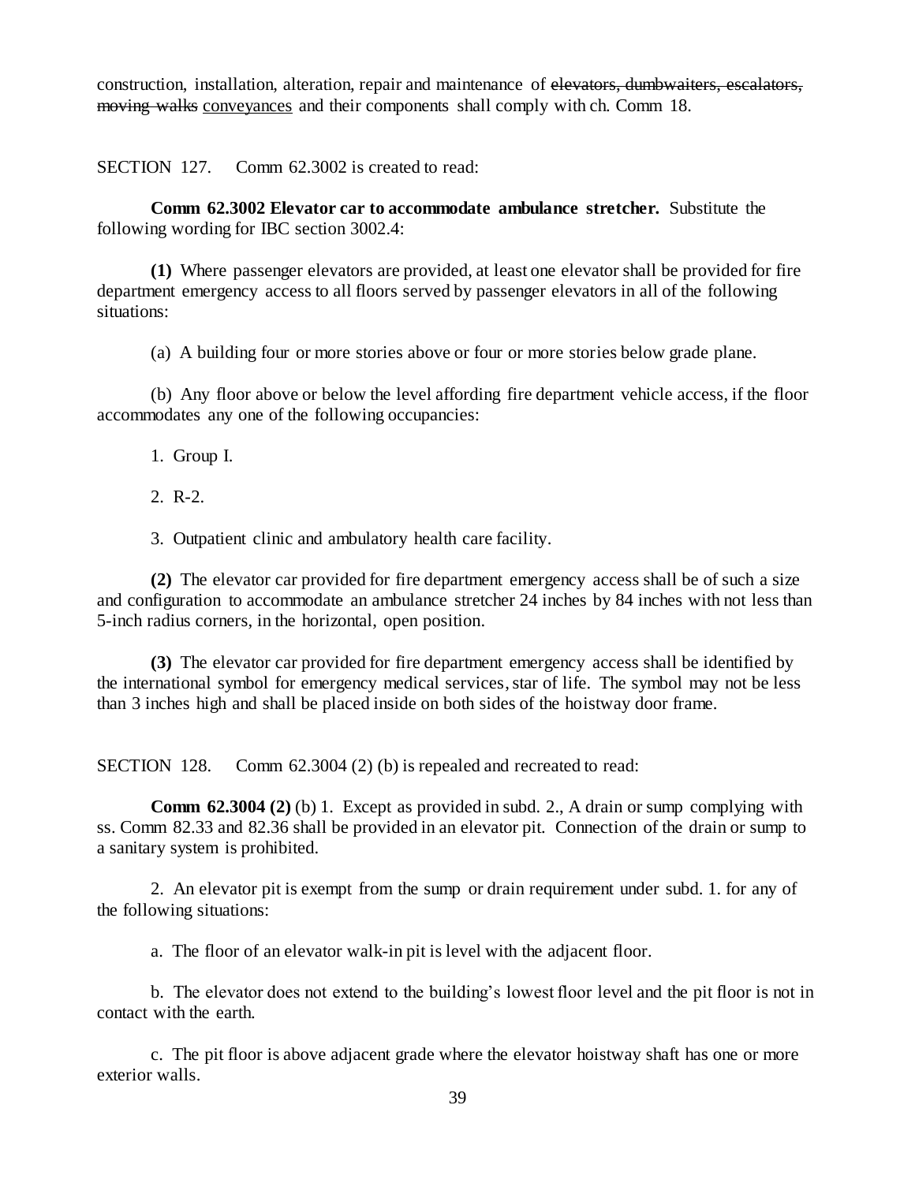construction, installation, alteration, repair and maintenance of ~~elevators, dumbwaiters, escalators, moving walks~~ <u>conveyances</u> and their components shall comply with ch. Comm 18.

SECTION 127. Comm 62.3002 is created to read:

**Comm 62.3002 Elevator car to accommodate ambulance stretcher.** Substitute the following wording for IBC section 3002.4:

**(1)** Where passenger elevators are provided, at least one elevator shall be provided for fire department emergency access to all floors served by passenger elevators in all of the following situations:

(a) A building four or more stories above or four or more stories below grade plane.

(b) Any floor above or below the level affording fire department vehicle access, if the floor accommodates any one of the following occupancies:

1. Group I.

2. R-2.

3. Outpatient clinic and ambulatory health care facility.

**(2)** The elevator car provided for fire department emergency access shall be of such a size and configuration to accommodate an ambulance stretcher 24 inches by 84 inches with not less than 5-inch radius corners, in the horizontal, open position.

**(3)** The elevator car provided for fire department emergency access shall be identified by the international symbol for emergency medical services, star of life. The symbol may not be less than 3 inches high and shall be placed inside on both sides of the hoistway door frame.

SECTION 128. Comm 62.3004 (2) (b) is repealed and recreated to read:

**Comm 62.3004 (2)** (b) 1. Except as provided in subd. 2., A drain or sump complying with ss. Comm 82.33 and 82.36 shall be provided in an elevator pit. Connection of the drain or sump to a sanitary system is prohibited.

2. An elevator pit is exempt from the sump or drain requirement under subd. 1. for any of the following situations:

a. The floor of an elevator walk-in pit is level with the adjacent floor.

b. The elevator does not extend to the building's lowest floor level and the pit floor is not in contact with the earth.

c. The pit floor is above adjacent grade where the elevator hoistway shaft has one or more exterior walls.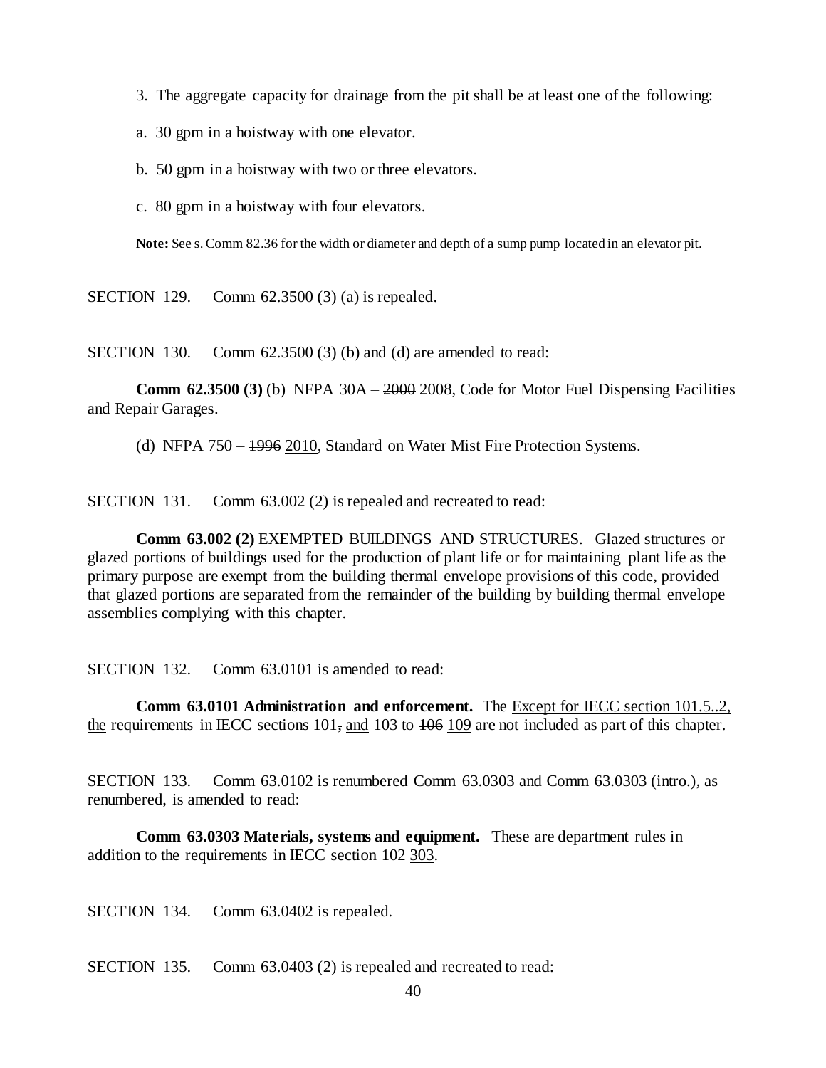3. The aggregate capacity for drainage from the pit shall be at least one of the following:

a. 30 gpm in a hoistway with one elevator.

b. 50 gpm in a hoistway with two or three elevators.

c. 80 gpm in a hoistway with four elevators.

**Note:** See s. Comm 82.36 for the width or diameter and depth of a sump pump located in an elevator pit.

SECTION 129. Comm 62.3500 (3) (a) is repealed.

SECTION 130. Comm 62.3500 (3) (b) and (d) are amended to read:

**Comm 62.3500 (3)** (b) NFPA 30A – ~~2000~~ <u>2008</u>, Code for Motor Fuel Dispensing Facilities and Repair Garages.

(d) NFPA 750 – ~~1996~~ <u>2010</u>, Standard on Water Mist Fire Protection Systems.

SECTION 131. Comm 63.002 (2) is repealed and recreated to read:

**Comm 63.002 (2)** EXEMPTED BUILDINGS AND STRUCTURES. Glazed structures or glazed portions of buildings used for the production of plant life or for maintaining plant life as the primary purpose are exempt from the building thermal envelope provisions of this code, provided that glazed portions are separated from the remainder of the building by building thermal envelope assemblies complying with this chapter.

SECTION 132. Comm 63.0101 is amended to read:

**Comm 63.0101 Administration and enforcement.** ~~The~~ <u>Except for IECC section 101.5..2, the</u> requirements in IECC sections 101~~,~~ <u>and</u> 103 to ~~106~~ <u>109</u> are not included as part of this chapter.

SECTION 133. Comm 63.0102 is renumbered Comm 63.0303 and Comm 63.0303 (intro.), as renumbered, is amended to read:

**Comm 63.0303 Materials, systems and equipment.** These are department rules in addition to the requirements in IECC section ~~102~~ <u>303</u>.

SECTION 134. Comm 63.0402 is repealed.

SECTION 135. Comm 63.0403 (2) is repealed and recreated to read: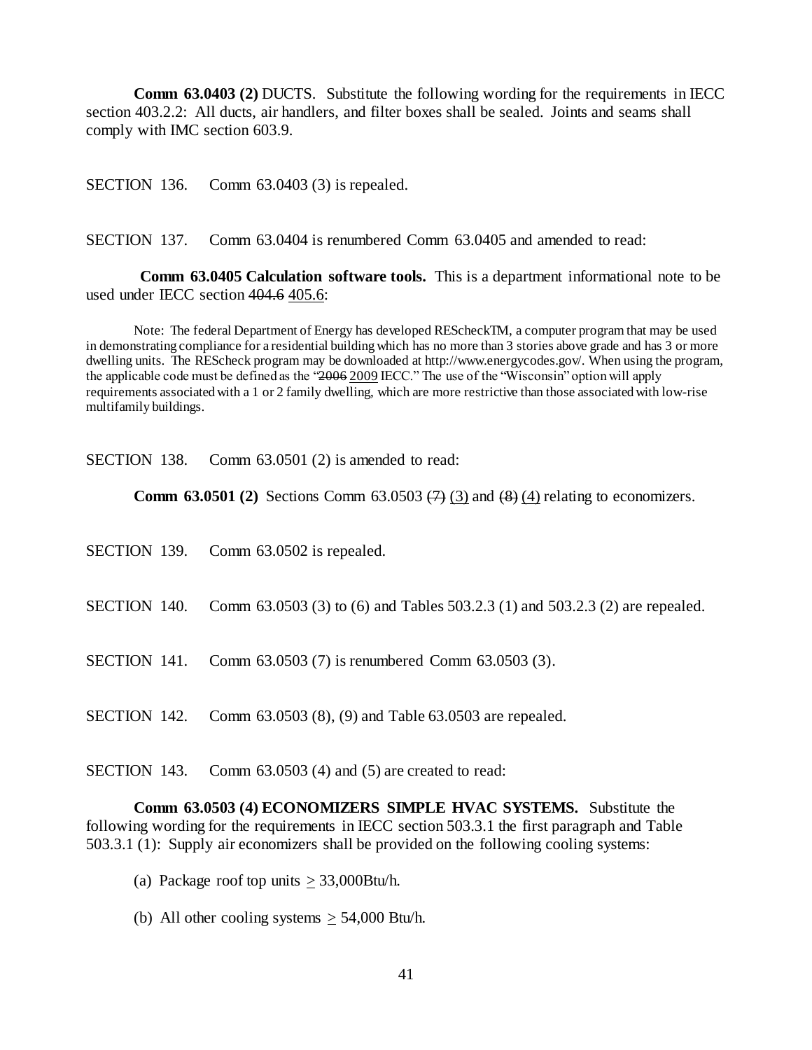**Comm 63.0403 (2)** DUCTS. Substitute the following wording for the requirements in IECC section 403.2.2: All ducts, air handlers, and filter boxes shall be sealed. Joints and seams shall comply with IMC section 603.9.

SECTION 136. Comm 63.0403 (3) is repealed.

SECTION 137. Comm 63.0404 is renumbered Comm 63.0405 and amended to read:

**Comm 63.0405 Calculation software tools.** This is a department informational note to be used under IECC section ~~404.6~~ 405.6:

Note: The federal Department of Energy has developed REScheckTM, a computer program that may be used in demonstrating compliance for a residential building which has no more than 3 stories above grade and has 3 or more dwelling units. The REScheck program may be downloaded at http://www.energycodes.gov/. When using the program, the applicable code must be defined as the "~~2006~~ 2009 IECC." The use of the "Wisconsin" option will apply requirements associated with a 1 or 2 family dwelling, which are more restrictive than those associated with low-rise multifamily buildings.

SECTION 138. Comm 63.0501 (2) is amended to read:

**Comm 63.0501 (2)** Sections Comm 63.0503 ~~(7)~~ (3) and ~~(8)~~ (4) relating to economizers.

SECTION 139. Comm 63.0502 is repealed.

SECTION 140. Comm 63.0503 (3) to (6) and Tables 503.2.3 (1) and 503.2.3 (2) are repealed.

SECTION 141. Comm 63.0503 (7) is renumbered Comm 63.0503 (3).

SECTION 142. Comm 63.0503 (8), (9) and Table 63.0503 are repealed.

SECTION 143. Comm 63.0503 (4) and (5) are created to read:

**Comm 63.0503 (4) ECONOMIZERS SIMPLE HVAC SYSTEMS.** Substitute the following wording for the requirements in IECC section 503.3.1 the first paragraph and Table 503.3.1 (1): Supply air economizers shall be provided on the following cooling systems:

(a) Package roof top units $\geq$ 33,000Btu/h.

(b) All other cooling systems $\geq$ 54,000 Btu/h.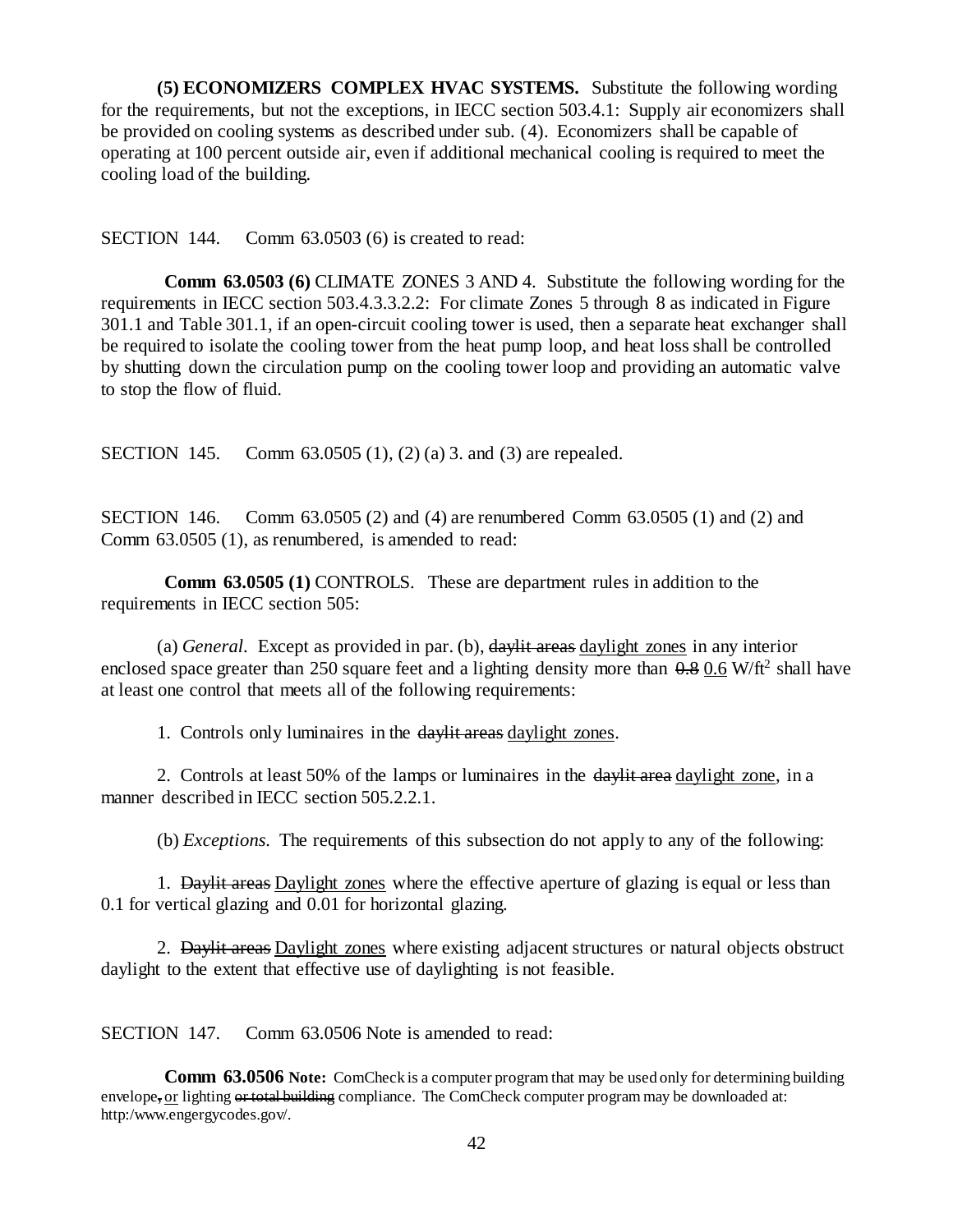**(5) ECONOMIZERS COMPLEX HVAC SYSTEMS.** Substitute the following wording for the requirements, but not the exceptions, in IECC section 503.4.1: Supply air economizers shall be provided on cooling systems as described under sub. (4). Economizers shall be capable of operating at 100 percent outside air, even if additional mechanical cooling is required to meet the cooling load of the building.

SECTION 144. Comm 63.0503 (6) is created to read:

**Comm 63.0503 (6)** CLIMATE ZONES 3 AND 4. Substitute the following wording for the requirements in IECC section 503.4.3.3.2.2: For climate Zones 5 through 8 as indicated in Figure 301.1 and Table 301.1, if an open-circuit cooling tower is used, then a separate heat exchanger shall be required to isolate the cooling tower from the heat pump loop, and heat loss shall be controlled by shutting down the circulation pump on the cooling tower loop and providing an automatic valve to stop the flow of fluid.

SECTION 145. Comm 63.0505 (1), (2) (a) 3. and (3) are repealed.

SECTION 146. Comm 63.0505 (2) and (4) are renumbered Comm 63.0505 (1) and (2) and Comm 63.0505 (1), as renumbered, is amended to read:

**Comm 63.0505 (1)** CONTROLS. These are department rules in addition to the requirements in IECC section 505:

(a) *General*. Except as provided in par. (b), ~~daylit areas~~ daylight zones in any interior enclosed space greater than 250 square feet and a lighting density more than ~~0.8~~ 0.6 W/ft$^2$ shall have at least one control that meets all of the following requirements:

1. Controls only luminaires in the ~~daylit areas~~ daylight zones.

2. Controls at least 50% of the lamps or luminaires in the ~~daylit area~~ daylight zone, in a manner described in IECC section 505.2.2.1.

(b) *Exceptions.* The requirements of this subsection do not apply to any of the following:

1. ~~Daylit areas~~ Daylight zones where the effective aperture of glazing is equal or less than 0.1 for vertical glazing and 0.01 for horizontal glazing.

2. ~~Daylit areas~~ Daylight zones where existing adjacent structures or natural objects obstruct daylight to the extent that effective use of daylighting is not feasible.

SECTION 147. Comm 63.0506 Note is amended to read:

**Comm 63.0506 Note:** ComCheck is a computer program that may be used only for determining building envelope~~,~~ or lighting ~~or total building~~ compliance. The ComCheck computer program may be downloaded at: http:/www.engergycodes.gov/.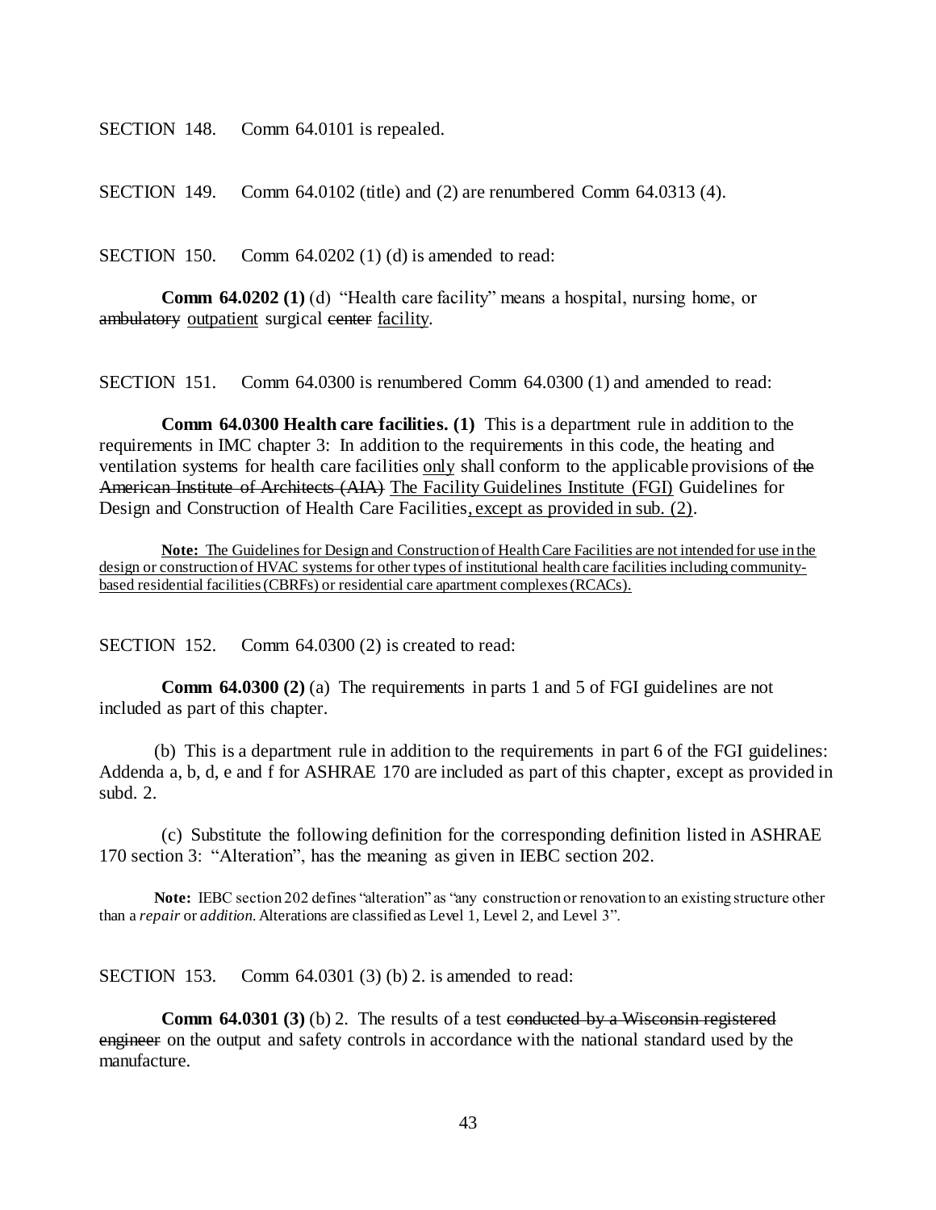SECTION 148. Comm 64.0101 is repealed.

SECTION 149. Comm 64.0102 (title) and (2) are renumbered Comm 64.0313 (4).

SECTION 150. Comm 64.0202 (1) (d) is amended to read:

**Comm 64.0202 (1)** (d) "Health care facility" means a hospital, nursing home, or ~~ambulatory~~ <u>outpatient</u> surgical ~~center~~ <u>facility</u>.

SECTION 151. Comm 64.0300 is renumbered Comm 64.0300 (1) and amended to read:

**Comm 64.0300 Health care facilities. (1)** This is a department rule in addition to the requirements in IMC chapter 3: In addition to the requirements in this code, the heating and ventilation systems for health care facilities <u>only</u> shall conform to the applicable provisions of ~~the American Institute of Architects (AIA)~~ <u>The Facility Guidelines Institute (FGI)</u> Guidelines for Design and Construction of Health Care Facilities<u>, except as provided in sub. (2)</u>.

<u>**Note:** The Guidelines for Design and Construction of Health Care Facilities are not intended for use in the design or construction of HVAC systems for other types of institutional health care facilities including community-based residential facilities (CBRFs) or residential care apartment complexes (RCACs).</u>

SECTION 152. Comm 64.0300 (2) is created to read:

**Comm 64.0300 (2)** (a) The requirements in parts 1 and 5 of FGI guidelines are not included as part of this chapter.

(b) This is a department rule in addition to the requirements in part 6 of the FGI guidelines: Addenda a, b, d, e and f for ASHRAE 170 are included as part of this chapter, except as provided in subd. 2.

(c) Substitute the following definition for the corresponding definition listed in ASHRAE 170 section 3: "Alteration", has the meaning as given in IEBC section 202.

**Note:** IEBC section 202 defines "alteration" as "any construction or renovation to an existing structure other than a *repair* or *addition*. Alterations are classified as Level 1, Level 2, and Level 3".

SECTION 153. Comm 64.0301 (3) (b) 2. is amended to read:

**Comm 64.0301 (3)** (b) 2. The results of a test ~~conducted by a Wisconsin registered engineer~~ on the output and safety controls in accordance with the national standard used by the manufacture.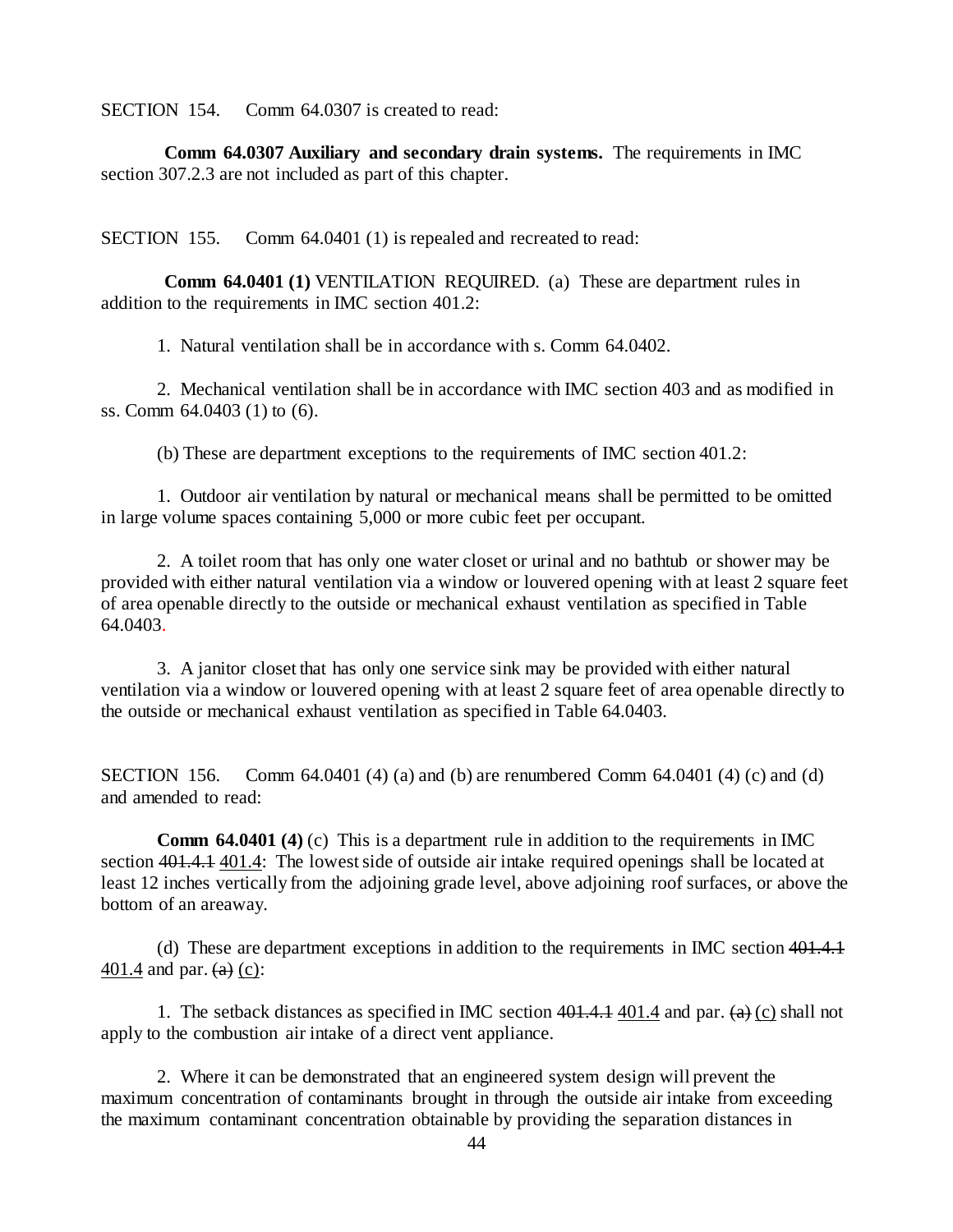SECTION 154. Comm 64.0307 is created to read:

**Comm 64.0307 Auxiliary and secondary drain systems.** The requirements in IMC section 307.2.3 are not included as part of this chapter.

SECTION 155. Comm 64.0401 (1) is repealed and recreated to read:

**Comm 64.0401 (1)** VENTILATION REQUIRED. (a) These are department rules in addition to the requirements in IMC section 401.2:

1. Natural ventilation shall be in accordance with s. Comm 64.0402.

2. Mechanical ventilation shall be in accordance with IMC section 403 and as modified in ss. Comm 64.0403 (1) to (6).

(b) These are department exceptions to the requirements of IMC section 401.2:

1. Outdoor air ventilation by natural or mechanical means shall be permitted to be omitted in large volume spaces containing 5,000 or more cubic feet per occupant.

2. A toilet room that has only one water closet or urinal and no bathtub or shower may be provided with either natural ventilation via a window or louvered opening with at least 2 square feet of area openable directly to the outside or mechanical exhaust ventilation as specified in Table 64.0403.

3. A janitor closet that has only one service sink may be provided with either natural ventilation via a window or louvered opening with at least 2 square feet of area openable directly to the outside or mechanical exhaust ventilation as specified in Table 64.0403.

SECTION 156. Comm 64.0401 (4) (a) and (b) are renumbered Comm 64.0401 (4) (c) and (d) and amended to read:

**Comm 64.0401 (4)** (c) This is a department rule in addition to the requirements in IMC section ~~401.4.1~~ 401.4: The lowest side of outside air intake required openings shall be located at least 12 inches vertically from the adjoining grade level, above adjoining roof surfaces, or above the bottom of an areaway.

(d) These are department exceptions in addition to the requirements in IMC section ~~401.4.1~~ 401.4 and par. ~~(a)~~ (c):

1. The setback distances as specified in IMC section ~~401.4.1~~ 401.4 and par. ~~(a)~~ (c) shall not apply to the combustion air intake of a direct vent appliance.

2. Where it can be demonstrated that an engineered system design will prevent the maximum concentration of contaminants brought in through the outside air intake from exceeding the maximum contaminant concentration obtainable by providing the separation distances in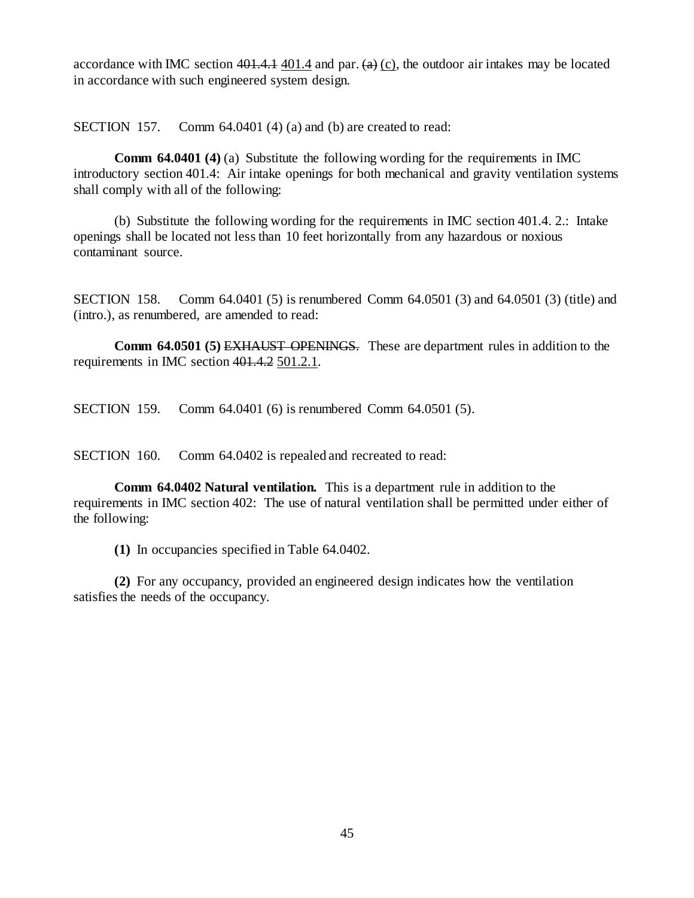accordance with IMC section ~~401.4.1~~ 401.4 and par. ~~(a)~~ (c), the outdoor air intakes may be located in accordance with such engineered system design.

SECTION 157. Comm 64.0401 (4) (a) and (b) are created to read:

**Comm 64.0401 (4)** (a) Substitute the following wording for the requirements in IMC introductory section 401.4: Air intake openings for both mechanical and gravity ventilation systems shall comply with all of the following:

(b) Substitute the following wording for the requirements in IMC section 401.4. 2.: Intake openings shall be located not less than 10 feet horizontally from any hazardous or noxious contaminant source.

SECTION 158. Comm 64.0401 (5) is renumbered Comm 64.0501 (3) and 64.0501 (3) (title) and (intro.), as renumbered, are amended to read:

**Comm 64.0501 (5)** ~~EXHAUST OPENINGS.~~ These are department rules in addition to the requirements in IMC section ~~401.4.2~~ 501.2.1.

SECTION 159. Comm 64.0401 (6) is renumbered Comm 64.0501 (5).

SECTION 160. Comm 64.0402 is repealed and recreated to read:

**Comm 64.0402 Natural ventilation.** This is a department rule in addition to the requirements in IMC section 402: The use of natural ventilation shall be permitted under either of the following:

**(1)** In occupancies specified in Table 64.0402.

**(2)** For any occupancy, provided an engineered design indicates how the ventilation satisfies the needs of the occupancy.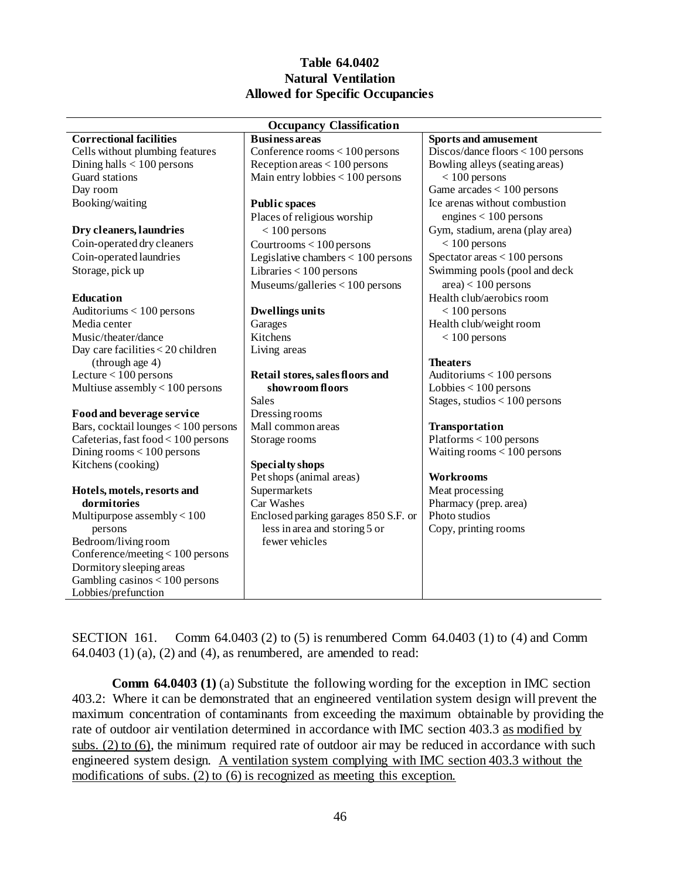**Table 64.0402**
**Natural Ventilation**
**Allowed for Specific Occupancies**

| Occupancy Classification | | |
|---|---|---|
| **Correctional facilities** | **Business areas** | **Sports and amusement** |
| Cells without plumbing features | Conference rooms < 100 persons | Discos/dance floors < 100 persons |
| Dining halls < 100 persons | Reception areas < 100 persons | Bowling alleys (seating areas) < 100 persons |
| Guard stations | Main entry lobbies < 100 persons | Game arcades < 100 persons |
| Day room | | Ice arenas without combustion engines < 100 persons |
| Booking/waiting | **Public spaces** | Gym, stadium, arena (play area) < 100 persons |
| | Places of religious worship < 100 persons | Spectator areas < 100 persons |
| **Dry cleaners, laundries** | Courtrooms < 100 persons | Swimming pools (pool and deck area) < 100 persons |
| Coin-operated dry cleaners | Legislative chambers < 100 persons | Health club/aerobics room < 100 persons |
| Coin-operated laundries | Libraries < 100 persons | Health club/weight room < 100 persons |
| Storage, pick up | Museums/galleries < 100 persons | |
| | | **Theaters** |
| **Education** | **Dwellings units** | Auditoriums < 100 persons |
| Auditoriums < 100 persons | Garages | Lobbies < 100 persons |
| Media center | Kitchens | Stages, studios < 100 persons |
| Music/theater/dance | Living areas | |
| Day care facilities < 20 children (through age 4) | | **Transportation** |
| Lecture < 100 persons | **Retail stores, sales floors and showroom floors** | Platforms < 100 persons |
| Multiuse assembly < 100 persons | Sales | Waiting rooms < 100 persons |
| | Dressing rooms | |
| **Food and beverage service** | Mall common areas | **Workrooms** |
| Bars, cocktail lounges < 100 persons | Storage rooms | Meat processing |
| Cafeterias, fast food < 100 persons | | Pharmacy (prep. area) |
| Dining rooms < 100 persons | **Specialty shops** | Photo studios |
| Kitchens (cooking) | Pet shops (animal areas) | Copy, printing rooms |
| | Supermarkets | |
| **Hotels, motels, resorts and dormitories** | Car Washes | |
| Multipurpose assembly < 100 persons | Enclosed parking garages 850 S.F. or less in area and storing 5 or fewer vehicles | |
| Bedroom/living room | | |
| Conference/meeting < 100 persons | | |
| Dormitory sleeping areas | | |
| Gambling casinos < 100 persons | | |
| Lobbies/prefunction | | |

SECTION 161. Comm 64.0403 (2) to (5) is renumbered Comm 64.0403 (1) to (4) and Comm 64.0403 (1) (a), (2) and (4), as renumbered, are amended to read:

**Comm 64.0403 (1)** (a) Substitute the following wording for the exception in IMC section 403.2: Where it can be demonstrated that an engineered ventilation system design will prevent the maximum concentration of contaminants from exceeding the maximum obtainable by providing the rate of outdoor air ventilation determined in accordance with IMC section 403.3 <u>as modified by subs. (2) to (6)</u>, the minimum required rate of outdoor air may be reduced in accordance with such engineered system design. <u>A ventilation system complying with IMC section 403.3 without the modifications of subs. (2) to (6) is recognized as meeting this exception.</u>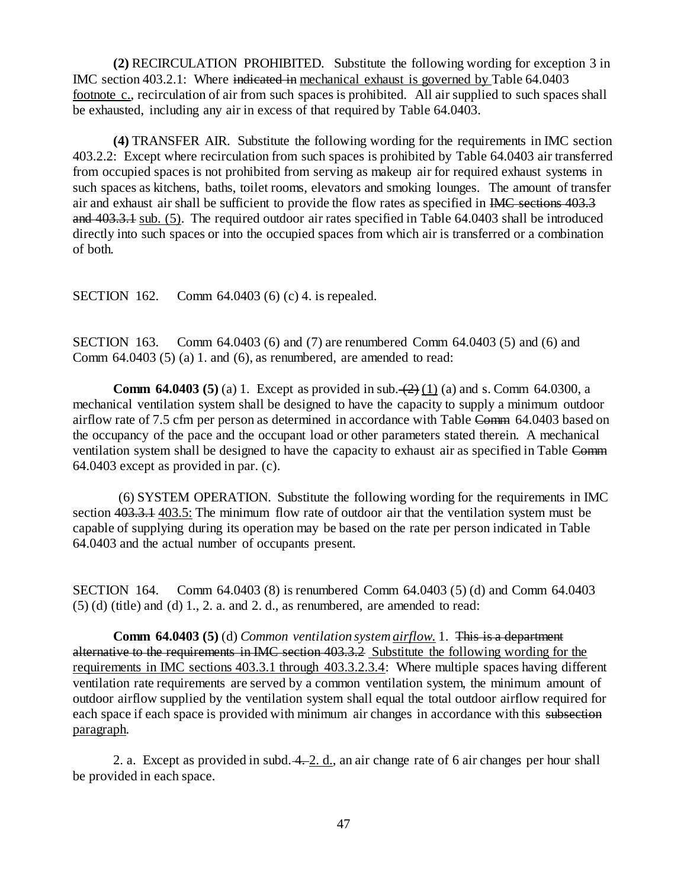**(2)** RECIRCULATION PROHIBITED. Substitute the following wording for exception 3 in IMC section 403.2.1: Where ~~indicated in~~ mechanical exhaust is governed by Table 64.0403 footnote c., recirculation of air from such spaces is prohibited. All air supplied to such spaces shall be exhausted, including any air in excess of that required by Table 64.0403.

**(4)** TRANSFER AIR. Substitute the following wording for the requirements in IMC section 403.2.2: Except where recirculation from such spaces is prohibited by Table 64.0403 air transferred from occupied spaces is not prohibited from serving as makeup air for required exhaust systems in such spaces as kitchens, baths, toilet rooms, elevators and smoking lounges. The amount of transfer air and exhaust air shall be sufficient to provide the flow rates as specified in ~~IMC sections 403.3 and 403.3.1~~ sub. (5). The required outdoor air rates specified in Table 64.0403 shall be introduced directly into such spaces or into the occupied spaces from which air is transferred or a combination of both.

SECTION 162. Comm 64.0403 (6) (c) 4. is repealed.

SECTION 163. Comm 64.0403 (6) and (7) are renumbered Comm 64.0403 (5) and (6) and Comm 64.0403 (5) (a) 1. and (6), as renumbered, are amended to read:

**Comm 64.0403 (5)** (a) 1. Except as provided in sub. ~~(2)~~ (1) (a) and s. Comm 64.0300, a mechanical ventilation system shall be designed to have the capacity to supply a minimum outdoor airflow rate of 7.5 cfm per person as determined in accordance with Table ~~Comm~~ 64.0403 based on the occupancy of the pace and the occupant load or other parameters stated therein. A mechanical ventilation system shall be designed to have the capacity to exhaust air as specified in Table ~~Comm~~ 64.0403 except as provided in par. (c).

(6) SYSTEM OPERATION. Substitute the following wording for the requirements in IMC section ~~403.3.1~~ 403.5: The minimum flow rate of outdoor air that the ventilation system must be capable of supplying during its operation may be based on the rate per person indicated in Table 64.0403 and the actual number of occupants present.

SECTION 164. Comm 64.0403 (8) is renumbered Comm 64.0403 (5) (d) and Comm 64.0403 (5) (d) (title) and (d) 1., 2. a. and 2. d., as renumbered, are amended to read:

**Comm 64.0403 (5)** (d) *Common ventilation system airflow.* 1. ~~This is a department alternative to the requirements in IMC section 403.3.2~~ Substitute the following wording for the requirements in IMC sections 403.3.1 through 403.3.2.3.4: Where multiple spaces having different ventilation rate requirements are served by a common ventilation system, the minimum amount of outdoor airflow supplied by the ventilation system shall equal the total outdoor airflow required for each space if each space is provided with minimum air changes in accordance with this ~~subsection~~ paragraph.

2. a. Except as provided in subd. ~~4.~~ 2. d., an air change rate of 6 air changes per hour shall be provided in each space.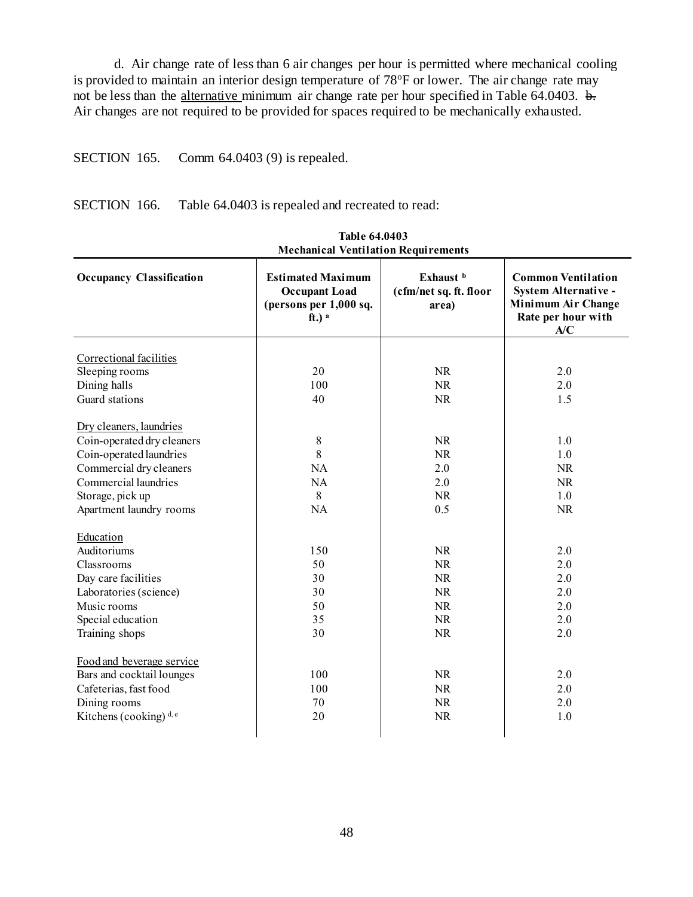d. Air change rate of less than 6 air changes per hour is permitted where mechanical cooling is provided to maintain an interior design temperature of 78°F or lower. The air change rate may not be less than the alternative minimum air change rate per hour specified in Table 64.0403. ~~b.~~ Air changes are not required to be provided for spaces required to be mechanically exhausted.

SECTION 165. Comm 64.0403 (9) is repealed.

SECTION 166. Table 64.0403 is repealed and recreated to read:

**Table 64.0403**
**Mechanical Ventilation Requirements**

| Occupancy Classification | Estimated Maximum Occupant Load (persons per 1,000 sq. ft.) [a] | Exhaust [b] (cfm/net sq. ft. floor area) | Common Ventilation System Alternative - Minimum Air Change Rate per hour with A/C |
|---|---|---|---|
| Correctional facilities | | | |
| Sleeping rooms | 20 | NR | 2.0 |
| Dining halls | 100 | NR | 2.0 |
| Guard stations | 40 | NR | 1.5 |
| Dry cleaners, laundries | | | |
| Coin-operated dry cleaners | 8 | NR | 1.0 |
| Coin-operated laundries | 8 | NR | 1.0 |
| Commercial dry cleaners | NA | 2.0 | NR |
| Commercial laundries | NA | 2.0 | NR |
| Storage, pick up | 8 | NR | 1.0 |
| Apartment laundry rooms | NA | 0.5 | NR |
| Education | | | |
| Auditoriums | 150 | NR | 2.0 |
| Classrooms | 50 | NR | 2.0 |
| Day care facilities | 30 | NR | 2.0 |
| Laboratories (science) | 30 | NR | 2.0 |
| Music rooms | 50 | NR | 2.0 |
| Special education | 35 | NR | 2.0 |
| Training shops | 30 | NR | 2.0 |
| Food and beverage service | | | |
| Bars and cocktail lounges | 100 | NR | 2.0 |
| Cafeterias, fast food | 100 | NR | 2.0 |
| Dining rooms | 70 | NR | 2.0 |
| Kitchens (cooking) [d, e] | 20 | NR | 1.0 |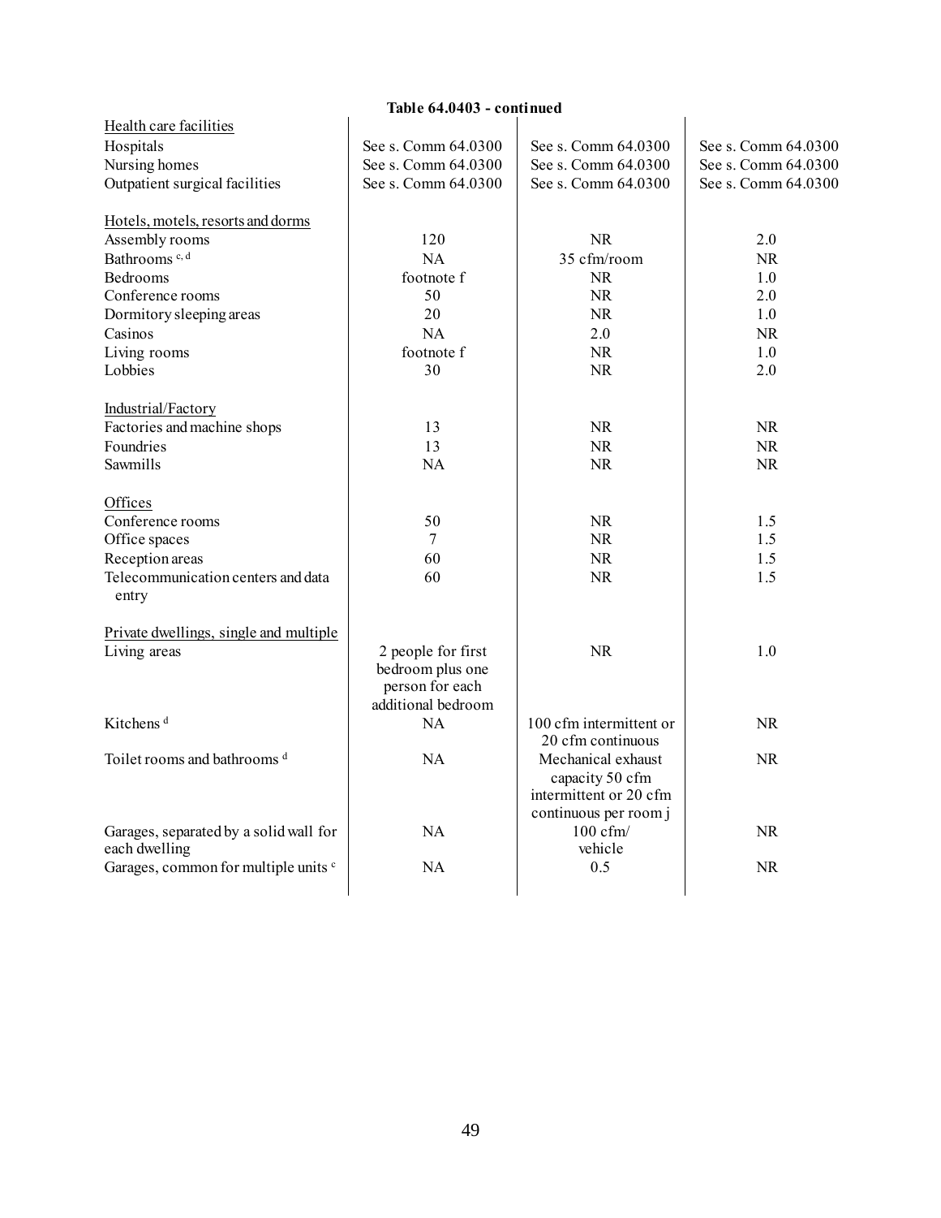**Table 64.0403 - continued**

| | | | |
|---|---|---|---|
| Health care facilities | | | |
| Hospitals | See s. Comm 64.0300 | See s. Comm 64.0300 | See s. Comm 64.0300 |
| Nursing homes | See s. Comm 64.0300 | See s. Comm 64.0300 | See s. Comm 64.0300 |
| Outpatient surgical facilities | See s. Comm 64.0300 | See s. Comm 64.0300 | See s. Comm 64.0300 |
| Hotels, motels, resorts and dorms | | | |
| Assembly rooms | 120 | NR | 2.0 |
| Bathrooms [c, d] | NA | 35 cfm/room | NR |
| Bedrooms | footnote f | NR | 1.0 |
| Conference rooms | 50 | NR | 2.0 |
| Dormitory sleeping areas | 20 | NR | 1.0 |
| Casinos | NA | 2.0 | NR |
| Living rooms | footnote f | NR | 1.0 |
| Lobbies | 30 | NR | 2.0 |
| Industrial/Factory | | | |
| Factories and machine shops | 13 | NR | NR |
| Foundries | 13 | NR | NR |
| Sawmills | NA | NR | NR |
| Offices | | | |
| Conference rooms | 50 | NR | 1.5 |
| Office spaces | 7 | NR | 1.5 |
| Reception areas | 60 | NR | 1.5 |
| Telecommunication centers and data entry | 60 | NR | 1.5 |
| Private dwellings, single and multiple | | | |
| Living areas | 2 people for first bedroom plus one person for each additional bedroom | NR | 1.0 |
| Kitchens [d] | NA | 100 cfm intermittent or 20 cfm continuous | NR |
| Toilet rooms and bathrooms [d] | NA | Mechanical exhaust capacity 50 cfm intermittent or 20 cfm continuous per room j | NR |
| Garages, separated by a solid wall for each dwelling | NA | 100 cfm/ vehicle | NR |
| Garages, common for multiple units [c] | NA | 0.5 | NR |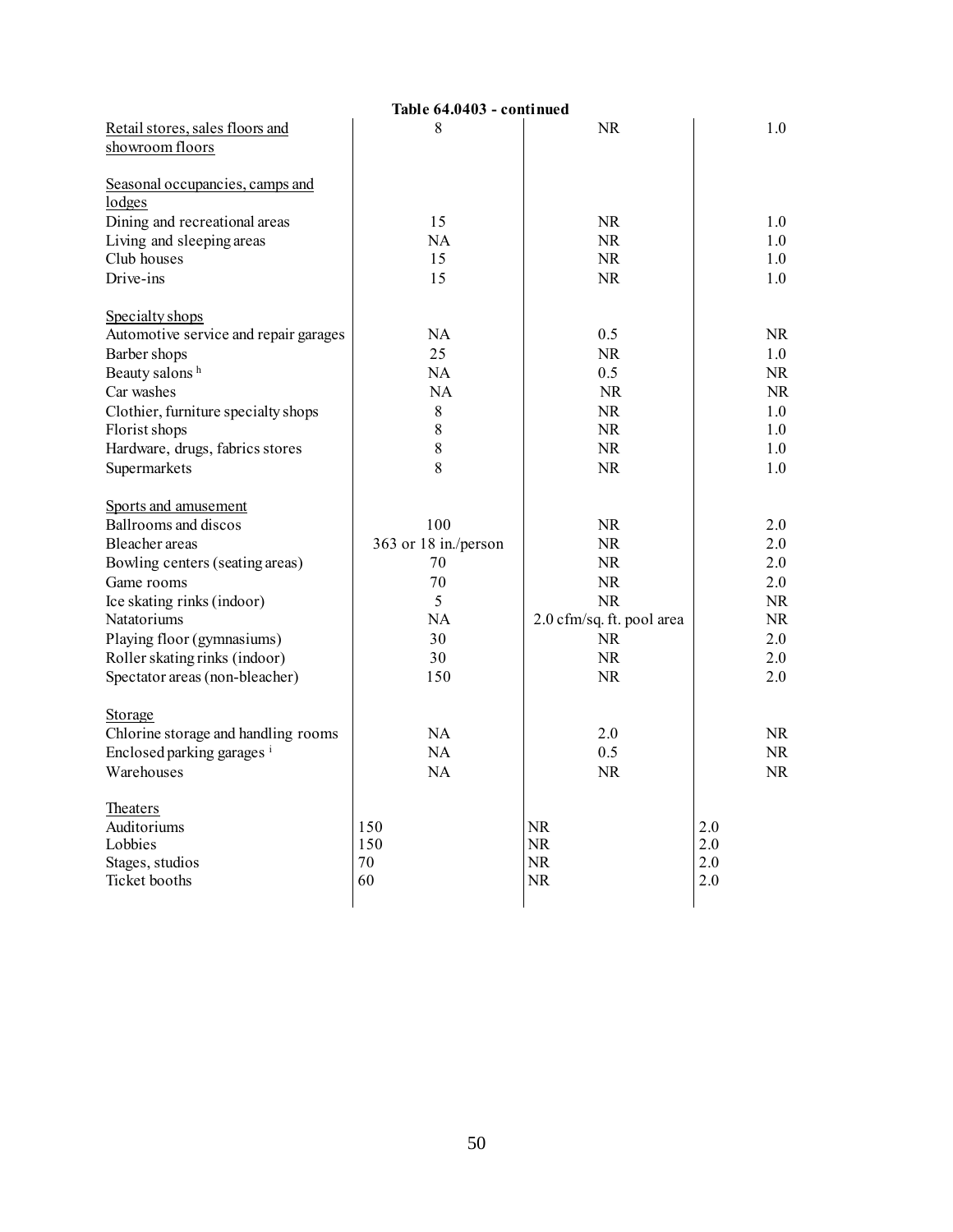**Table 64.0403 - continued**

| | | | |
|---|---|---|---|
| Retail stores, sales floors and showroom floors | 8 | NR | 1.0 |
| | | | |
| Seasonal occupancies, camps and lodges | | | |
| Dining and recreational areas | 15 | NR | 1.0 |
| Living and sleeping areas | NA | NR | 1.0 |
| Club houses | 15 | NR | 1.0 |
| Drive-ins | 15 | NR | 1.0 |
| | | | |
| Specialty shops | | | |
| Automotive service and repair garages | NA | 0.5 | NR |
| Barber shops | 25 | NR | 1.0 |
| Beauty salons [h] | NA | 0.5 | NR |
| Car washes | NA | NR | NR |
| Clothier, furniture specialty shops | 8 | NR | 1.0 |
| Florist shops | 8 | NR | 1.0 |
| Hardware, drugs, fabrics stores | 8 | NR | 1.0 |
| Supermarkets | 8 | NR | 1.0 |
| | | | |
| Sports and amusement | | | |
| Ballrooms and discos | 100 | NR | 2.0 |
| Bleacher areas | 363 or 18 in./person | NR | 2.0 |
| Bowling centers (seating areas) | 70 | NR | 2.0 |
| Game rooms | 70 | NR | 2.0 |
| Ice skating rinks (indoor) | 5 | NR | NR |
| Natatoriums | NA | 2.0 cfm/sq. ft. pool area | NR |
| Playing floor (gymnasiums) | 30 | NR | 2.0 |
| Roller skating rinks (indoor) | 30 | NR | 2.0 |
| Spectator areas (non-bleacher) | 150 | NR | 2.0 |
| | | | |
| Storage | | | |
| Chlorine storage and handling rooms | NA | 2.0 | NR |
| Enclosed parking garages [i] | NA | 0.5 | NR |
| Warehouses | NA | NR | NR |
| | | | |
| Theaters | | | |
| Auditoriums | 150 | NR | 2.0 |
| Lobbies | 150 | NR | 2.0 |
| Stages, studios | 70 | NR | 2.0 |
| Ticket booths | 60 | NR | 2.0 |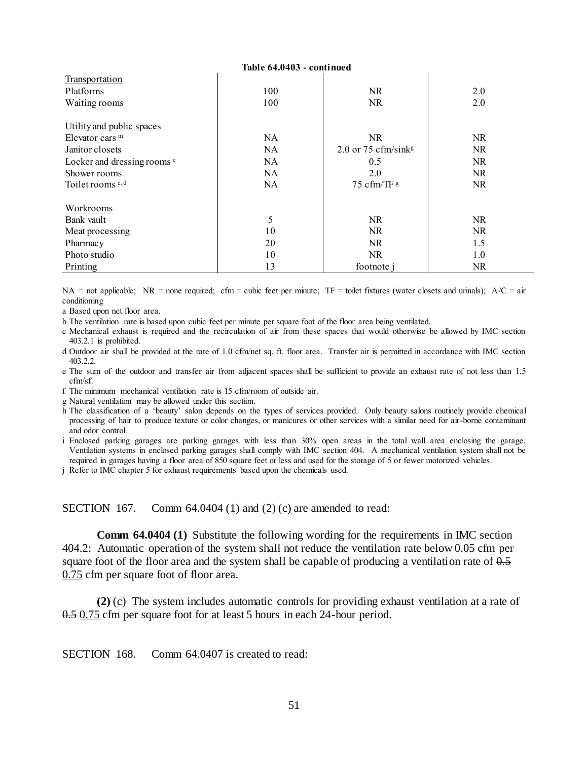**Table 64.0403 - continued**

| | | | |
|---|---|---|---|
| Transportation | | | |
| Platforms | 100 | NR | 2.0 |
| Waiting rooms | 100 | NR | 2.0 |
| | | | |
| Utility and public spaces | | | |
| Elevator cars [m] | NA | NR | NR |
| Janitor closets | NA | 2.0 or 75 cfm/sink[g] | NR |
| Locker and dressing rooms [c] | NA | 0.5 | NR |
| Shower rooms | NA | 2.0 | NR |
| Toilet rooms [c, d] | NA | 75 cfm/TF [g] | NR |
| | | | |
| Workrooms | | | |
| Bank vault | 5 | NR | NR |
| Meat processing | 10 | NR | NR |
| Pharmacy | 20 | NR | 1.5 |
| Photo studio | 10 | NR | 1.0 |
| Printing | 13 | footnote j | NR |

NA = not applicable; NR = none required; cfm = cubic feet per minute; TF = toilet fixtures (water closets and urinals); A/C = air conditioning

a Based upon net floor area.

b The ventilation rate is based upon cubic feet per minute per square foot of the floor area being ventilated.

c Mechanical exhaust is required and the recirculation of air from these spaces that would otherwise be allowed by IMC section 403.2.1 is prohibited.

d Outdoor air shall be provided at the rate of 1.0 cfm/net sq. ft. floor area. Transfer air is permitted in accordance with IMC section 403.2.2.

e The sum of the outdoor and transfer air from adjacent spaces shall be sufficient to provide an exhaust rate of not less than 1.5 cfm/sf.

f The minimum mechanical ventilation rate is 15 cfm/room of outside air.

g Natural ventilation may be allowed under this section.

h The classification of a 'beauty' salon depends on the types of services provided. Only beauty salons routinely provide chemical processing of hair to produce texture or color changes, or manicures or other services with a similar need for air-borne contaminant and odor control.

i Enclosed parking garages are parking garages with less than 30% open areas in the total wall area enclosing the garage. Ventilation systems in enclosed parking garages shall comply with IMC section 404. A mechanical ventilation system shall not be required in garages having a floor area of 850 square feet or less and used for the storage of 5 or fewer motorized vehicles.

j Refer to IMC chapter 5 for exhaust requirements based upon the chemicals used.

SECTION 167. Comm 64.0404 (1) and (2) (c) are amended to read:

**Comm 64.0404 (1)** Substitute the following wording for the requirements in IMC section 404.2: Automatic operation of the system shall not reduce the ventilation rate below 0.05 cfm per square foot of the floor area and the system shall be capable of producing a ventilation rate of ~~0.5~~ <u>0.75</u> cfm per square foot of floor area.

**(2)** (c) The system includes automatic controls for providing exhaust ventilation at a rate of ~~0.5~~ <u>0.75</u> cfm per square foot for at least 5 hours in each 24-hour period.

SECTION 168. Comm 64.0407 is created to read: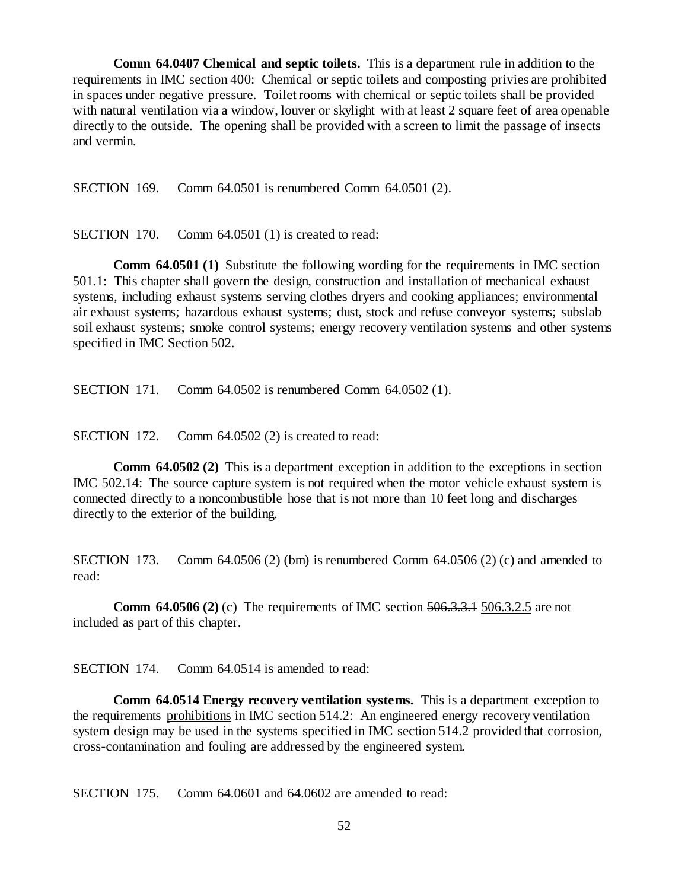**Comm 64.0407 Chemical and septic toilets.** This is a department rule in addition to the requirements in IMC section 400: Chemical or septic toilets and composting privies are prohibited in spaces under negative pressure. Toilet rooms with chemical or septic toilets shall be provided with natural ventilation via a window, louver or skylight with at least 2 square feet of area openable directly to the outside. The opening shall be provided with a screen to limit the passage of insects and vermin.

SECTION 169. Comm 64.0501 is renumbered Comm 64.0501 (2).

SECTION 170. Comm 64.0501 (1) is created to read:

**Comm 64.0501 (1)** Substitute the following wording for the requirements in IMC section 501.1: This chapter shall govern the design, construction and installation of mechanical exhaust systems, including exhaust systems serving clothes dryers and cooking appliances; environmental air exhaust systems; hazardous exhaust systems; dust, stock and refuse conveyor systems; subslab soil exhaust systems; smoke control systems; energy recovery ventilation systems and other systems specified in IMC Section 502.

SECTION 171. Comm 64.0502 is renumbered Comm 64.0502 (1).

SECTION 172. Comm 64.0502 (2) is created to read:

**Comm 64.0502 (2)** This is a department exception in addition to the exceptions in section IMC 502.14: The source capture system is not required when the motor vehicle exhaust system is connected directly to a noncombustible hose that is not more than 10 feet long and discharges directly to the exterior of the building.

SECTION 173. Comm 64.0506 (2) (bm) is renumbered Comm 64.0506 (2) (c) and amended to read:

**Comm 64.0506 (2)** (c) The requirements of IMC section ~~506.3.3.1~~ <u>506.3.2.5</u> are not included as part of this chapter.

SECTION 174. Comm 64.0514 is amended to read:

**Comm 64.0514 Energy recovery ventilation systems.** This is a department exception to the ~~requirements~~ <u>prohibitions</u> in IMC section 514.2: An engineered energy recovery ventilation system design may be used in the systems specified in IMC section 514.2 provided that corrosion, cross-contamination and fouling are addressed by the engineered system.

SECTION 175. Comm 64.0601 and 64.0602 are amended to read: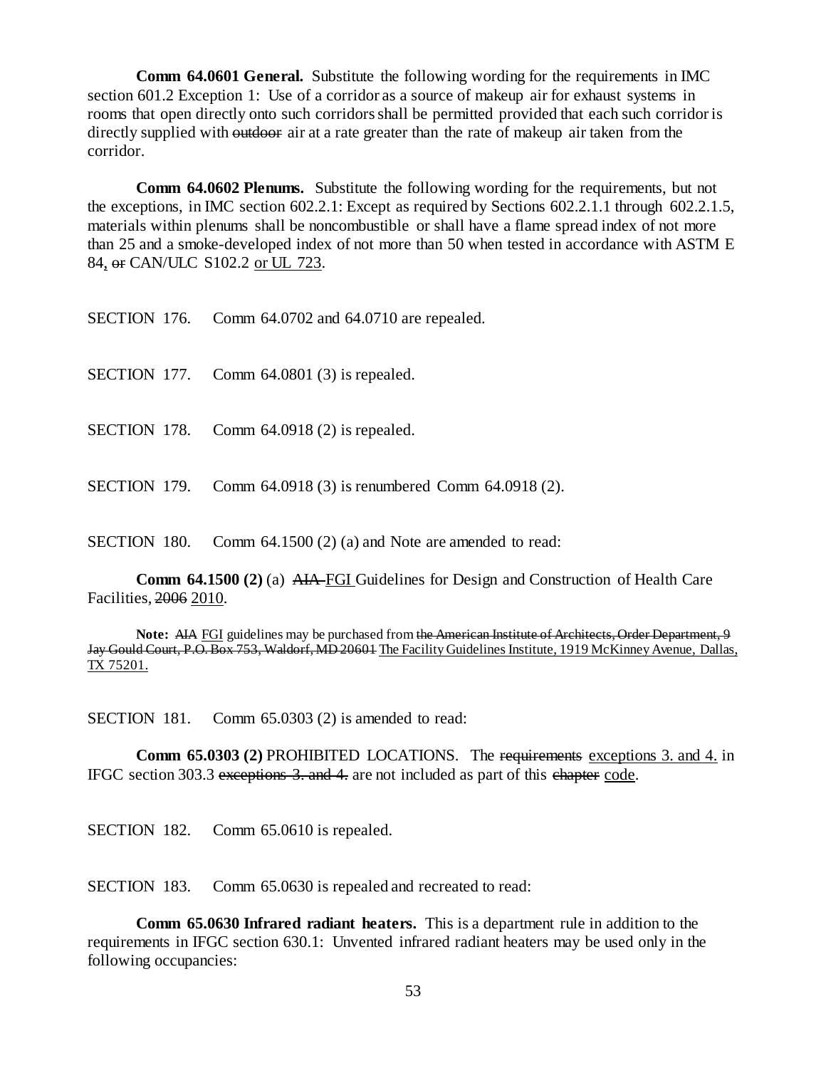**Comm 64.0601 General.** Substitute the following wording for the requirements in IMC section 601.2 Exception 1: Use of a corridor as a source of makeup air for exhaust systems in rooms that open directly onto such corridors shall be permitted provided that each such corridor is directly supplied with ~~outdoor~~ air at a rate greater than the rate of makeup air taken from the corridor.

**Comm 64.0602 Plenums.** Substitute the following wording for the requirements, but not the exceptions, in IMC section 602.2.1: Except as required by Sections 602.2.1.1 through 602.2.1.5, materials within plenums shall be noncombustible or shall have a flame spread index of not more than 25 and a smoke-developed index of not more than 50 when tested in accordance with ASTM E 84<u>,</u> ~~or~~ CAN/ULC S102.2 <u>or UL 723</u>.

SECTION 176. Comm 64.0702 and 64.0710 are repealed.

SECTION 177. Comm 64.0801 (3) is repealed.

SECTION 178. Comm 64.0918 (2) is repealed.

SECTION 179. Comm 64.0918 (3) is renumbered Comm 64.0918 (2).

SECTION 180. Comm 64.1500 (2) (a) and Note are amended to read:

**Comm 64.1500 (2)** (a) ~~AIA~~ <u>FGI</u> Guidelines for Design and Construction of Health Care Facilities, ~~2006~~ <u>2010</u>.

**Note:** ~~AIA~~ <u>FGI</u> guidelines may be purchased from ~~the American Institute of Architects, Order Department, 9 Jay Gould Court, P.O. Box 753, Waldorf, MD 20601~~ <u>The Facility Guidelines Institute, 1919 McKinney Avenue, Dallas, TX 75201.</u>

SECTION 181. Comm 65.0303 (2) is amended to read:

**Comm 65.0303 (2)** PROHIBITED LOCATIONS. The ~~requirements~~ <u>exceptions 3. and 4.</u> in IFGC section 303.3 ~~exceptions 3. and 4.~~ are not included as part of this ~~chapter~~ <u>code</u>.

SECTION 182. Comm 65.0610 is repealed.

SECTION 183. Comm 65.0630 is repealed and recreated to read:

**Comm 65.0630 Infrared radiant heaters.** This is a department rule in addition to the requirements in IFGC section 630.1: Unvented infrared radiant heaters may be used only in the following occupancies: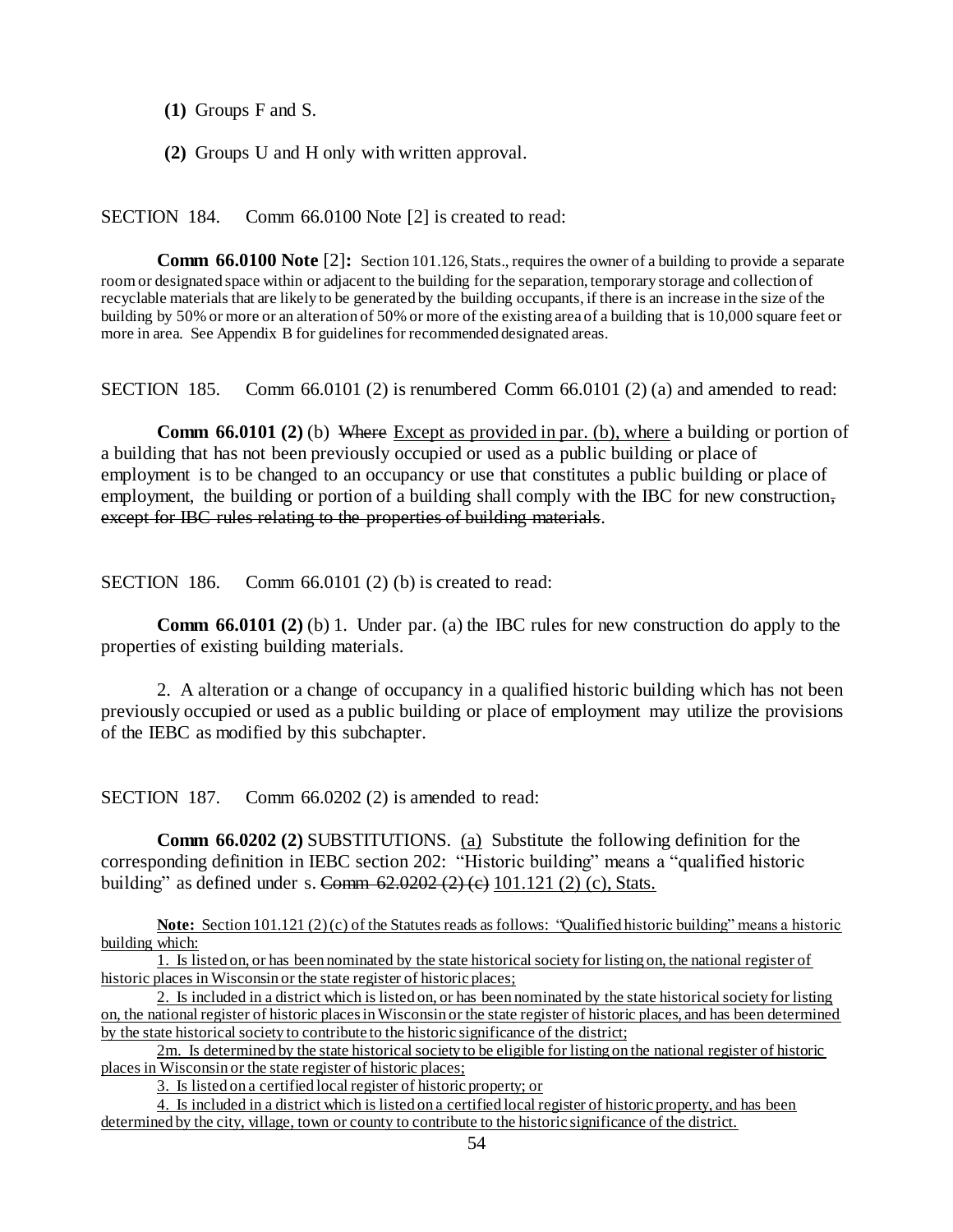**(1)** Groups F and S.

**(2)** Groups U and H only with written approval.

SECTION 184. Comm 66.0100 Note [2] is created to read:

**Comm 66.0100 Note** [2]**:** Section 101.126, Stats., requires the owner of a building to provide a separate room or designated space within or adjacent to the building for the separation, temporary storage and collection of recyclable materials that are likely to be generated by the building occupants, if there is an increase in the size of the building by 50% or more or an alteration of 50% or more of the existing area of a building that is 10,000 square feet or more in area. See Appendix B for guidelines for recommended designated areas.

SECTION 185. Comm 66.0101 (2) is renumbered Comm 66.0101 (2) (a) and amended to read:

**Comm 66.0101 (2)** (b) ~~Where~~ Except as provided in par. (b), where a building or portion of a building that has not been previously occupied or used as a public building or place of employment is to be changed to an occupancy or use that constitutes a public building or place of employment, the building or portion of a building shall comply with the IBC for new construction~~, except for IBC rules relating to the properties of building materials~~.

SECTION 186. Comm 66.0101 (2) (b) is created to read:

**Comm 66.0101 (2)** (b) 1. Under par. (a) the IBC rules for new construction do apply to the properties of existing building materials.

2. A alteration or a change of occupancy in a qualified historic building which has not been previously occupied or used as a public building or place of employment may utilize the provisions of the IEBC as modified by this subchapter.

SECTION 187. Comm 66.0202 (2) is amended to read:

**Comm 66.0202 (2)** SUBSTITUTIONS. (a) Substitute the following definition for the corresponding definition in IEBC section 202: "Historic building" means a "qualified historic building" as defined under s. ~~Comm 62.0202 (2) (c)~~ 101.121 (2) (c), Stats.

**Note:** Section 101.121 (2) (c) of the Statutes reads as follows: "Qualified historic building" means a historic building which:

1. Is listed on, or has been nominated by the state historical society for listing on, the national register of historic places in Wisconsin or the state register of historic places;

2. Is included in a district which is listed on, or has been nominated by the state historical society for listing on, the national register of historic places in Wisconsin or the state register of historic places, and has been determined by the state historical society to contribute to the historic significance of the district;

2m. Is determined by the state historical society to be eligible for listing on the national register of historic places in Wisconsin or the state register of historic places;

3. Is listed on a certified local register of historic property; or

4. Is included in a district which is listed on a certified local register of historic property, and has been determined by the city, village, town or county to contribute to the historic significance of the district.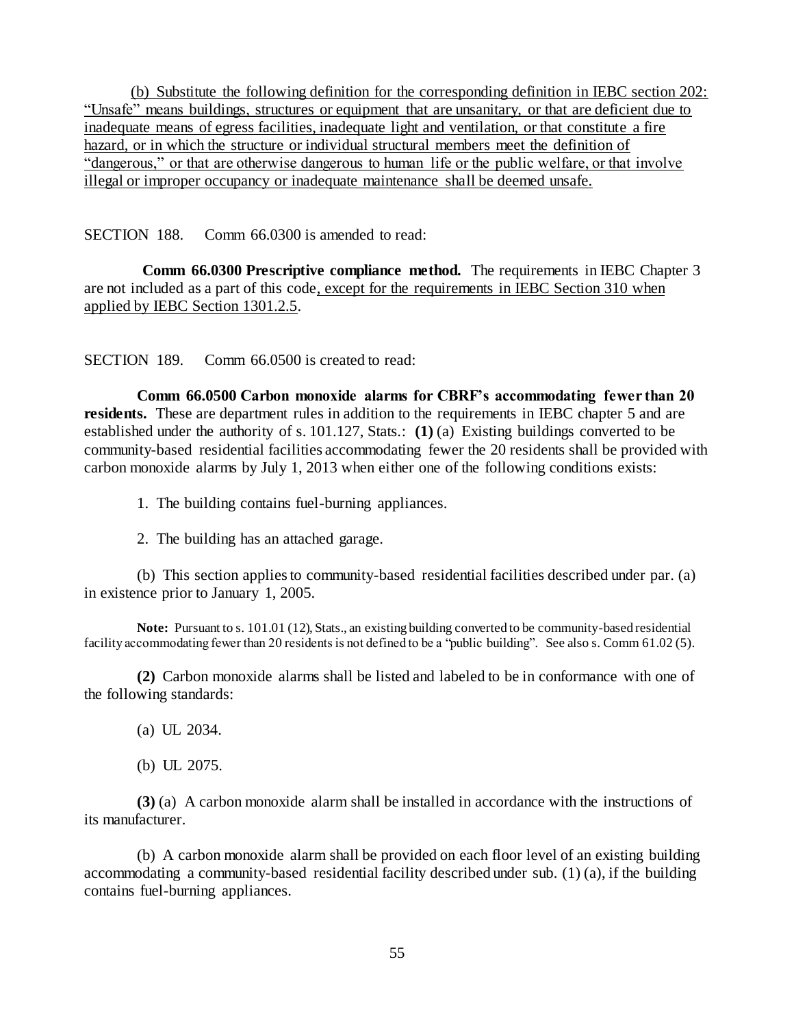(b) Substitute the following definition for the corresponding definition in IEBC section 202: "Unsafe" means buildings, structures or equipment that are unsanitary, or that are deficient due to inadequate means of egress facilities, inadequate light and ventilation, or that constitute a fire hazard, or in which the structure or individual structural members meet the definition of "dangerous," or that are otherwise dangerous to human life or the public welfare, or that involve illegal or improper occupancy or inadequate maintenance shall be deemed unsafe.

SECTION 188. Comm 66.0300 is amended to read:

**Comm 66.0300 Prescriptive compliance method.** The requirements in IEBC Chapter 3 are not included as a part of this code, except for the requirements in IEBC Section 310 when applied by IEBC Section 1301.2.5.

SECTION 189. Comm 66.0500 is created to read:

**Comm 66.0500 Carbon monoxide alarms for CBRF's accommodating fewer than 20 residents.** These are department rules in addition to the requirements in IEBC chapter 5 and are established under the authority of s. 101.127, Stats.: **(1)** (a) Existing buildings converted to be community-based residential facilities accommodating fewer the 20 residents shall be provided with carbon monoxide alarms by July 1, 2013 when either one of the following conditions exists:

1. The building contains fuel-burning appliances.

2. The building has an attached garage.

(b) This section applies to community-based residential facilities described under par. (a) in existence prior to January 1, 2005.

**Note:** Pursuant to s. 101.01 (12), Stats., an existing building converted to be community-based residential facility accommodating fewer than 20 residents is not defined to be a "public building". See also s. Comm 61.02 (5).

**(2)** Carbon monoxide alarms shall be listed and labeled to be in conformance with one of the following standards:

(a) UL 2034.

(b) UL 2075.

**(3)** (a) A carbon monoxide alarm shall be installed in accordance with the instructions of its manufacturer.

(b) A carbon monoxide alarm shall be provided on each floor level of an existing building accommodating a community-based residential facility described under sub. (1) (a), if the building contains fuel-burning appliances.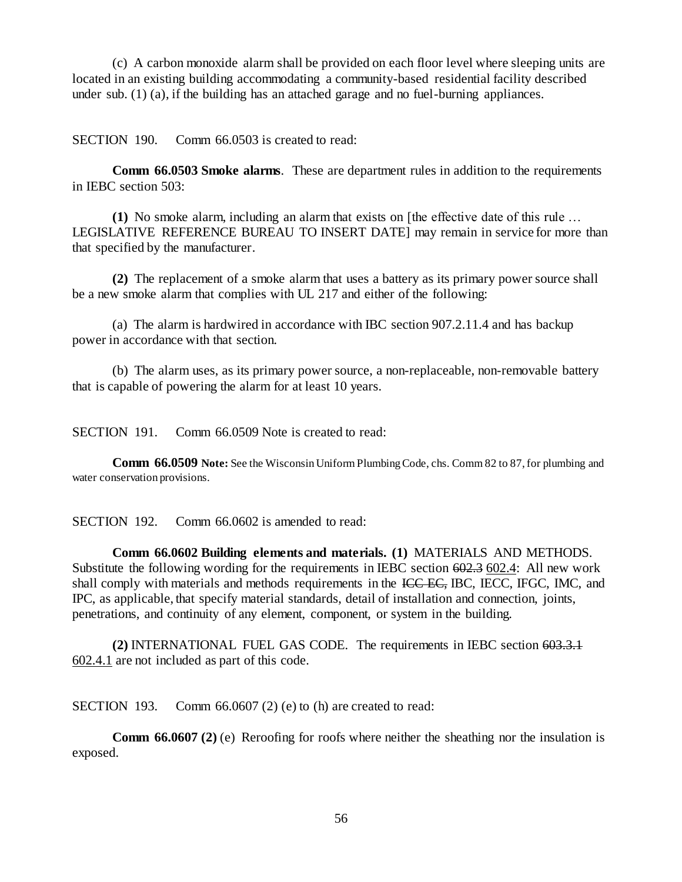(c) A carbon monoxide alarm shall be provided on each floor level where sleeping units are located in an existing building accommodating a community-based residential facility described under sub. (1) (a), if the building has an attached garage and no fuel-burning appliances.

SECTION 190. Comm 66.0503 is created to read:

**Comm 66.0503 Smoke alarms**. These are department rules in addition to the requirements in IEBC section 503:

**(1)** No smoke alarm, including an alarm that exists on [the effective date of this rule … LEGISLATIVE REFERENCE BUREAU TO INSERT DATE] may remain in service for more than that specified by the manufacturer.

**(2)** The replacement of a smoke alarm that uses a battery as its primary power source shall be a new smoke alarm that complies with UL 217 and either of the following:

(a) The alarm is hardwired in accordance with IBC section 907.2.11.4 and has backup power in accordance with that section.

(b) The alarm uses, as its primary power source, a non-replaceable, non-removable battery that is capable of powering the alarm for at least 10 years.

SECTION 191. Comm 66.0509 Note is created to read:

**Comm 66.0509 Note:** See the Wisconsin Uniform Plumbing Code, chs. Comm 82 to 87, for plumbing and water conservation provisions.

SECTION 192. Comm 66.0602 is amended to read:

**Comm 66.0602 Building elements and materials. (1)** MATERIALS AND METHODS. Substitute the following wording for the requirements in IEBC section ~~602.3~~ 602.4: All new work shall comply with materials and methods requirements in the ~~ICC EC,~~ IBC, IECC, IFGC, IMC, and IPC, as applicable, that specify material standards, detail of installation and connection, joints, penetrations, and continuity of any element, component, or system in the building.

**(2)** INTERNATIONAL FUEL GAS CODE. The requirements in IEBC section ~~603.3.1~~ 602.4.1 are not included as part of this code.

SECTION 193. Comm 66.0607 (2) (e) to (h) are created to read:

**Comm 66.0607 (2)** (e) Reroofing for roofs where neither the sheathing nor the insulation is exposed.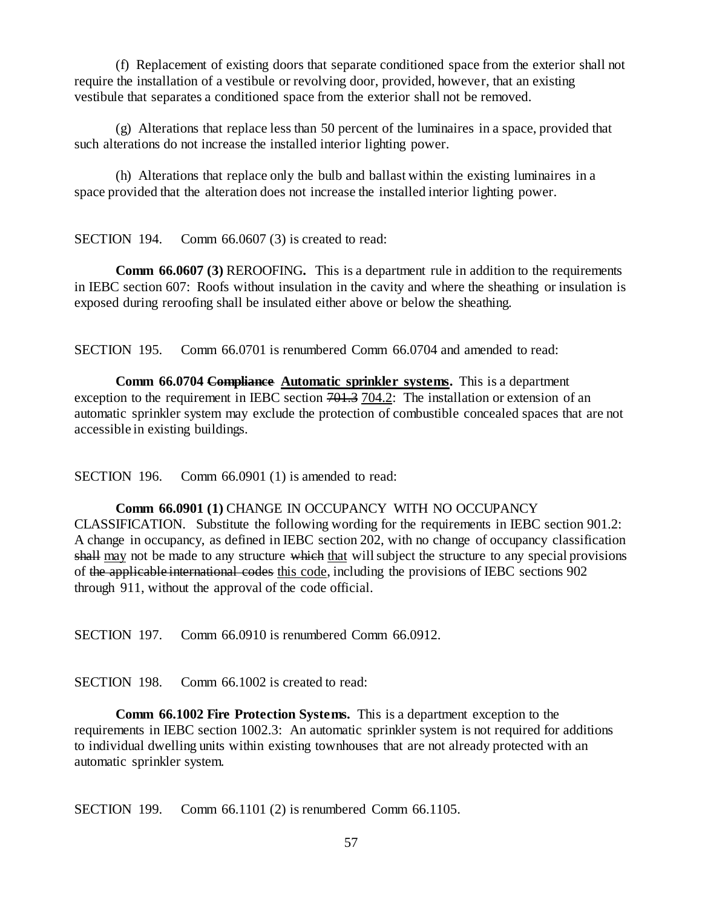(f) Replacement of existing doors that separate conditioned space from the exterior shall not require the installation of a vestibule or revolving door, provided, however, that an existing vestibule that separates a conditioned space from the exterior shall not be removed.

(g) Alterations that replace less than 50 percent of the luminaires in a space, provided that such alterations do not increase the installed interior lighting power.

(h) Alterations that replace only the bulb and ballast within the existing luminaires in a space provided that the alteration does not increase the installed interior lighting power.

SECTION 194. Comm 66.0607 (3) is created to read:

**Comm 66.0607 (3)** REROOFING**.** This is a department rule in addition to the requirements in IEBC section 607: Roofs without insulation in the cavity and where the sheathing or insulation is exposed during reroofing shall be insulated either above or below the sheathing.

SECTION 195. Comm 66.0701 is renumbered Comm 66.0704 and amended to read:

**Comm 66.0704 ~~Compliance~~ <u>Automatic sprinkler systems</u>.** This is a department exception to the requirement in IEBC section ~~701.3~~ <u>704.2</u>: The installation or extension of an automatic sprinkler system may exclude the protection of combustible concealed spaces that are not accessible in existing buildings.

SECTION 196. Comm 66.0901 (1) is amended to read:

**Comm 66.0901 (1)** CHANGE IN OCCUPANCY WITH NO OCCUPANCY CLASSIFICATION. Substitute the following wording for the requirements in IEBC section 901.2: A change in occupancy, as defined in IEBC section 202, with no change of occupancy classification ~~shall~~ <u>may</u> not be made to any structure ~~which~~ <u>that</u> will subject the structure to any special provisions of ~~the applicable international codes~~ <u>this code</u>, including the provisions of IEBC sections 902 through 911, without the approval of the code official.

SECTION 197. Comm 66.0910 is renumbered Comm 66.0912.

SECTION 198. Comm 66.1002 is created to read:

**Comm 66.1002 Fire Protection Systems.** This is a department exception to the requirements in IEBC section 1002.3: An automatic sprinkler system is not required for additions to individual dwelling units within existing townhouses that are not already protected with an automatic sprinkler system.

SECTION 199. Comm 66.1101 (2) is renumbered Comm 66.1105.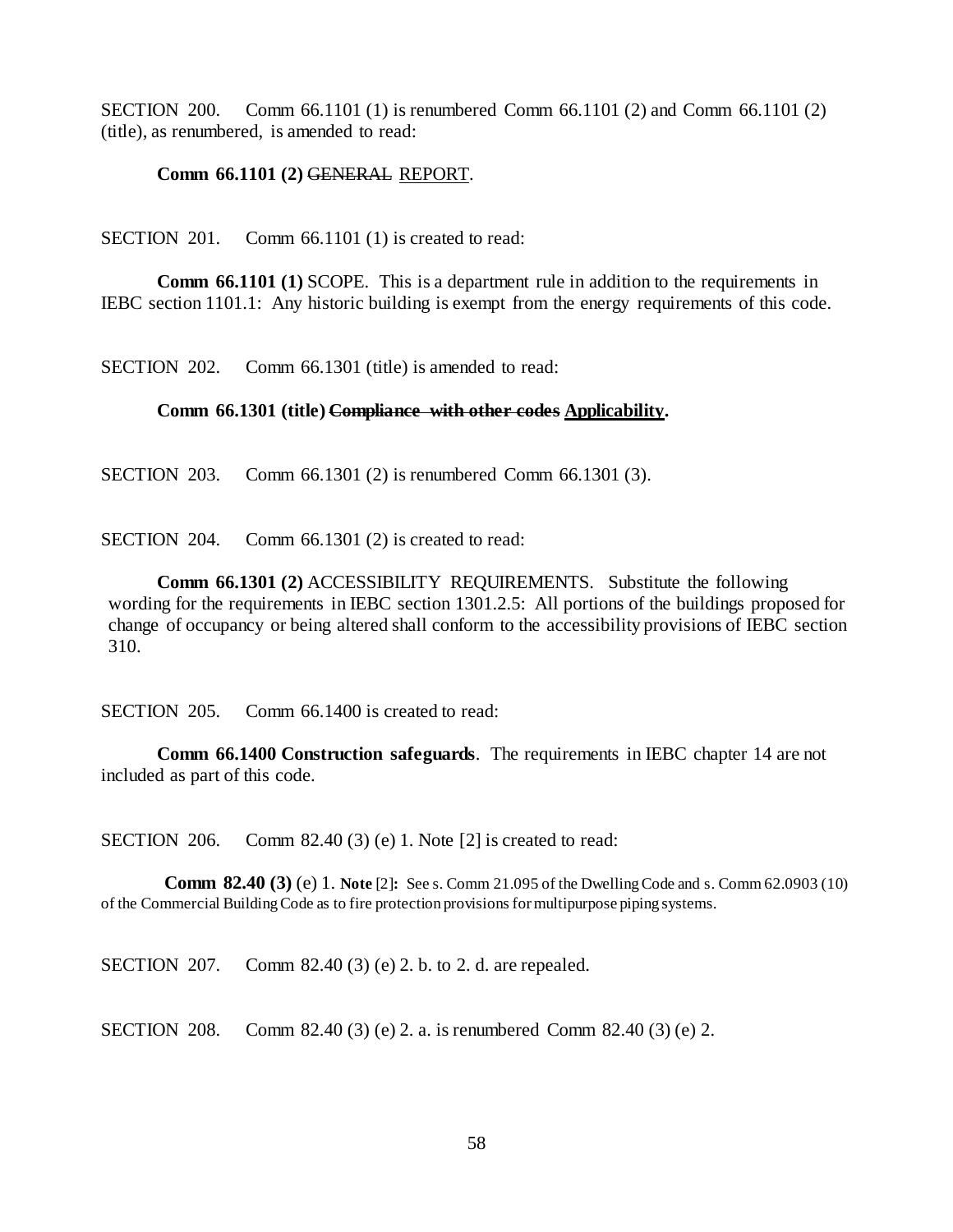SECTION 200. Comm 66.1101 (1) is renumbered Comm 66.1101 (2) and Comm 66.1101 (2) (title), as renumbered, is amended to read:

**Comm 66.1101 (2)** ~~GENERAL~~ <u>REPORT</u>.

SECTION 201. Comm 66.1101 (1) is created to read:

**Comm 66.1101 (1)** SCOPE. This is a department rule in addition to the requirements in IEBC section 1101.1: Any historic building is exempt from the energy requirements of this code.

SECTION 202. Comm 66.1301 (title) is amended to read:

**Comm 66.1301 (title) ~~Compliance with other codes~~ <u>Applicability</u>.**

SECTION 203. Comm 66.1301 (2) is renumbered Comm 66.1301 (3).

SECTION 204. Comm 66.1301 (2) is created to read:

**Comm 66.1301 (2)** ACCESSIBILITY REQUIREMENTS. Substitute the following wording for the requirements in IEBC section 1301.2.5: All portions of the buildings proposed for change of occupancy or being altered shall conform to the accessibility provisions of IEBC section 310.

SECTION 205. Comm 66.1400 is created to read:

**Comm 66.1400 Construction safeguards**. The requirements in IEBC chapter 14 are not included as part of this code.

SECTION 206. Comm 82.40 (3) (e) 1. Note [2] is created to read:

**Comm 82.40 (3)** (e) 1. **Note** [2]**:** See s. Comm 21.095 of the Dwelling Code and s. Comm 62.0903 (10) of the Commercial Building Code as to fire protection provisions for multipurpose piping systems.

SECTION 207. Comm 82.40 (3) (e) 2. b. to 2. d. are repealed.

SECTION 208. Comm 82.40 (3) (e) 2. a. is renumbered Comm 82.40 (3) (e) 2.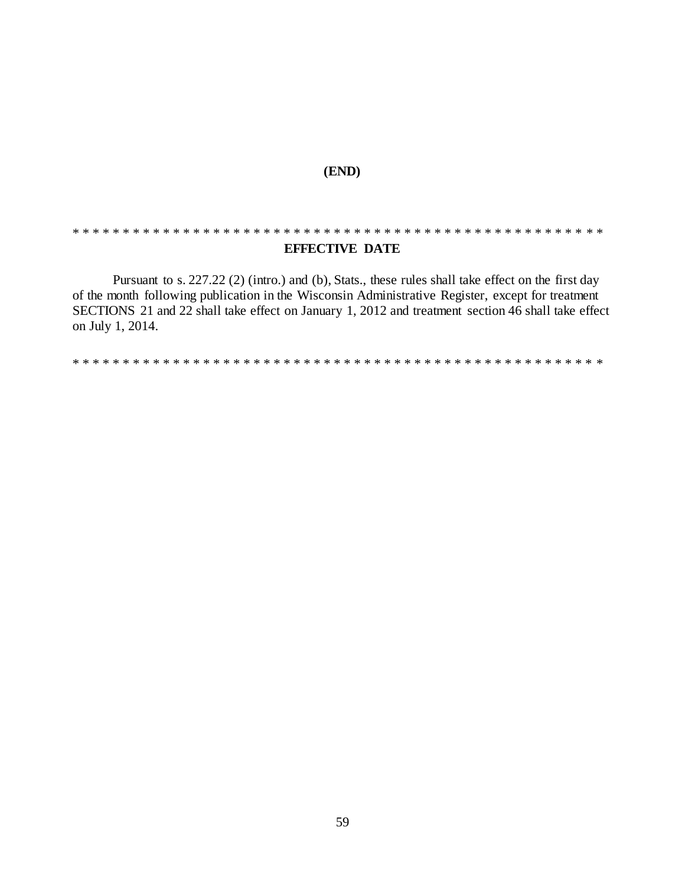**(END)**

\* \* \* \* \* \* \* \* \* \* \* \* \* \* \* \* \* \* \* \* \* \* \* \* \* \* \* \* \* \* \* \* \* \* \* \* \* \* \* \* \* \* \* \* \* \* \* \* \* \* \* \* \* \* \* \* \*

**EFFECTIVE DATE**

Pursuant to s. 227.22 (2) (intro.) and (b), Stats., these rules shall take effect on the first day of the month following publication in the Wisconsin Administrative Register, except for treatment SECTIONS 21 and 22 shall take effect on January 1, 2012 and treatment section 46 shall take effect on July 1, 2014.

\* \* \* \* \* \* \* \* \* \* \* \* \* \* \* \* \* \* \* \* \* \* \* \* \* \* \* \* \* \* \* \* \* \* \* \* \* \* \* \* \* \* \* \* \* \* \* \* \* \* \* \* \* \* \* \*